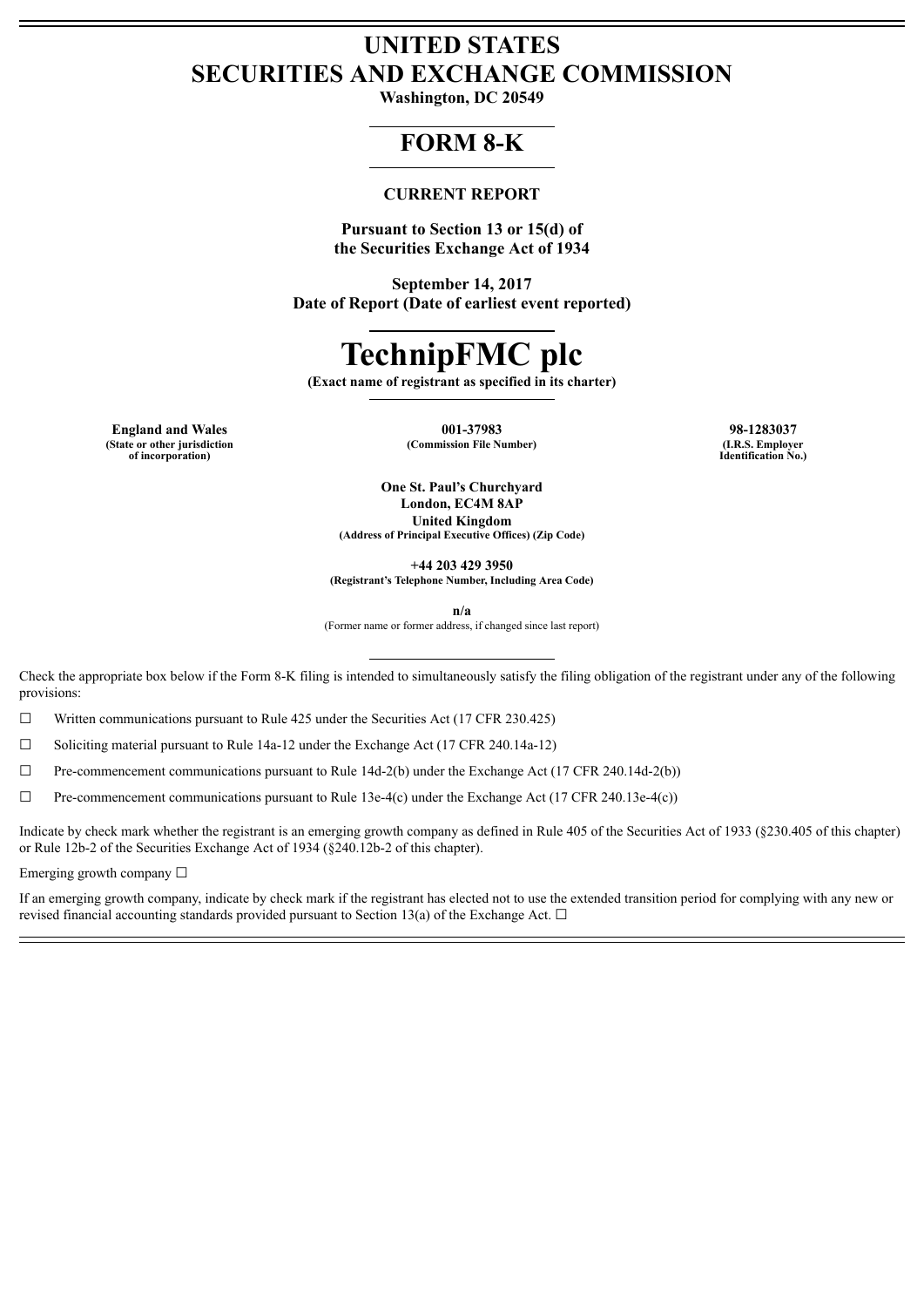# UNITED STATES
# SECURITIES AND EXCHANGE COMMISSION

**Washington, DC 20549**

## FORM 8-K

### CURRENT REPORT

**Pursuant to Section 13 or 15(d) of the Securities Exchange Act of 1934**

**September 14, 2017**
**Date of Report (Date of earliest event reported)**

# TechnipFMC plc

**(Exact name of registrant as specified in its charter)**

| England and Wales | 001-37983 | 98-1283037 |
|---|---|---|
| (State or other jurisdiction of incorporation) | (Commission File Number) | (I.R.S. Employer Identification No.) |

**One St. Paul's Churchyard**
**London, EC4M 8AP**
**United Kingdom**
**(Address of Principal Executive Offices) (Zip Code)**

**+44 203 429 3950**
**(Registrant's Telephone Number, Including Area Code)**

**n/a**
(Former name or former address, if changed since last report)

Check the appropriate box below if the Form 8-K filing is intended to simultaneously satisfy the filing obligation of the registrant under any of the following provisions:

☐ Written communications pursuant to Rule 425 under the Securities Act (17 CFR 230.425)

☐ Soliciting material pursuant to Rule 14a-12 under the Exchange Act (17 CFR 240.14a-12)

☐ Pre-commencement communications pursuant to Rule 14d-2(b) under the Exchange Act (17 CFR 240.14d-2(b))

☐ Pre-commencement communications pursuant to Rule 13e-4(c) under the Exchange Act (17 CFR 240.13e-4(c))

Indicate by check mark whether the registrant is an emerging growth company as defined in Rule 405 of the Securities Act of 1933 (§230.405 of this chapter) or Rule 12b-2 of the Securities Exchange Act of 1934 (§240.12b-2 of this chapter).

Emerging growth company ☐

If an emerging growth company, indicate by check mark if the registrant has elected not to use the extended transition period for complying with any new or revised financial accounting standards provided pursuant to Section 13(a) of the Exchange Act. ☐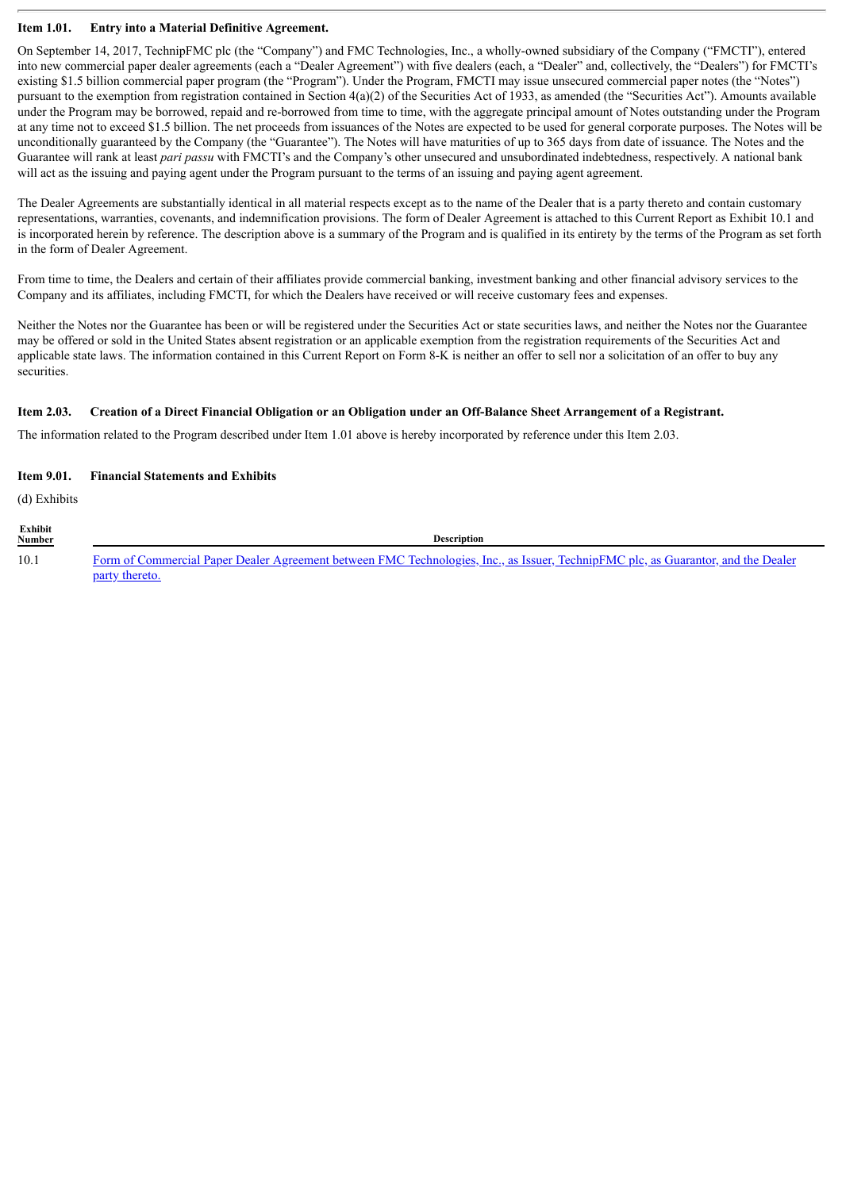**Item 1.01. Entry into a Material Definitive Agreement.**

On September 14, 2017, TechnipFMC plc (the "Company") and FMC Technologies, Inc., a wholly-owned subsidiary of the Company ("FMCTI"), entered into new commercial paper dealer agreements (each a "Dealer Agreement") with five dealers (each, a "Dealer" and, collectively, the "Dealers") for FMCTI's existing $1.5 billion commercial paper program (the "Program"). Under the Program, FMCTI may issue unsecured commercial paper notes (the "Notes") pursuant to the exemption from registration contained in Section 4(a)(2) of the Securities Act of 1933, as amended (the "Securities Act"). Amounts available under the Program may be borrowed, repaid and re-borrowed from time to time, with the aggregate principal amount of Notes outstanding under the Program at any time not to exceed $1.5 billion. The net proceeds from issuances of the Notes are expected to be used for general corporate purposes. The Notes will be unconditionally guaranteed by the Company (the "Guarantee"). The Notes will have maturities of up to 365 days from date of issuance. The Notes and the Guarantee will rank at least *pari passu* with FMCTI's and the Company's other unsecured and unsubordinated indebtedness, respectively. A national bank will act as the issuing and paying agent under the Program pursuant to the terms of an issuing and paying agent agreement.

The Dealer Agreements are substantially identical in all material respects except as to the name of the Dealer that is a party thereto and contain customary representations, warranties, covenants, and indemnification provisions. The form of Dealer Agreement is attached to this Current Report as Exhibit 10.1 and is incorporated herein by reference. The description above is a summary of the Program and is qualified in its entirety by the terms of the Program as set forth in the form of Dealer Agreement.

From time to time, the Dealers and certain of their affiliates provide commercial banking, investment banking and other financial advisory services to the Company and its affiliates, including FMCTI, for which the Dealers have received or will receive customary fees and expenses.

Neither the Notes nor the Guarantee has been or will be registered under the Securities Act or state securities laws, and neither the Notes nor the Guarantee may be offered or sold in the United States absent registration or an applicable exemption from the registration requirements of the Securities Act and applicable state laws. The information contained in this Current Report on Form 8-K is neither an offer to sell nor a solicitation of an offer to buy any securities.

**Item 2.03. Creation of a Direct Financial Obligation or an Obligation under an Off-Balance Sheet Arrangement of a Registrant.**

The information related to the Program described under Item 1.01 above is hereby incorporated by reference under this Item 2.03.

**Item 9.01. Financial Statements and Exhibits**

(d) Exhibits

| Exhibit Number | Description |
|---|---|
| 10.1 | Form of Commercial Paper Dealer Agreement between FMC Technologies, Inc., as Issuer, TechnipFMC plc, as Guarantor, and the Dealer party thereto. |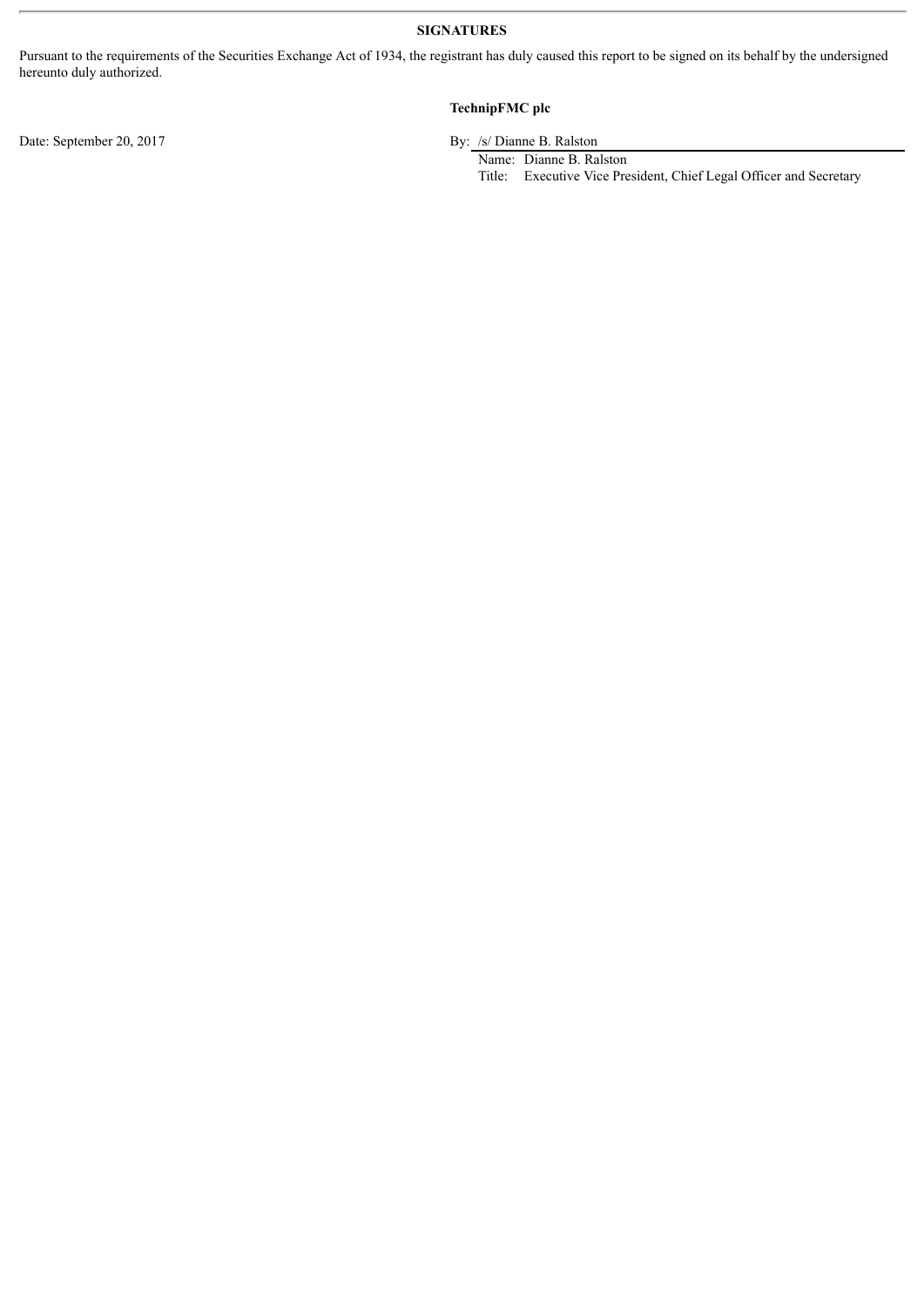**SIGNATURES**

Pursuant to the requirements of the Securities Exchange Act of 1934, the registrant has duly caused this report to be signed on its behalf by the undersigned hereunto duly authorized.

**TechnipFMC plc**

Date: September 20, 2017

By: /s/ Dianne B. Ralston

Name: Dianne B. Ralston

Title: Executive Vice President, Chief Legal Officer and Secretary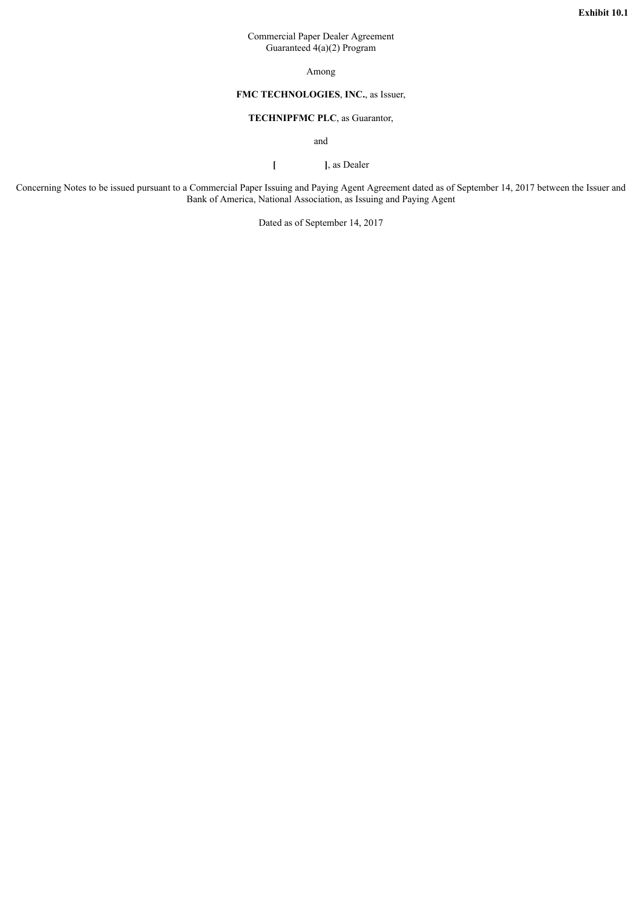**Exhibit 10.1**

Commercial Paper Dealer Agreement
Guaranteed 4(a)(2) Program

Among

**FMC TECHNOLOGIES**, **INC.**, as Issuer,

**TECHNIPFMC PLC**, as Guarantor,

and

**[ ]**, as Dealer

Concerning Notes to be issued pursuant to a Commercial Paper Issuing and Paying Agent Agreement dated as of September 14, 2017 between the Issuer and Bank of America, National Association, as Issuing and Paying Agent

Dated as of September 14, 2017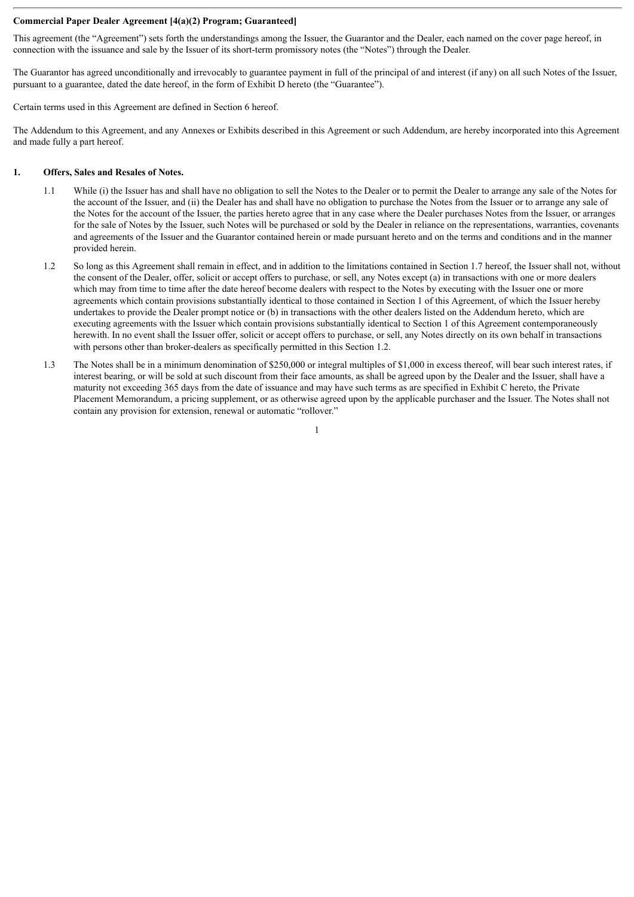**Commercial Paper Dealer Agreement [4(a)(2) Program; Guaranteed]**

This agreement (the "Agreement") sets forth the understandings among the Issuer, the Guarantor and the Dealer, each named on the cover page hereof, in connection with the issuance and sale by the Issuer of its short-term promissory notes (the "Notes") through the Dealer.

The Guarantor has agreed unconditionally and irrevocably to guarantee payment in full of the principal of and interest (if any) on all such Notes of the Issuer, pursuant to a guarantee, dated the date hereof, in the form of Exhibit D hereto (the "Guarantee").

Certain terms used in this Agreement are defined in Section 6 hereof.

The Addendum to this Agreement, and any Annexes or Exhibits described in this Agreement or such Addendum, are hereby incorporated into this Agreement and made fully a part hereof.

## 1. Offers, Sales and Resales of Notes.

1.1 While (i) the Issuer has and shall have no obligation to sell the Notes to the Dealer or to permit the Dealer to arrange any sale of the Notes for the account of the Issuer, and (ii) the Dealer has and shall have no obligation to purchase the Notes from the Issuer or to arrange any sale of the Notes for the account of the Issuer, the parties hereto agree that in any case where the Dealer purchases Notes from the Issuer, or arranges for the sale of Notes by the Issuer, such Notes will be purchased or sold by the Dealer in reliance on the representations, warranties, covenants and agreements of the Issuer and the Guarantor contained herein or made pursuant hereto and on the terms and conditions and in the manner provided herein.

1.2 So long as this Agreement shall remain in effect, and in addition to the limitations contained in Section 1.7 hereof, the Issuer shall not, without the consent of the Dealer, offer, solicit or accept offers to purchase, or sell, any Notes except (a) in transactions with one or more dealers which may from time to time after the date hereof become dealers with respect to the Notes by executing with the Issuer one or more agreements which contain provisions substantially identical to those contained in Section 1 of this Agreement, of which the Issuer hereby undertakes to provide the Dealer prompt notice or (b) in transactions with the other dealers listed on the Addendum hereto, which are executing agreements with the Issuer which contain provisions substantially identical to Section 1 of this Agreement contemporaneously herewith. In no event shall the Issuer offer, solicit or accept offers to purchase, or sell, any Notes directly on its own behalf in transactions with persons other than broker-dealers as specifically permitted in this Section 1.2.

1.3 The Notes shall be in a minimum denomination of $250,000 or integral multiples of $1,000 in excess thereof, will bear such interest rates, if interest bearing, or will be sold at such discount from their face amounts, as shall be agreed upon by the Dealer and the Issuer, shall have a maturity not exceeding 365 days from the date of issuance and may have such terms as are specified in Exhibit C hereto, the Private Placement Memorandum, a pricing supplement, or as otherwise agreed upon by the applicable purchaser and the Issuer. The Notes shall not contain any provision for extension, renewal or automatic "rollover."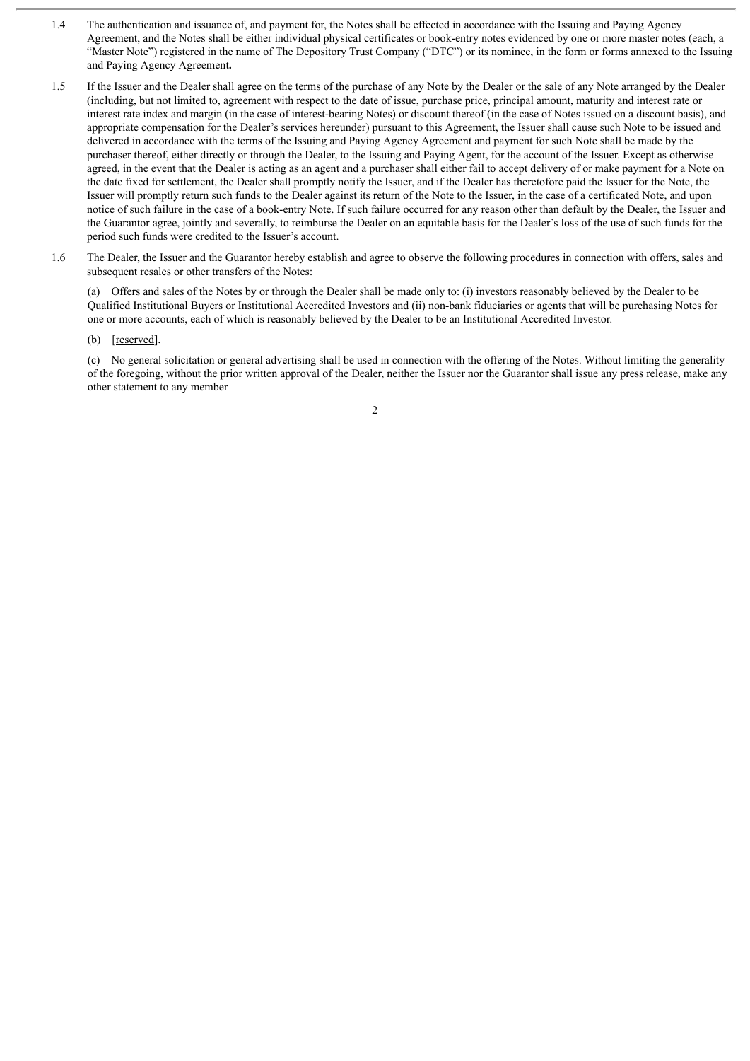1.4 The authentication and issuance of, and payment for, the Notes shall be effected in accordance with the Issuing and Paying Agency Agreement, and the Notes shall be either individual physical certificates or book-entry notes evidenced by one or more master notes (each, a "Master Note") registered in the name of The Depository Trust Company ("DTC") or its nominee, in the form or forms annexed to the Issuing and Paying Agency Agreement.

1.5 If the Issuer and the Dealer shall agree on the terms of the purchase of any Note by the Dealer or the sale of any Note arranged by the Dealer (including, but not limited to, agreement with respect to the date of issue, purchase price, principal amount, maturity and interest rate or interest rate index and margin (in the case of interest-bearing Notes) or discount thereof (in the case of Notes issued on a discount basis), and appropriate compensation for the Dealer's services hereunder) pursuant to this Agreement, the Issuer shall cause such Note to be issued and delivered in accordance with the terms of the Issuing and Paying Agency Agreement and payment for such Note shall be made by the purchaser thereof, either directly or through the Dealer, to the Issuing and Paying Agent, for the account of the Issuer. Except as otherwise agreed, in the event that the Dealer is acting as an agent and a purchaser shall either fail to accept delivery of or make payment for a Note on the date fixed for settlement, the Dealer shall promptly notify the Issuer, and if the Dealer has theretofore paid the Issuer for the Note, the Issuer will promptly return such funds to the Dealer against its return of the Note to the Issuer, in the case of a certificated Note, and upon notice of such failure in the case of a book-entry Note. If such failure occurred for any reason other than default by the Dealer, the Issuer and the Guarantor agree, jointly and severally, to reimburse the Dealer on an equitable basis for the Dealer's loss of the use of such funds for the period such funds were credited to the Issuer's account.

1.6 The Dealer, the Issuer and the Guarantor hereby establish and agree to observe the following procedures in connection with offers, sales and subsequent resales or other transfers of the Notes:

(a) Offers and sales of the Notes by or through the Dealer shall be made only to: (i) investors reasonably believed by the Dealer to be Qualified Institutional Buyers or Institutional Accredited Investors and (ii) non-bank fiduciaries or agents that will be purchasing Notes for one or more accounts, each of which is reasonably believed by the Dealer to be an Institutional Accredited Investor.

(b) [reserved].

(c) No general solicitation or general advertising shall be used in connection with the offering of the Notes. Without limiting the generality of the foregoing, without the prior written approval of the Dealer, neither the Issuer nor the Guarantor shall issue any press release, make any other statement to any member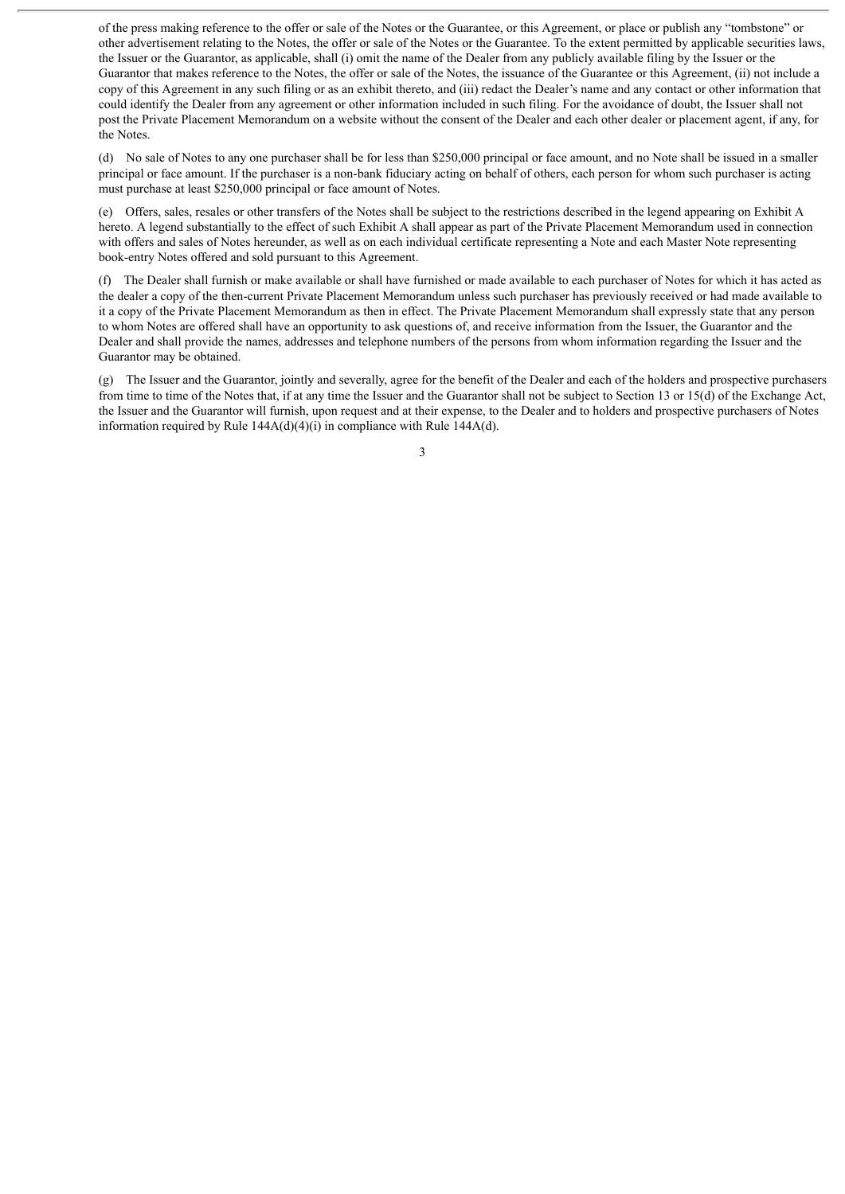of the press making reference to the offer or sale of the Notes or the Guarantee, or this Agreement, or place or publish any "tombstone" or other advertisement relating to the Notes, the offer or sale of the Notes or the Guarantee. To the extent permitted by applicable securities laws, the Issuer or the Guarantor, as applicable, shall (i) omit the name of the Dealer from any publicly available filing by the Issuer or the Guarantor that makes reference to the Notes, the offer or sale of the Notes, the issuance of the Guarantee or this Agreement, (ii) not include a copy of this Agreement in any such filing or as an exhibit thereto, and (iii) redact the Dealer's name and any contact or other information that could identify the Dealer from any agreement or other information included in such filing. For the avoidance of doubt, the Issuer shall not post the Private Placement Memorandum on a website without the consent of the Dealer and each other dealer or placement agent, if any, for the Notes.

(d) No sale of Notes to any one purchaser shall be for less than $250,000 principal or face amount, and no Note shall be issued in a smaller principal or face amount. If the purchaser is a non-bank fiduciary acting on behalf of others, each person for whom such purchaser is acting must purchase at least $250,000 principal or face amount of Notes.

(e) Offers, sales, resales or other transfers of the Notes shall be subject to the restrictions described in the legend appearing on Exhibit A hereto. A legend substantially to the effect of such Exhibit A shall appear as part of the Private Placement Memorandum used in connection with offers and sales of Notes hereunder, as well as on each individual certificate representing a Note and each Master Note representing book-entry Notes offered and sold pursuant to this Agreement.

(f) The Dealer shall furnish or make available or shall have furnished or made available to each purchaser of Notes for which it has acted as the dealer a copy of the then-current Private Placement Memorandum unless such purchaser has previously received or had made available to it a copy of the Private Placement Memorandum as then in effect. The Private Placement Memorandum shall expressly state that any person to whom Notes are offered shall have an opportunity to ask questions of, and receive information from the Issuer, the Guarantor and the Dealer and shall provide the names, addresses and telephone numbers of the persons from whom information regarding the Issuer and the Guarantor may be obtained.

(g) The Issuer and the Guarantor, jointly and severally, agree for the benefit of the Dealer and each of the holders and prospective purchasers from time to time of the Notes that, if at any time the Issuer and the Guarantor shall not be subject to Section 13 or 15(d) of the Exchange Act, the Issuer and the Guarantor will furnish, upon request and at their expense, to the Dealer and to holders and prospective purchasers of Notes information required by Rule 144A(d)(4)(i) in compliance with Rule 144A(d).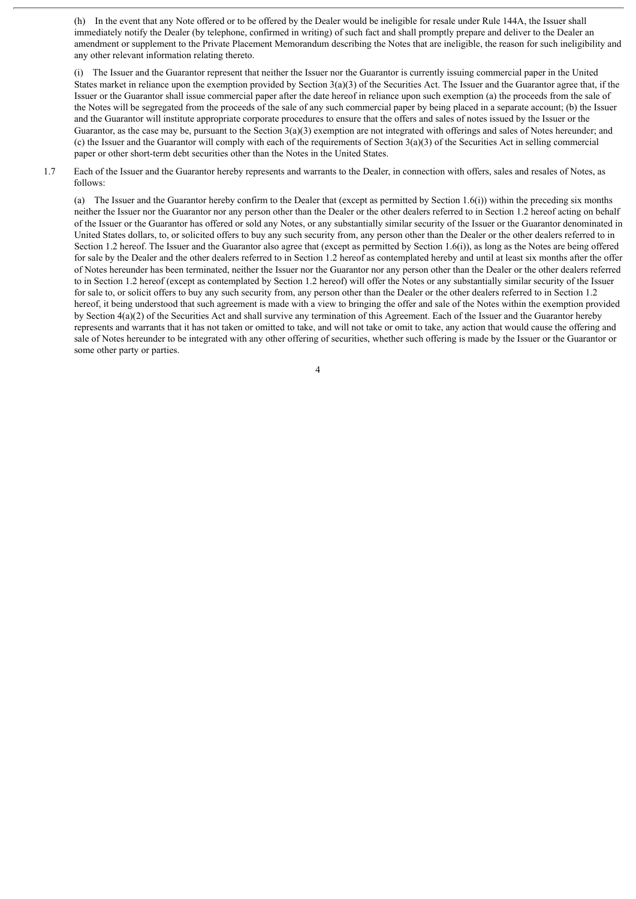(h) In the event that any Note offered or to be offered by the Dealer would be ineligible for resale under Rule 144A, the Issuer shall immediately notify the Dealer (by telephone, confirmed in writing) of such fact and shall promptly prepare and deliver to the Dealer an amendment or supplement to the Private Placement Memorandum describing the Notes that are ineligible, the reason for such ineligibility and any other relevant information relating thereto.

(i) The Issuer and the Guarantor represent that neither the Issuer nor the Guarantor is currently issuing commercial paper in the United States market in reliance upon the exemption provided by Section 3(a)(3) of the Securities Act. The Issuer and the Guarantor agree that, if the Issuer or the Guarantor shall issue commercial paper after the date hereof in reliance upon such exemption (a) the proceeds from the sale of the Notes will be segregated from the proceeds of the sale of any such commercial paper by being placed in a separate account; (b) the Issuer and the Guarantor will institute appropriate corporate procedures to ensure that the offers and sales of notes issued by the Issuer or the Guarantor, as the case may be, pursuant to the Section 3(a)(3) exemption are not integrated with offerings and sales of Notes hereunder; and (c) the Issuer and the Guarantor will comply with each of the requirements of Section 3(a)(3) of the Securities Act in selling commercial paper or other short-term debt securities other than the Notes in the United States.

1.7 Each of the Issuer and the Guarantor hereby represents and warrants to the Dealer, in connection with offers, sales and resales of Notes, as follows:

(a) The Issuer and the Guarantor hereby confirm to the Dealer that (except as permitted by Section 1.6(i)) within the preceding six months neither the Issuer nor the Guarantor nor any person other than the Dealer or the other dealers referred to in Section 1.2 hereof acting on behalf of the Issuer or the Guarantor has offered or sold any Notes, or any substantially similar security of the Issuer or the Guarantor denominated in United States dollars, to, or solicited offers to buy any such security from, any person other than the Dealer or the other dealers referred to in Section 1.2 hereof. The Issuer and the Guarantor also agree that (except as permitted by Section 1.6(i)), as long as the Notes are being offered for sale by the Dealer and the other dealers referred to in Section 1.2 hereof as contemplated hereby and until at least six months after the offer of Notes hereunder has been terminated, neither the Issuer nor the Guarantor nor any person other than the Dealer or the other dealers referred to in Section 1.2 hereof (except as contemplated by Section 1.2 hereof) will offer the Notes or any substantially similar security of the Issuer for sale to, or solicit offers to buy any such security from, any person other than the Dealer or the other dealers referred to in Section 1.2 hereof, it being understood that such agreement is made with a view to bringing the offer and sale of the Notes within the exemption provided by Section 4(a)(2) of the Securities Act and shall survive any termination of this Agreement. Each of the Issuer and the Guarantor hereby represents and warrants that it has not taken or omitted to take, and will not take or omit to take, any action that would cause the offering and sale of Notes hereunder to be integrated with any other offering of securities, whether such offering is made by the Issuer or the Guarantor or some other party or parties.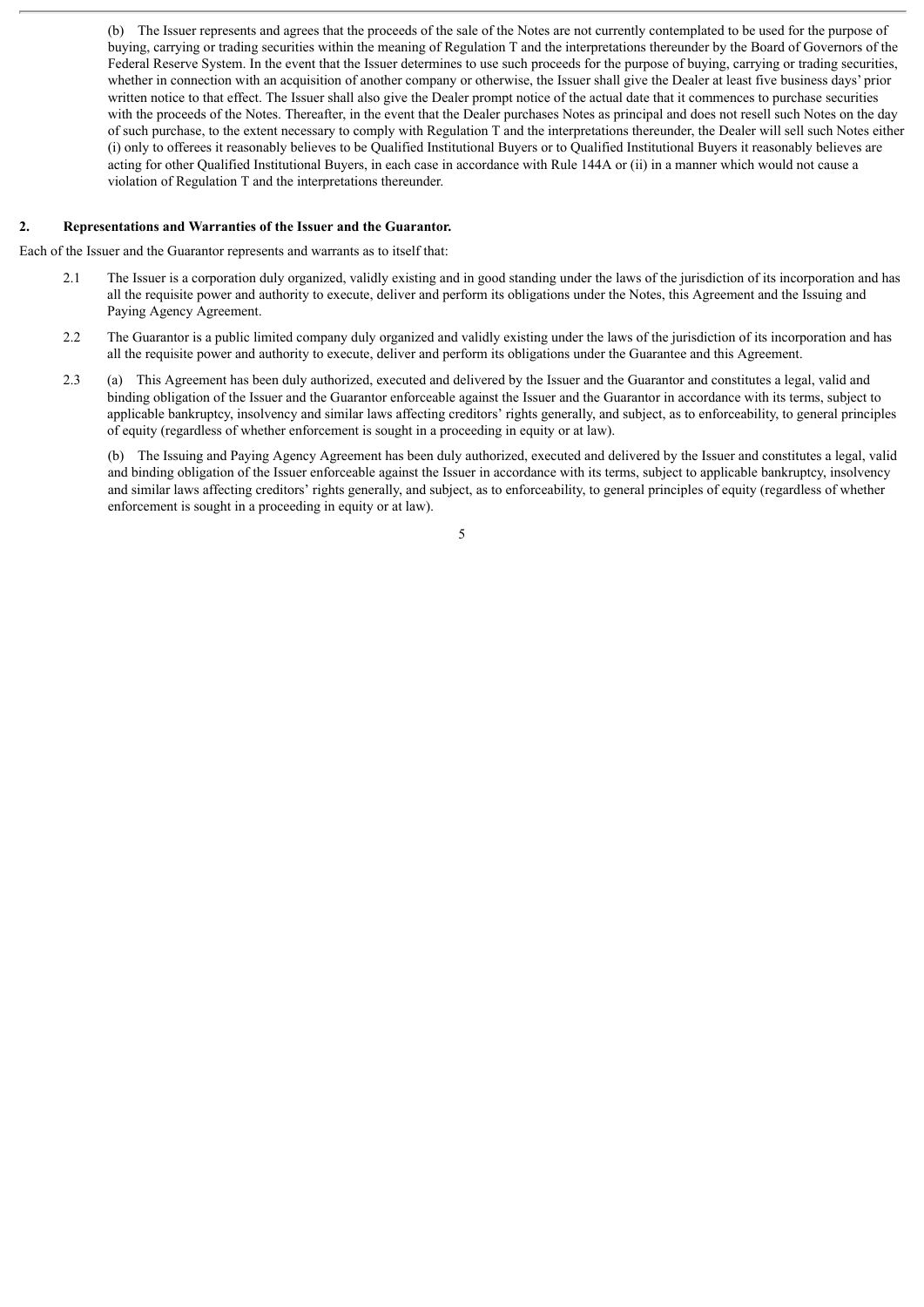(b) The Issuer represents and agrees that the proceeds of the sale of the Notes are not currently contemplated to be used for the purpose of buying, carrying or trading securities within the meaning of Regulation T and the interpretations thereunder by the Board of Governors of the Federal Reserve System. In the event that the Issuer determines to use such proceeds for the purpose of buying, carrying or trading securities, whether in connection with an acquisition of another company or otherwise, the Issuer shall give the Dealer at least five business days' prior written notice to that effect. The Issuer shall also give the Dealer prompt notice of the actual date that it commences to purchase securities with the proceeds of the Notes. Thereafter, in the event that the Dealer purchases Notes as principal and does not resell such Notes on the day of such purchase, to the extent necessary to comply with Regulation T and the interpretations thereunder, the Dealer will sell such Notes either (i) only to offerees it reasonably believes to be Qualified Institutional Buyers or to Qualified Institutional Buyers it reasonably believes are acting for other Qualified Institutional Buyers, in each case in accordance with Rule 144A or (ii) in a manner which would not cause a violation of Regulation T and the interpretations thereunder.

## 2. Representations and Warranties of the Issuer and the Guarantor.

Each of the Issuer and the Guarantor represents and warrants as to itself that:

2.1 The Issuer is a corporation duly organized, validly existing and in good standing under the laws of the jurisdiction of its incorporation and has all the requisite power and authority to execute, deliver and perform its obligations under the Notes, this Agreement and the Issuing and Paying Agency Agreement.

2.2 The Guarantor is a public limited company duly organized and validly existing under the laws of the jurisdiction of its incorporation and has all the requisite power and authority to execute, deliver and perform its obligations under the Guarantee and this Agreement.

2.3 (a) This Agreement has been duly authorized, executed and delivered by the Issuer and the Guarantor and constitutes a legal, valid and binding obligation of the Issuer and the Guarantor enforceable against the Issuer and the Guarantor in accordance with its terms, subject to applicable bankruptcy, insolvency and similar laws affecting creditors' rights generally, and subject, as to enforceability, to general principles of equity (regardless of whether enforcement is sought in a proceeding in equity or at law).

(b) The Issuing and Paying Agency Agreement has been duly authorized, executed and delivered by the Issuer and constitutes a legal, valid and binding obligation of the Issuer enforceable against the Issuer in accordance with its terms, subject to applicable bankruptcy, insolvency and similar laws affecting creditors' rights generally, and subject, as to enforceability, to general principles of equity (regardless of whether enforcement is sought in a proceeding in equity or at law).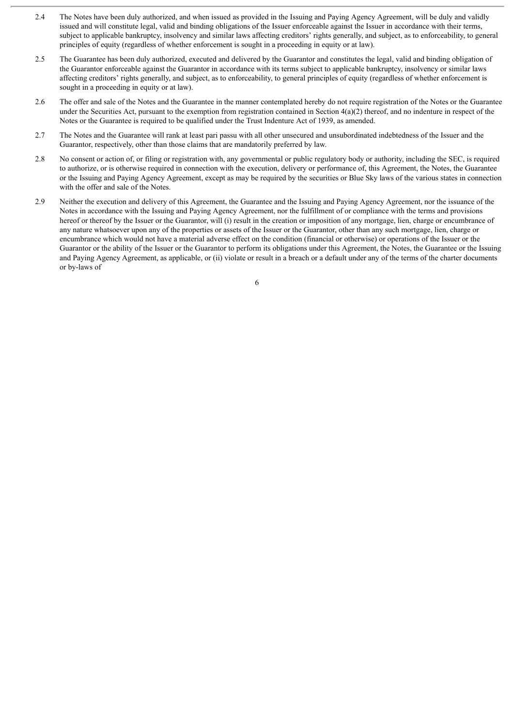2.4 The Notes have been duly authorized, and when issued as provided in the Issuing and Paying Agency Agreement, will be duly and validly issued and will constitute legal, valid and binding obligations of the Issuer enforceable against the Issuer in accordance with their terms, subject to applicable bankruptcy, insolvency and similar laws affecting creditors' rights generally, and subject, as to enforceability, to general principles of equity (regardless of whether enforcement is sought in a proceeding in equity or at law).

2.5 The Guarantee has been duly authorized, executed and delivered by the Guarantor and constitutes the legal, valid and binding obligation of the Guarantor enforceable against the Guarantor in accordance with its terms subject to applicable bankruptcy, insolvency or similar laws affecting creditors' rights generally, and subject, as to enforceability, to general principles of equity (regardless of whether enforcement is sought in a proceeding in equity or at law).

2.6 The offer and sale of the Notes and the Guarantee in the manner contemplated hereby do not require registration of the Notes or the Guarantee under the Securities Act, pursuant to the exemption from registration contained in Section 4(a)(2) thereof, and no indenture in respect of the Notes or the Guarantee is required to be qualified under the Trust Indenture Act of 1939, as amended.

2.7 The Notes and the Guarantee will rank at least pari passu with all other unsecured and unsubordinated indebtedness of the Issuer and the Guarantor, respectively, other than those claims that are mandatorily preferred by law.

2.8 No consent or action of, or filing or registration with, any governmental or public regulatory body or authority, including the SEC, is required to authorize, or is otherwise required in connection with the execution, delivery or performance of, this Agreement, the Notes, the Guarantee or the Issuing and Paying Agency Agreement, except as may be required by the securities or Blue Sky laws of the various states in connection with the offer and sale of the Notes.

2.9 Neither the execution and delivery of this Agreement, the Guarantee and the Issuing and Paying Agency Agreement, nor the issuance of the Notes in accordance with the Issuing and Paying Agency Agreement, nor the fulfillment of or compliance with the terms and provisions hereof or thereof by the Issuer or the Guarantor, will (i) result in the creation or imposition of any mortgage, lien, charge or encumbrance of any nature whatsoever upon any of the properties or assets of the Issuer or the Guarantor, other than any such mortgage, lien, charge or encumbrance which would not have a material adverse effect on the condition (financial or otherwise) or operations of the Issuer or the Guarantor or the ability of the Issuer or the Guarantor to perform its obligations under this Agreement, the Notes, the Guarantee or the Issuing and Paying Agency Agreement, as applicable, or (ii) violate or result in a breach or a default under any of the terms of the charter documents or by-laws of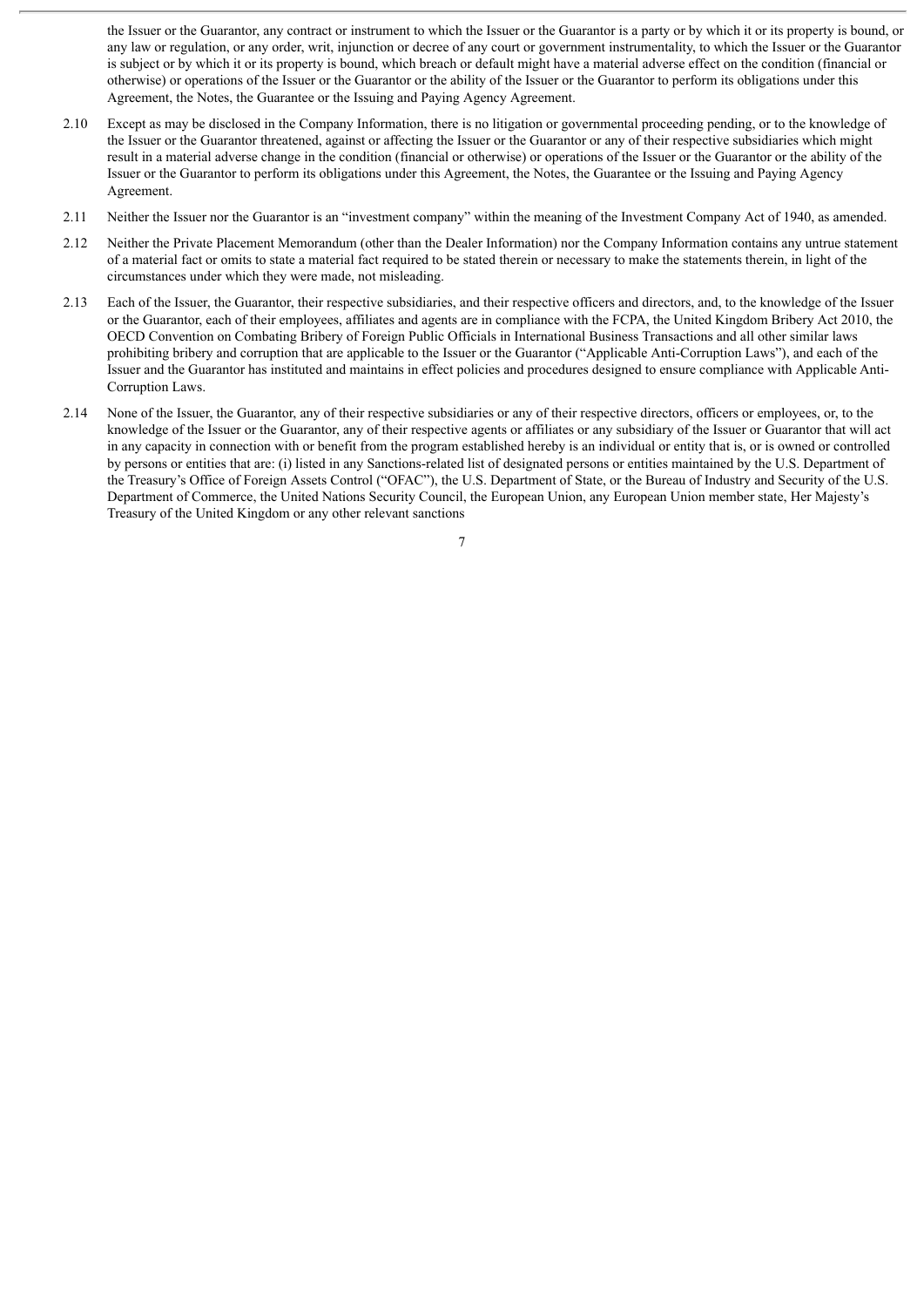the Issuer or the Guarantor, any contract or instrument to which the Issuer or the Guarantor is a party or by which it or its property is bound, or any law or regulation, or any order, writ, injunction or decree of any court or government instrumentality, to which the Issuer or the Guarantor is subject or by which it or its property is bound, which breach or default might have a material adverse effect on the condition (financial or otherwise) or operations of the Issuer or the Guarantor or the ability of the Issuer or the Guarantor to perform its obligations under this Agreement, the Notes, the Guarantee or the Issuing and Paying Agency Agreement.

2.10 Except as may be disclosed in the Company Information, there is no litigation or governmental proceeding pending, or to the knowledge of the Issuer or the Guarantor threatened, against or affecting the Issuer or the Guarantor or any of their respective subsidiaries which might result in a material adverse change in the condition (financial or otherwise) or operations of the Issuer or the Guarantor or the ability of the Issuer or the Guarantor to perform its obligations under this Agreement, the Notes, the Guarantee or the Issuing and Paying Agency Agreement.

2.11 Neither the Issuer nor the Guarantor is an "investment company" within the meaning of the Investment Company Act of 1940, as amended.

2.12 Neither the Private Placement Memorandum (other than the Dealer Information) nor the Company Information contains any untrue statement of a material fact or omits to state a material fact required to be stated therein or necessary to make the statements therein, in light of the circumstances under which they were made, not misleading.

2.13 Each of the Issuer, the Guarantor, their respective subsidiaries, and their respective officers and directors, and, to the knowledge of the Issuer or the Guarantor, each of their employees, affiliates and agents are in compliance with the FCPA, the United Kingdom Bribery Act 2010, the OECD Convention on Combating Bribery of Foreign Public Officials in International Business Transactions and all other similar laws prohibiting bribery and corruption that are applicable to the Issuer or the Guarantor ("Applicable Anti-Corruption Laws"), and each of the Issuer and the Guarantor has instituted and maintains in effect policies and procedures designed to ensure compliance with Applicable Anti-Corruption Laws.

2.14 None of the Issuer, the Guarantor, any of their respective subsidiaries or any of their respective directors, officers or employees, or, to the knowledge of the Issuer or the Guarantor, any of their respective agents or affiliates or any subsidiary of the Issuer or Guarantor that will act in any capacity in connection with or benefit from the program established hereby is an individual or entity that is, or is owned or controlled by persons or entities that are: (i) listed in any Sanctions-related list of designated persons or entities maintained by the U.S. Department of the Treasury's Office of Foreign Assets Control ("OFAC"), the U.S. Department of State, or the Bureau of Industry and Security of the U.S. Department of Commerce, the United Nations Security Council, the European Union, any European Union member state, Her Majesty's Treasury of the United Kingdom or any other relevant sanctions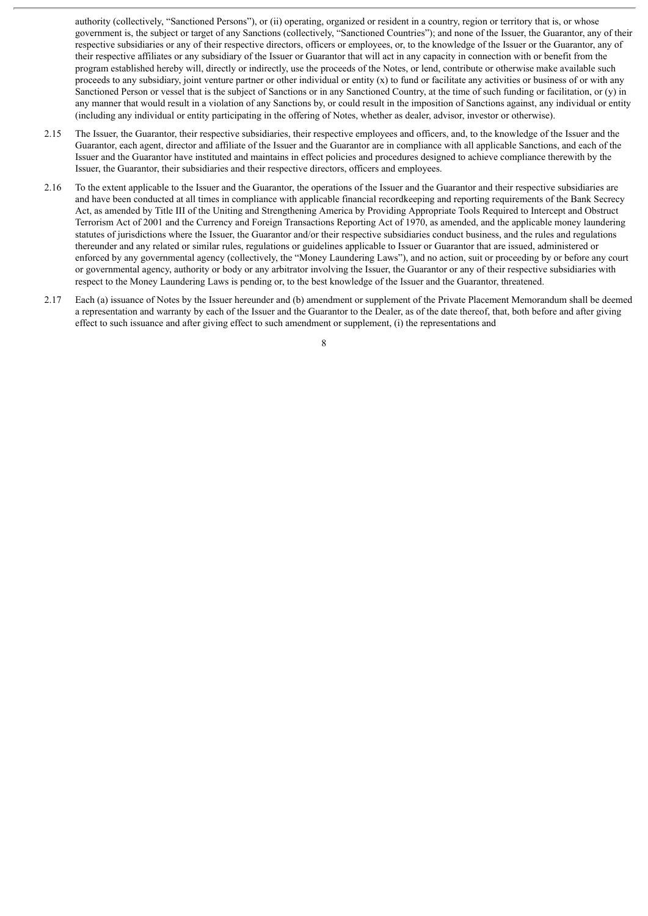authority (collectively, "Sanctioned Persons"), or (ii) operating, organized or resident in a country, region or territory that is, or whose government is, the subject or target of any Sanctions (collectively, "Sanctioned Countries"); and none of the Issuer, the Guarantor, any of their respective subsidiaries or any of their respective directors, officers or employees, or, to the knowledge of the Issuer or the Guarantor, any of their respective affiliates or any subsidiary of the Issuer or Guarantor that will act in any capacity in connection with or benefit from the program established hereby will, directly or indirectly, use the proceeds of the Notes, or lend, contribute or otherwise make available such proceeds to any subsidiary, joint venture partner or other individual or entity (x) to fund or facilitate any activities or business of or with any Sanctioned Person or vessel that is the subject of Sanctions or in any Sanctioned Country, at the time of such funding or facilitation, or (y) in any manner that would result in a violation of any Sanctions by, or could result in the imposition of Sanctions against, any individual or entity (including any individual or entity participating in the offering of Notes, whether as dealer, advisor, investor or otherwise).

2.15 The Issuer, the Guarantor, their respective subsidiaries, their respective employees and officers, and, to the knowledge of the Issuer and the Guarantor, each agent, director and affiliate of the Issuer and the Guarantor are in compliance with all applicable Sanctions, and each of the Issuer and the Guarantor have instituted and maintains in effect policies and procedures designed to achieve compliance therewith by the Issuer, the Guarantor, their subsidiaries and their respective directors, officers and employees.

2.16 To the extent applicable to the Issuer and the Guarantor, the operations of the Issuer and the Guarantor and their respective subsidiaries are and have been conducted at all times in compliance with applicable financial recordkeeping and reporting requirements of the Bank Secrecy Act, as amended by Title III of the Uniting and Strengthening America by Providing Appropriate Tools Required to Intercept and Obstruct Terrorism Act of 2001 and the Currency and Foreign Transactions Reporting Act of 1970, as amended, and the applicable money laundering statutes of jurisdictions where the Issuer, the Guarantor and/or their respective subsidiaries conduct business, and the rules and regulations thereunder and any related or similar rules, regulations or guidelines applicable to Issuer or Guarantor that are issued, administered or enforced by any governmental agency (collectively, the "Money Laundering Laws"), and no action, suit or proceeding by or before any court or governmental agency, authority or body or any arbitrator involving the Issuer, the Guarantor or any of their respective subsidiaries with respect to the Money Laundering Laws is pending or, to the best knowledge of the Issuer and the Guarantor, threatened.

2.17 Each (a) issuance of Notes by the Issuer hereunder and (b) amendment or supplement of the Private Placement Memorandum shall be deemed a representation and warranty by each of the Issuer and the Guarantor to the Dealer, as of the date thereof, that, both before and after giving effect to such issuance and after giving effect to such amendment or supplement, (i) the representations and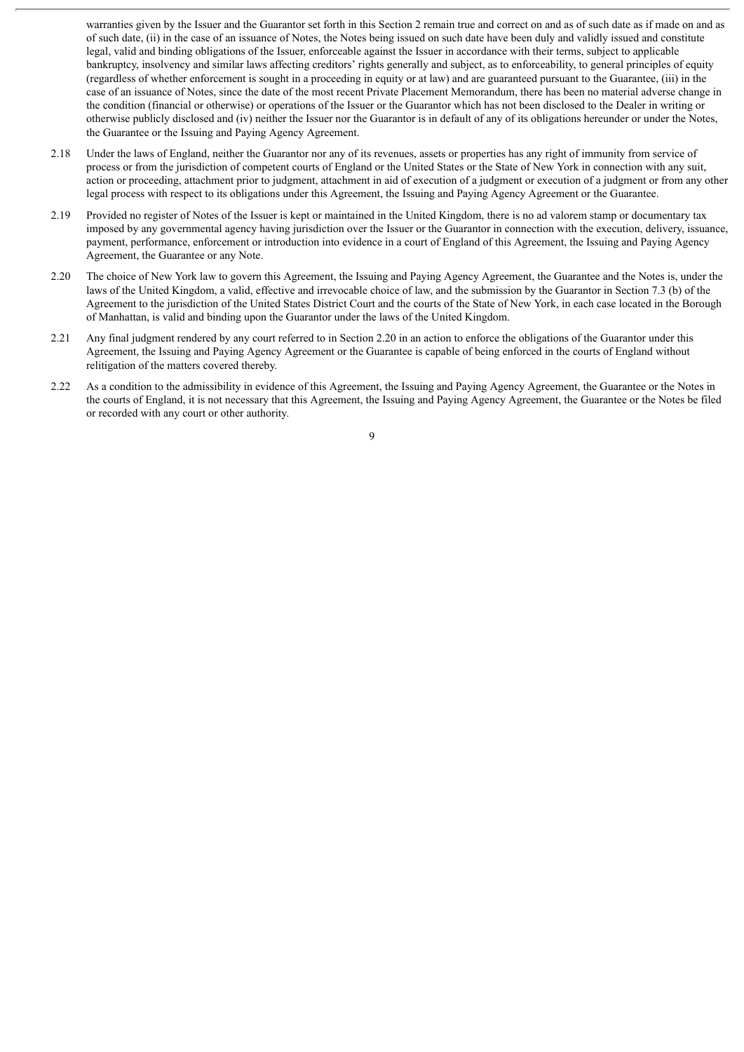warranties given by the Issuer and the Guarantor set forth in this Section 2 remain true and correct on and as of such date as if made on and as of such date, (ii) in the case of an issuance of Notes, the Notes being issued on such date have been duly and validly issued and constitute legal, valid and binding obligations of the Issuer, enforceable against the Issuer in accordance with their terms, subject to applicable bankruptcy, insolvency and similar laws affecting creditors' rights generally and subject, as to enforceability, to general principles of equity (regardless of whether enforcement is sought in a proceeding in equity or at law) and are guaranteed pursuant to the Guarantee, (iii) in the case of an issuance of Notes, since the date of the most recent Private Placement Memorandum, there has been no material adverse change in the condition (financial or otherwise) or operations of the Issuer or the Guarantor which has not been disclosed to the Dealer in writing or otherwise publicly disclosed and (iv) neither the Issuer nor the Guarantor is in default of any of its obligations hereunder or under the Notes, the Guarantee or the Issuing and Paying Agency Agreement.

2.18 Under the laws of England, neither the Guarantor nor any of its revenues, assets or properties has any right of immunity from service of process or from the jurisdiction of competent courts of England or the United States or the State of New York in connection with any suit, action or proceeding, attachment prior to judgment, attachment in aid of execution of a judgment or execution of a judgment or from any other legal process with respect to its obligations under this Agreement, the Issuing and Paying Agency Agreement or the Guarantee.

2.19 Provided no register of Notes of the Issuer is kept or maintained in the United Kingdom, there is no ad valorem stamp or documentary tax imposed by any governmental agency having jurisdiction over the Issuer or the Guarantor in connection with the execution, delivery, issuance, payment, performance, enforcement or introduction into evidence in a court of England of this Agreement, the Issuing and Paying Agency Agreement, the Guarantee or any Note.

2.20 The choice of New York law to govern this Agreement, the Issuing and Paying Agency Agreement, the Guarantee and the Notes is, under the laws of the United Kingdom, a valid, effective and irrevocable choice of law, and the submission by the Guarantor in Section 7.3 (b) of the Agreement to the jurisdiction of the United States District Court and the courts of the State of New York, in each case located in the Borough of Manhattan, is valid and binding upon the Guarantor under the laws of the United Kingdom.

2.21 Any final judgment rendered by any court referred to in Section 2.20 in an action to enforce the obligations of the Guarantor under this Agreement, the Issuing and Paying Agency Agreement or the Guarantee is capable of being enforced in the courts of England without relitigation of the matters covered thereby.

2.22 As a condition to the admissibility in evidence of this Agreement, the Issuing and Paying Agency Agreement, the Guarantee or the Notes in the courts of England, it is not necessary that this Agreement, the Issuing and Paying Agency Agreement, the Guarantee or the Notes be filed or recorded with any court or other authority.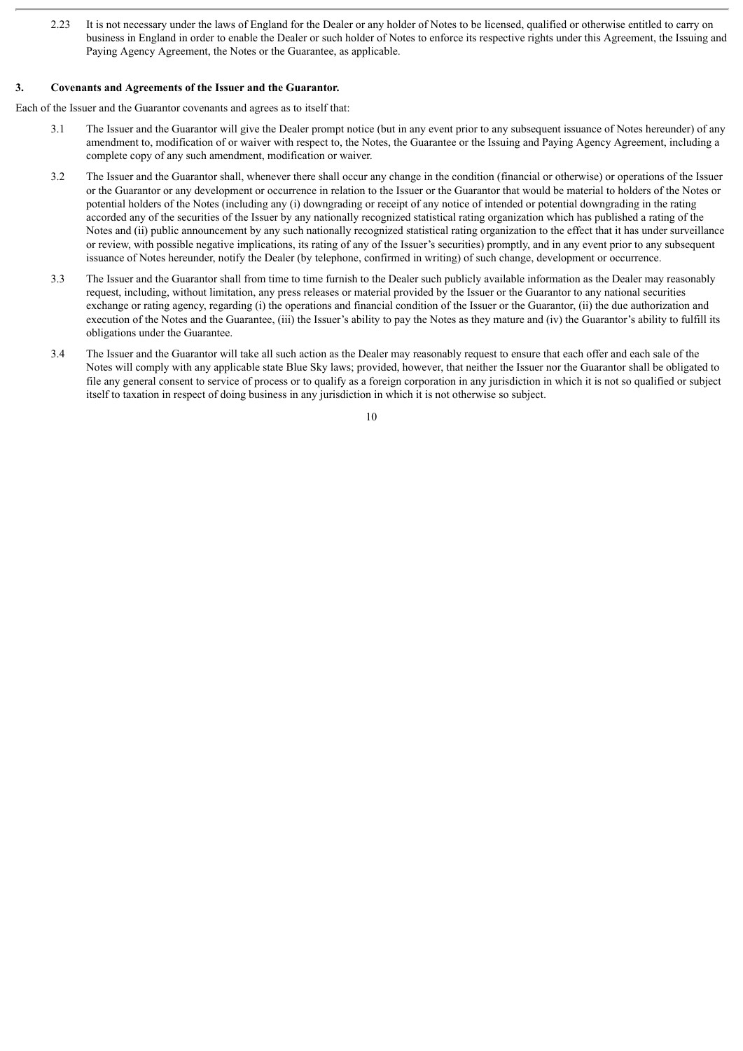2.23 It is not necessary under the laws of England for the Dealer or any holder of Notes to be licensed, qualified or otherwise entitled to carry on business in England in order to enable the Dealer or such holder of Notes to enforce its respective rights under this Agreement, the Issuing and Paying Agency Agreement, the Notes or the Guarantee, as applicable.

**3. Covenants and Agreements of the Issuer and the Guarantor.**

Each of the Issuer and the Guarantor covenants and agrees as to itself that:

3.1 The Issuer and the Guarantor will give the Dealer prompt notice (but in any event prior to any subsequent issuance of Notes hereunder) of any amendment to, modification of or waiver with respect to, the Notes, the Guarantee or the Issuing and Paying Agency Agreement, including a complete copy of any such amendment, modification or waiver.

3.2 The Issuer and the Guarantor shall, whenever there shall occur any change in the condition (financial or otherwise) or operations of the Issuer or the Guarantor or any development or occurrence in relation to the Issuer or the Guarantor that would be material to holders of the Notes or potential holders of the Notes (including any (i) downgrading or receipt of any notice of intended or potential downgrading in the rating accorded any of the securities of the Issuer by any nationally recognized statistical rating organization which has published a rating of the Notes and (ii) public announcement by any such nationally recognized statistical rating organization to the effect that it has under surveillance or review, with possible negative implications, its rating of any of the Issuer's securities) promptly, and in any event prior to any subsequent issuance of Notes hereunder, notify the Dealer (by telephone, confirmed in writing) of such change, development or occurrence.

3.3 The Issuer and the Guarantor shall from time to time furnish to the Dealer such publicly available information as the Dealer may reasonably request, including, without limitation, any press releases or material provided by the Issuer or the Guarantor to any national securities exchange or rating agency, regarding (i) the operations and financial condition of the Issuer or the Guarantor, (ii) the due authorization and execution of the Notes and the Guarantee, (iii) the Issuer's ability to pay the Notes as they mature and (iv) the Guarantor's ability to fulfill its obligations under the Guarantee.

3.4 The Issuer and the Guarantor will take all such action as the Dealer may reasonably request to ensure that each offer and each sale of the Notes will comply with any applicable state Blue Sky laws; provided, however, that neither the Issuer nor the Guarantor shall be obligated to file any general consent to service of process or to qualify as a foreign corporation in any jurisdiction in which it is not so qualified or subject itself to taxation in respect of doing business in any jurisdiction in which it is not otherwise so subject.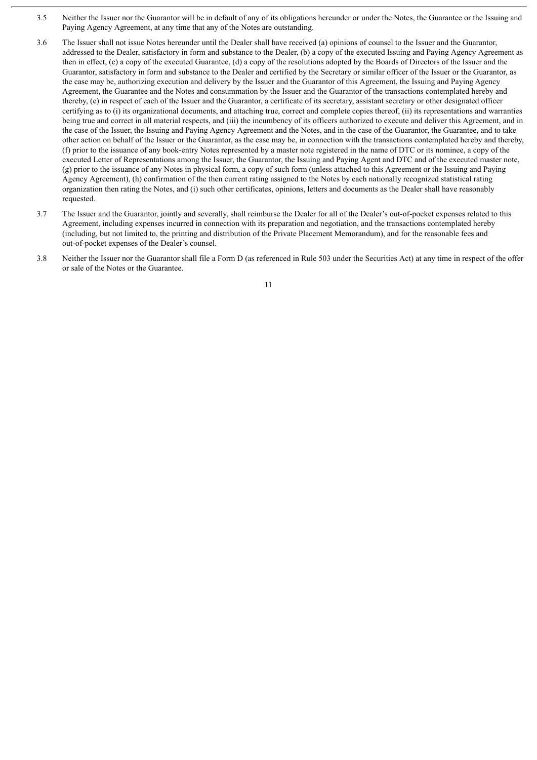3.5 Neither the Issuer nor the Guarantor will be in default of any of its obligations hereunder or under the Notes, the Guarantee or the Issuing and Paying Agency Agreement, at any time that any of the Notes are outstanding.

3.6 The Issuer shall not issue Notes hereunder until the Dealer shall have received (a) opinions of counsel to the Issuer and the Guarantor, addressed to the Dealer, satisfactory in form and substance to the Dealer, (b) a copy of the executed Issuing and Paying Agency Agreement as then in effect, (c) a copy of the executed Guarantee, (d) a copy of the resolutions adopted by the Boards of Directors of the Issuer and the Guarantor, satisfactory in form and substance to the Dealer and certified by the Secretary or similar officer of the Issuer or the Guarantor, as the case may be, authorizing execution and delivery by the Issuer and the Guarantor of this Agreement, the Issuing and Paying Agency Agreement, the Guarantee and the Notes and consummation by the Issuer and the Guarantor of the transactions contemplated hereby and thereby, (e) in respect of each of the Issuer and the Guarantor, a certificate of its secretary, assistant secretary or other designated officer certifying as to (i) its organizational documents, and attaching true, correct and complete copies thereof, (ii) its representations and warranties being true and correct in all material respects, and (iii) the incumbency of its officers authorized to execute and deliver this Agreement, and in the case of the Issuer, the Issuing and Paying Agency Agreement and the Notes, and in the case of the Guarantor, the Guarantee, and to take other action on behalf of the Issuer or the Guarantor, as the case may be, in connection with the transactions contemplated hereby and thereby, (f) prior to the issuance of any book-entry Notes represented by a master note registered in the name of DTC or its nominee, a copy of the executed Letter of Representations among the Issuer, the Guarantor, the Issuing and Paying Agent and DTC and of the executed master note, (g) prior to the issuance of any Notes in physical form, a copy of such form (unless attached to this Agreement or the Issuing and Paying Agency Agreement), (h) confirmation of the then current rating assigned to the Notes by each nationally recognized statistical rating organization then rating the Notes, and (i) such other certificates, opinions, letters and documents as the Dealer shall have reasonably requested.

3.7 The Issuer and the Guarantor, jointly and severally, shall reimburse the Dealer for all of the Dealer's out-of-pocket expenses related to this Agreement, including expenses incurred in connection with its preparation and negotiation, and the transactions contemplated hereby (including, but not limited to, the printing and distribution of the Private Placement Memorandum), and for the reasonable fees and out-of-pocket expenses of the Dealer's counsel.

3.8 Neither the Issuer nor the Guarantor shall file a Form D (as referenced in Rule 503 under the Securities Act) at any time in respect of the offer or sale of the Notes or the Guarantee.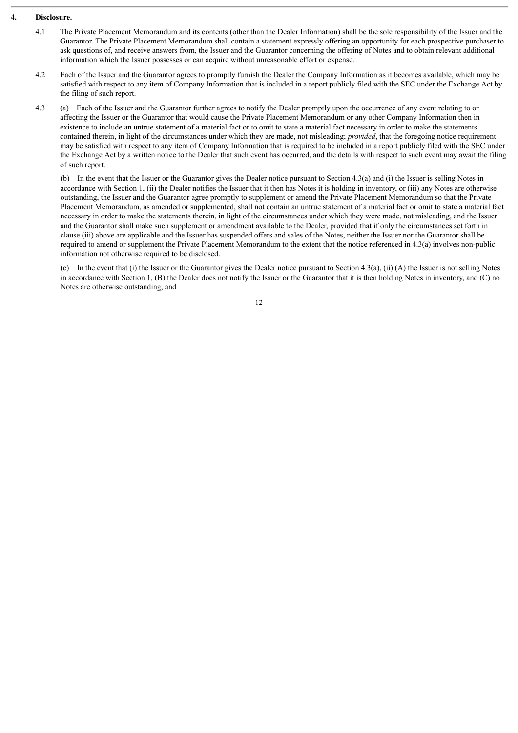**4. Disclosure.**

4.1 The Private Placement Memorandum and its contents (other than the Dealer Information) shall be the sole responsibility of the Issuer and the Guarantor. The Private Placement Memorandum shall contain a statement expressly offering an opportunity for each prospective purchaser to ask questions of, and receive answers from, the Issuer and the Guarantor concerning the offering of Notes and to obtain relevant additional information which the Issuer possesses or can acquire without unreasonable effort or expense.

4.2 Each of the Issuer and the Guarantor agrees to promptly furnish the Dealer the Company Information as it becomes available, which may be satisfied with respect to any item of Company Information that is included in a report publicly filed with the SEC under the Exchange Act by the filing of such report.

4.3 (a) Each of the Issuer and the Guarantor further agrees to notify the Dealer promptly upon the occurrence of any event relating to or affecting the Issuer or the Guarantor that would cause the Private Placement Memorandum or any other Company Information then in existence to include an untrue statement of a material fact or to omit to state a material fact necessary in order to make the statements contained therein, in light of the circumstances under which they are made, not misleading; *provided*, that the foregoing notice requirement may be satisfied with respect to any item of Company Information that is required to be included in a report publicly filed with the SEC under the Exchange Act by a written notice to the Dealer that such event has occurred, and the details with respect to such event may await the filing of such report.

(b) In the event that the Issuer or the Guarantor gives the Dealer notice pursuant to Section 4.3(a) and (i) the Issuer is selling Notes in accordance with Section 1, (ii) the Dealer notifies the Issuer that it then has Notes it is holding in inventory, or (iii) any Notes are otherwise outstanding, the Issuer and the Guarantor agree promptly to supplement or amend the Private Placement Memorandum so that the Private Placement Memorandum, as amended or supplemented, shall not contain an untrue statement of a material fact or omit to state a material fact necessary in order to make the statements therein, in light of the circumstances under which they were made, not misleading, and the Issuer and the Guarantor shall make such supplement or amendment available to the Dealer, provided that if only the circumstances set forth in clause (iii) above are applicable and the Issuer has suspended offers and sales of the Notes, neither the Issuer nor the Guarantor shall be required to amend or supplement the Private Placement Memorandum to the extent that the notice referenced in 4.3(a) involves non-public information not otherwise required to be disclosed.

(c) In the event that (i) the Issuer or the Guarantor gives the Dealer notice pursuant to Section 4.3(a), (ii) (A) the Issuer is not selling Notes in accordance with Section 1, (B) the Dealer does not notify the Issuer or the Guarantor that it is then holding Notes in inventory, and (C) no Notes are otherwise outstanding, and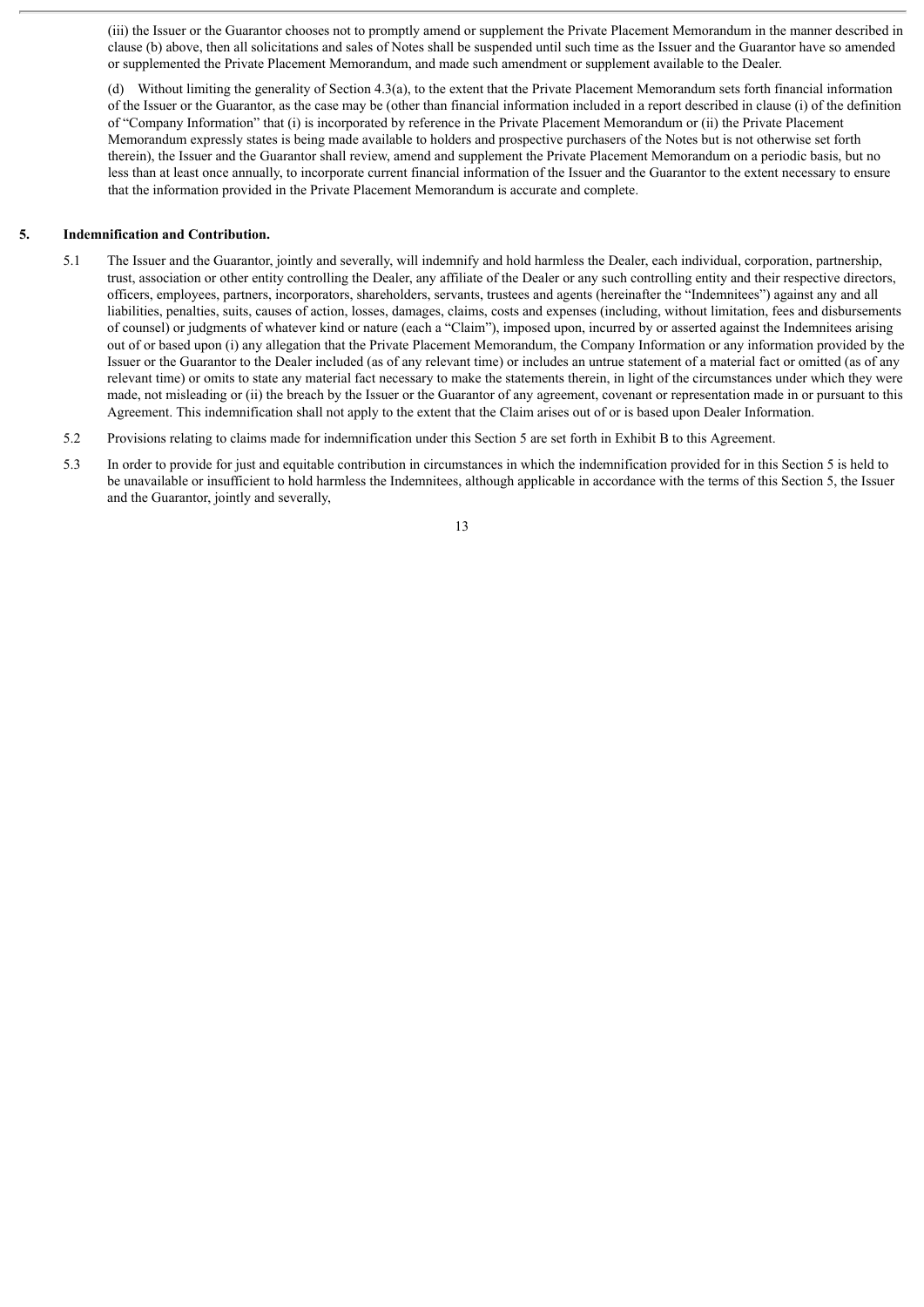(iii) the Issuer or the Guarantor chooses not to promptly amend or supplement the Private Placement Memorandum in the manner described in clause (b) above, then all solicitations and sales of Notes shall be suspended until such time as the Issuer and the Guarantor have so amended or supplemented the Private Placement Memorandum, and made such amendment or supplement available to the Dealer.

(d) Without limiting the generality of Section 4.3(a), to the extent that the Private Placement Memorandum sets forth financial information of the Issuer or the Guarantor, as the case may be (other than financial information included in a report described in clause (i) of the definition of "Company Information" that (i) is incorporated by reference in the Private Placement Memorandum or (ii) the Private Placement Memorandum expressly states is being made available to holders and prospective purchasers of the Notes but is not otherwise set forth therein), the Issuer and the Guarantor shall review, amend and supplement the Private Placement Memorandum on a periodic basis, but no less than at least once annually, to incorporate current financial information of the Issuer and the Guarantor to the extent necessary to ensure that the information provided in the Private Placement Memorandum is accurate and complete.

## 5. Indemnification and Contribution.

5.1 The Issuer and the Guarantor, jointly and severally, will indemnify and hold harmless the Dealer, each individual, corporation, partnership, trust, association or other entity controlling the Dealer, any affiliate of the Dealer or any such controlling entity and their respective directors, officers, employees, partners, incorporators, shareholders, servants, trustees and agents (hereinafter the "Indemnitees") against any and all liabilities, penalties, suits, causes of action, losses, damages, claims, costs and expenses (including, without limitation, fees and disbursements of counsel) or judgments of whatever kind or nature (each a "Claim"), imposed upon, incurred by or asserted against the Indemnitees arising out of or based upon (i) any allegation that the Private Placement Memorandum, the Company Information or any information provided by the Issuer or the Guarantor to the Dealer included (as of any relevant time) or includes an untrue statement of a material fact or omitted (as of any relevant time) or omits to state any material fact necessary to make the statements therein, in light of the circumstances under which they were made, not misleading or (ii) the breach by the Issuer or the Guarantor of any agreement, covenant or representation made in or pursuant to this Agreement. This indemnification shall not apply to the extent that the Claim arises out of or is based upon Dealer Information.

5.2 Provisions relating to claims made for indemnification under this Section 5 are set forth in Exhibit B to this Agreement.

5.3 In order to provide for just and equitable contribution in circumstances in which the indemnification provided for in this Section 5 is held to be unavailable or insufficient to hold harmless the Indemnitees, although applicable in accordance with the terms of this Section 5, the Issuer and the Guarantor, jointly and severally,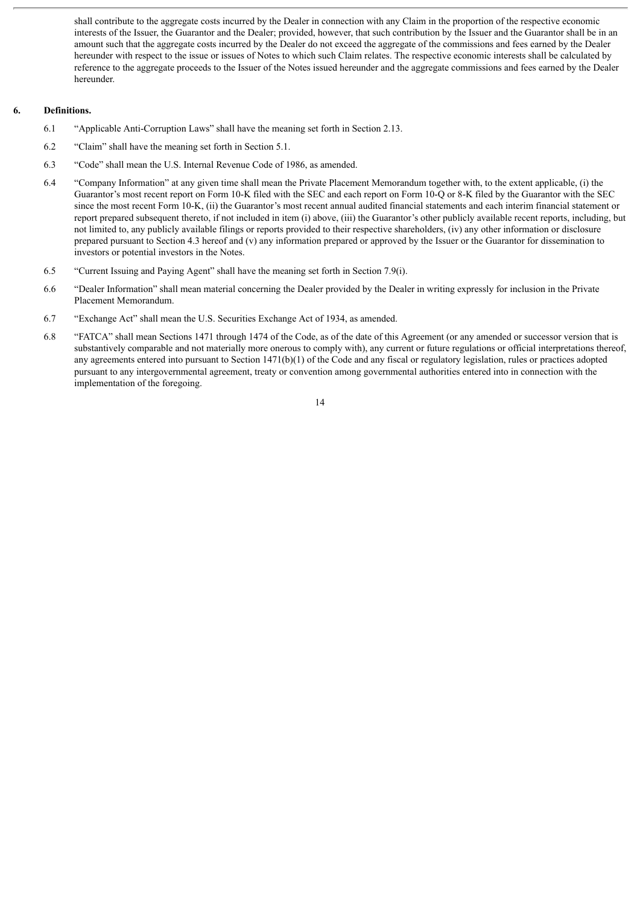shall contribute to the aggregate costs incurred by the Dealer in connection with any Claim in the proportion of the respective economic interests of the Issuer, the Guarantor and the Dealer; provided, however, that such contribution by the Issuer and the Guarantor shall be in an amount such that the aggregate costs incurred by the Dealer do not exceed the aggregate of the commissions and fees earned by the Dealer hereunder with respect to the issue or issues of Notes to which such Claim relates. The respective economic interests shall be calculated by reference to the aggregate proceeds to the Issuer of the Notes issued hereunder and the aggregate commissions and fees earned by the Dealer hereunder.

## 6. Definitions.

6.1 "Applicable Anti-Corruption Laws" shall have the meaning set forth in Section 2.13.

6.2 "Claim" shall have the meaning set forth in Section 5.1.

6.3 "Code" shall mean the U.S. Internal Revenue Code of 1986, as amended.

6.4 "Company Information" at any given time shall mean the Private Placement Memorandum together with, to the extent applicable, (i) the Guarantor's most recent report on Form 10-K filed with the SEC and each report on Form 10-Q or 8-K filed by the Guarantor with the SEC since the most recent Form 10-K, (ii) the Guarantor's most recent annual audited financial statements and each interim financial statement or report prepared subsequent thereto, if not included in item (i) above, (iii) the Guarantor's other publicly available recent reports, including, but not limited to, any publicly available filings or reports provided to their respective shareholders, (iv) any other information or disclosure prepared pursuant to Section 4.3 hereof and (v) any information prepared or approved by the Issuer or the Guarantor for dissemination to investors or potential investors in the Notes.

6.5 "Current Issuing and Paying Agent" shall have the meaning set forth in Section 7.9(i).

6.6 "Dealer Information" shall mean material concerning the Dealer provided by the Dealer in writing expressly for inclusion in the Private Placement Memorandum.

6.7 "Exchange Act" shall mean the U.S. Securities Exchange Act of 1934, as amended.

6.8 "FATCA" shall mean Sections 1471 through 1474 of the Code, as of the date of this Agreement (or any amended or successor version that is substantively comparable and not materially more onerous to comply with), any current or future regulations or official interpretations thereof, any agreements entered into pursuant to Section 1471(b)(1) of the Code and any fiscal or regulatory legislation, rules or practices adopted pursuant to any intergovernmental agreement, treaty or convention among governmental authorities entered into in connection with the implementation of the foregoing.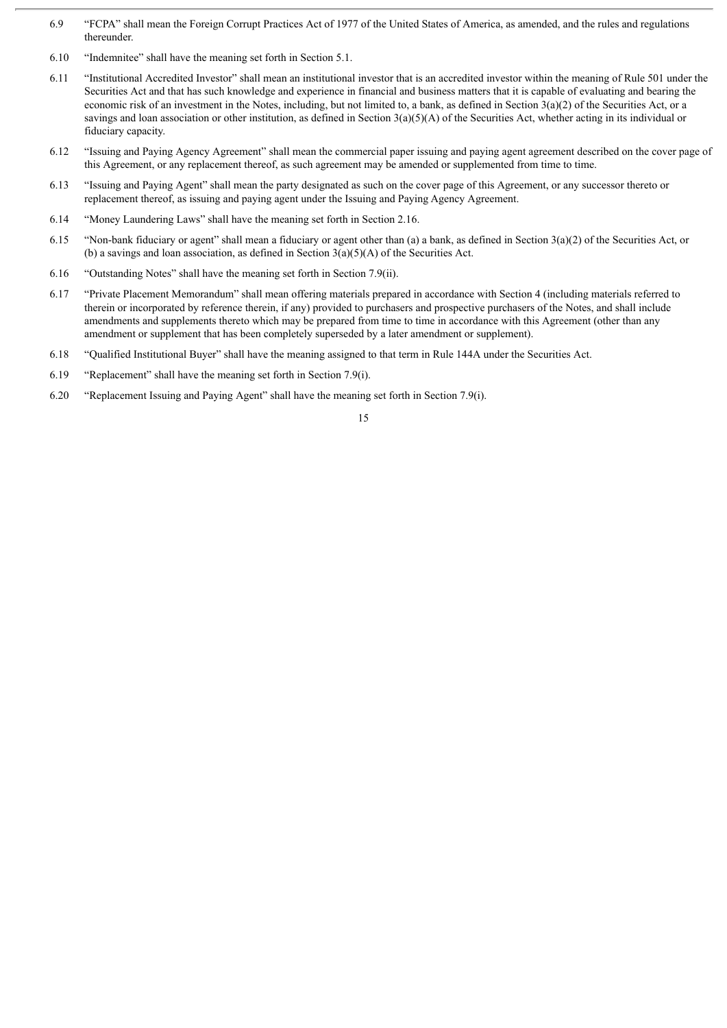6.9 "FCPA" shall mean the Foreign Corrupt Practices Act of 1977 of the United States of America, as amended, and the rules and regulations thereunder.

6.10 "Indemnitee" shall have the meaning set forth in Section 5.1.

6.11 "Institutional Accredited Investor" shall mean an institutional investor that is an accredited investor within the meaning of Rule 501 under the Securities Act and that has such knowledge and experience in financial and business matters that it is capable of evaluating and bearing the economic risk of an investment in the Notes, including, but not limited to, a bank, as defined in Section 3(a)(2) of the Securities Act, or a savings and loan association or other institution, as defined in Section 3(a)(5)(A) of the Securities Act, whether acting in its individual or fiduciary capacity.

6.12 "Issuing and Paying Agency Agreement" shall mean the commercial paper issuing and paying agent agreement described on the cover page of this Agreement, or any replacement thereof, as such agreement may be amended or supplemented from time to time.

6.13 "Issuing and Paying Agent" shall mean the party designated as such on the cover page of this Agreement, or any successor thereto or replacement thereof, as issuing and paying agent under the Issuing and Paying Agency Agreement.

6.14 "Money Laundering Laws" shall have the meaning set forth in Section 2.16.

6.15 "Non-bank fiduciary or agent" shall mean a fiduciary or agent other than (a) a bank, as defined in Section 3(a)(2) of the Securities Act, or (b) a savings and loan association, as defined in Section 3(a)(5)(A) of the Securities Act.

6.16 "Outstanding Notes" shall have the meaning set forth in Section 7.9(ii).

6.17 "Private Placement Memorandum" shall mean offering materials prepared in accordance with Section 4 (including materials referred to therein or incorporated by reference therein, if any) provided to purchasers and prospective purchasers of the Notes, and shall include amendments and supplements thereto which may be prepared from time to time in accordance with this Agreement (other than any amendment or supplement that has been completely superseded by a later amendment or supplement).

6.18 "Qualified Institutional Buyer" shall have the meaning assigned to that term in Rule 144A under the Securities Act.

6.19 "Replacement" shall have the meaning set forth in Section 7.9(i).

6.20 "Replacement Issuing and Paying Agent" shall have the meaning set forth in Section 7.9(i).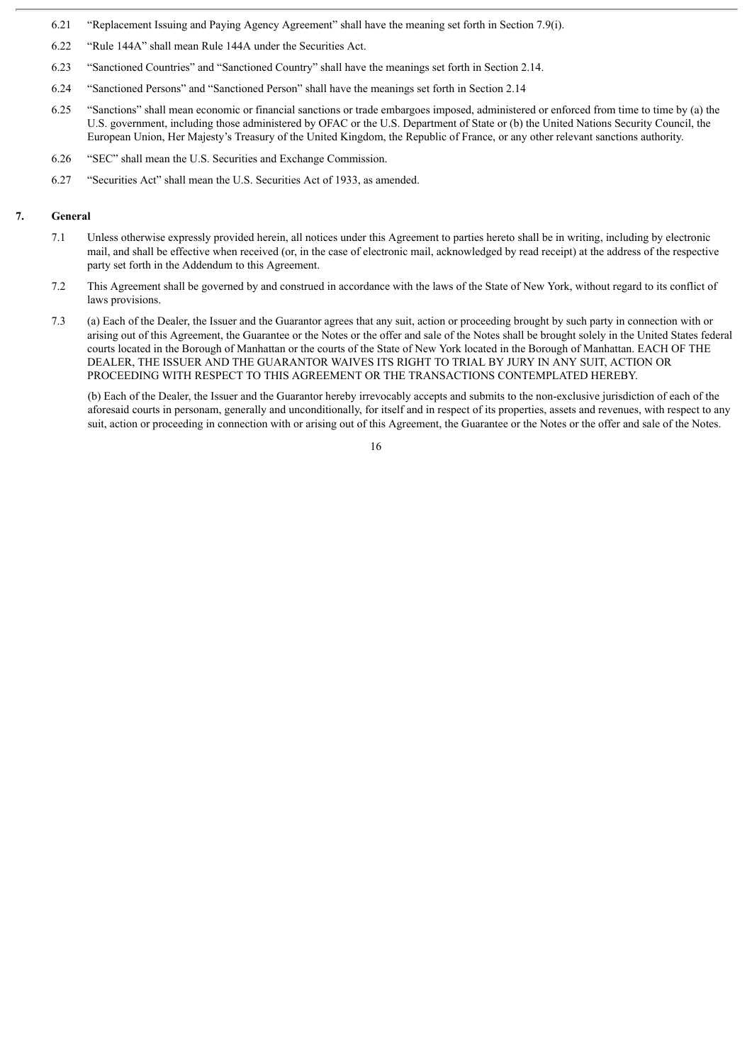6.21 "Replacement Issuing and Paying Agency Agreement" shall have the meaning set forth in Section 7.9(i).

6.22 "Rule 144A" shall mean Rule 144A under the Securities Act.

6.23 "Sanctioned Countries" and "Sanctioned Country" shall have the meanings set forth in Section 2.14.

6.24 "Sanctioned Persons" and "Sanctioned Person" shall have the meanings set forth in Section 2.14

6.25 "Sanctions" shall mean economic or financial sanctions or trade embargoes imposed, administered or enforced from time to time by (a) the U.S. government, including those administered by OFAC or the U.S. Department of State or (b) the United Nations Security Council, the European Union, Her Majesty's Treasury of the United Kingdom, the Republic of France, or any other relevant sanctions authority.

6.26 "SEC" shall mean the U.S. Securities and Exchange Commission.

6.27 "Securities Act" shall mean the U.S. Securities Act of 1933, as amended.

## 7. General

7.1 Unless otherwise expressly provided herein, all notices under this Agreement to parties hereto shall be in writing, including by electronic mail, and shall be effective when received (or, in the case of electronic mail, acknowledged by read receipt) at the address of the respective party set forth in the Addendum to this Agreement.

7.2 This Agreement shall be governed by and construed in accordance with the laws of the State of New York, without regard to its conflict of laws provisions.

7.3 (a) Each of the Dealer, the Issuer and the Guarantor agrees that any suit, action or proceeding brought by such party in connection with or arising out of this Agreement, the Guarantee or the Notes or the offer and sale of the Notes shall be brought solely in the United States federal courts located in the Borough of Manhattan or the courts of the State of New York located in the Borough of Manhattan. EACH OF THE DEALER, THE ISSUER AND THE GUARANTOR WAIVES ITS RIGHT TO TRIAL BY JURY IN ANY SUIT, ACTION OR PROCEEDING WITH RESPECT TO THIS AGREEMENT OR THE TRANSACTIONS CONTEMPLATED HEREBY.

(b) Each of the Dealer, the Issuer and the Guarantor hereby irrevocably accepts and submits to the non-exclusive jurisdiction of each of the aforesaid courts in personam, generally and unconditionally, for itself and in respect of its properties, assets and revenues, with respect to any suit, action or proceeding in connection with or arising out of this Agreement, the Guarantee or the Notes or the offer and sale of the Notes.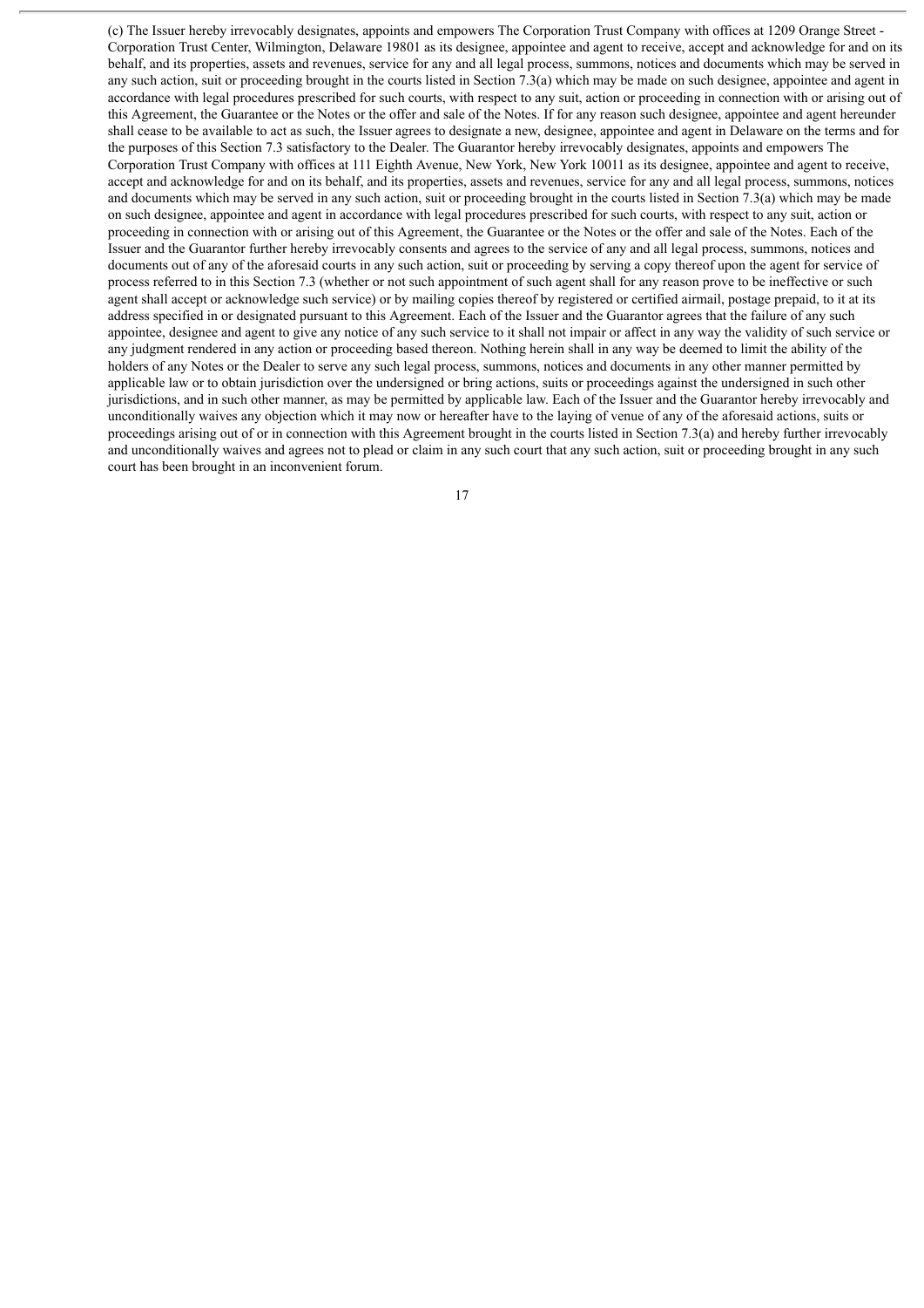(c) The Issuer hereby irrevocably designates, appoints and empowers The Corporation Trust Company with offices at 1209 Orange Street - Corporation Trust Center, Wilmington, Delaware 19801 as its designee, appointee and agent to receive, accept and acknowledge for and on its behalf, and its properties, assets and revenues, service for any and all legal process, summons, notices and documents which may be served in any such action, suit or proceeding brought in the courts listed in Section 7.3(a) which may be made on such designee, appointee and agent in accordance with legal procedures prescribed for such courts, with respect to any suit, action or proceeding in connection with or arising out of this Agreement, the Guarantee or the Notes or the offer and sale of the Notes. If for any reason such designee, appointee and agent hereunder shall cease to be available to act as such, the Issuer agrees to designate a new, designee, appointee and agent in Delaware on the terms and for the purposes of this Section 7.3 satisfactory to the Dealer. The Guarantor hereby irrevocably designates, appoints and empowers The Corporation Trust Company with offices at 111 Eighth Avenue, New York, New York 10011 as its designee, appointee and agent to receive, accept and acknowledge for and on its behalf, and its properties, assets and revenues, service for any and all legal process, summons, notices and documents which may be served in any such action, suit or proceeding brought in the courts listed in Section 7.3(a) which may be made on such designee, appointee and agent in accordance with legal procedures prescribed for such courts, with respect to any suit, action or proceeding in connection with or arising out of this Agreement, the Guarantee or the Notes or the offer and sale of the Notes. Each of the Issuer and the Guarantor further hereby irrevocably consents and agrees to the service of any and all legal process, summons, notices and documents out of any of the aforesaid courts in any such action, suit or proceeding by serving a copy thereof upon the agent for service of process referred to in this Section 7.3 (whether or not such appointment of such agent shall for any reason prove to be ineffective or such agent shall accept or acknowledge such service) or by mailing copies thereof by registered or certified airmail, postage prepaid, to it at its address specified in or designated pursuant to this Agreement. Each of the Issuer and the Guarantor agrees that the failure of any such appointee, designee and agent to give any notice of any such service to it shall not impair or affect in any way the validity of such service or any judgment rendered in any action or proceeding based thereon. Nothing herein shall in any way be deemed to limit the ability of the holders of any Notes or the Dealer to serve any such legal process, summons, notices and documents in any other manner permitted by applicable law or to obtain jurisdiction over the undersigned or bring actions, suits or proceedings against the undersigned in such other jurisdictions, and in such other manner, as may be permitted by applicable law. Each of the Issuer and the Guarantor hereby irrevocably and unconditionally waives any objection which it may now or hereafter have to the laying of venue of any of the aforesaid actions, suits or proceedings arising out of or in connection with this Agreement brought in the courts listed in Section 7.3(a) and hereby further irrevocably and unconditionally waives and agrees not to plead or claim in any such court that any such action, suit or proceeding brought in any such court has been brought in an inconvenient forum.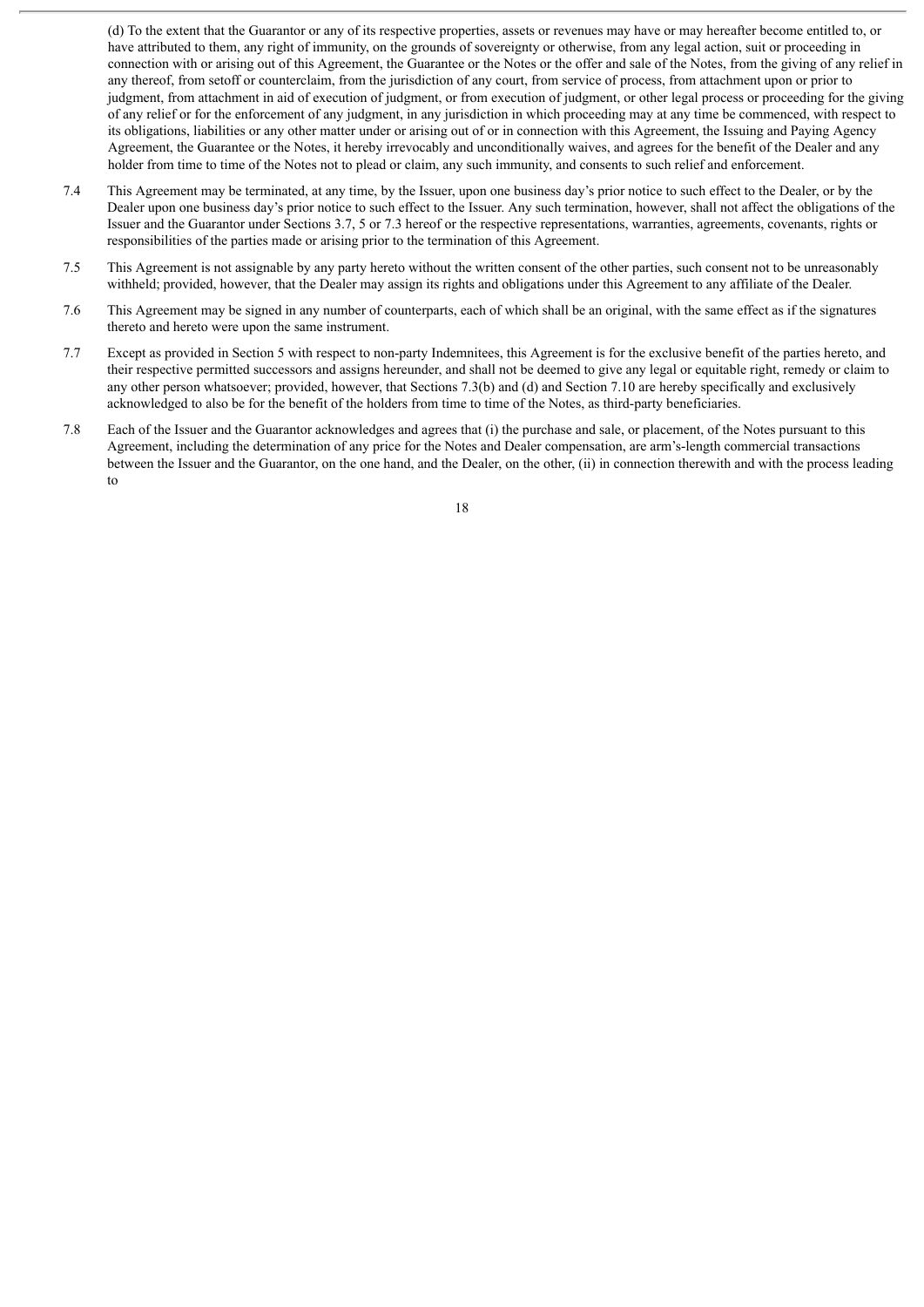(d) To the extent that the Guarantor or any of its respective properties, assets or revenues may have or may hereafter become entitled to, or have attributed to them, any right of immunity, on the grounds of sovereignty or otherwise, from any legal action, suit or proceeding in connection with or arising out of this Agreement, the Guarantee or the Notes or the offer and sale of the Notes, from the giving of any relief in any thereof, from setoff or counterclaim, from the jurisdiction of any court, from service of process, from attachment upon or prior to judgment, from attachment in aid of execution of judgment, or from execution of judgment, or other legal process or proceeding for the giving of any relief or for the enforcement of any judgment, in any jurisdiction in which proceeding may at any time be commenced, with respect to its obligations, liabilities or any other matter under or arising out of or in connection with this Agreement, the Issuing and Paying Agency Agreement, the Guarantee or the Notes, it hereby irrevocably and unconditionally waives, and agrees for the benefit of the Dealer and any holder from time to time of the Notes not to plead or claim, any such immunity, and consents to such relief and enforcement.

7.4 This Agreement may be terminated, at any time, by the Issuer, upon one business day's prior notice to such effect to the Dealer, or by the Dealer upon one business day's prior notice to such effect to the Issuer. Any such termination, however, shall not affect the obligations of the Issuer and the Guarantor under Sections 3.7, 5 or 7.3 hereof or the respective representations, warranties, agreements, covenants, rights or responsibilities of the parties made or arising prior to the termination of this Agreement.

7.5 This Agreement is not assignable by any party hereto without the written consent of the other parties, such consent not to be unreasonably withheld; provided, however, that the Dealer may assign its rights and obligations under this Agreement to any affiliate of the Dealer.

7.6 This Agreement may be signed in any number of counterparts, each of which shall be an original, with the same effect as if the signatures thereto and hereto were upon the same instrument.

7.7 Except as provided in Section 5 with respect to non-party Indemnitees, this Agreement is for the exclusive benefit of the parties hereto, and their respective permitted successors and assigns hereunder, and shall not be deemed to give any legal or equitable right, remedy or claim to any other person whatsoever; provided, however, that Sections 7.3(b) and (d) and Section 7.10 are hereby specifically and exclusively acknowledged to also be for the benefit of the holders from time to time of the Notes, as third-party beneficiaries.

7.8 Each of the Issuer and the Guarantor acknowledges and agrees that (i) the purchase and sale, or placement, of the Notes pursuant to this Agreement, including the determination of any price for the Notes and Dealer compensation, are arm's-length commercial transactions between the Issuer and the Guarantor, on the one hand, and the Dealer, on the other, (ii) in connection therewith and with the process leading to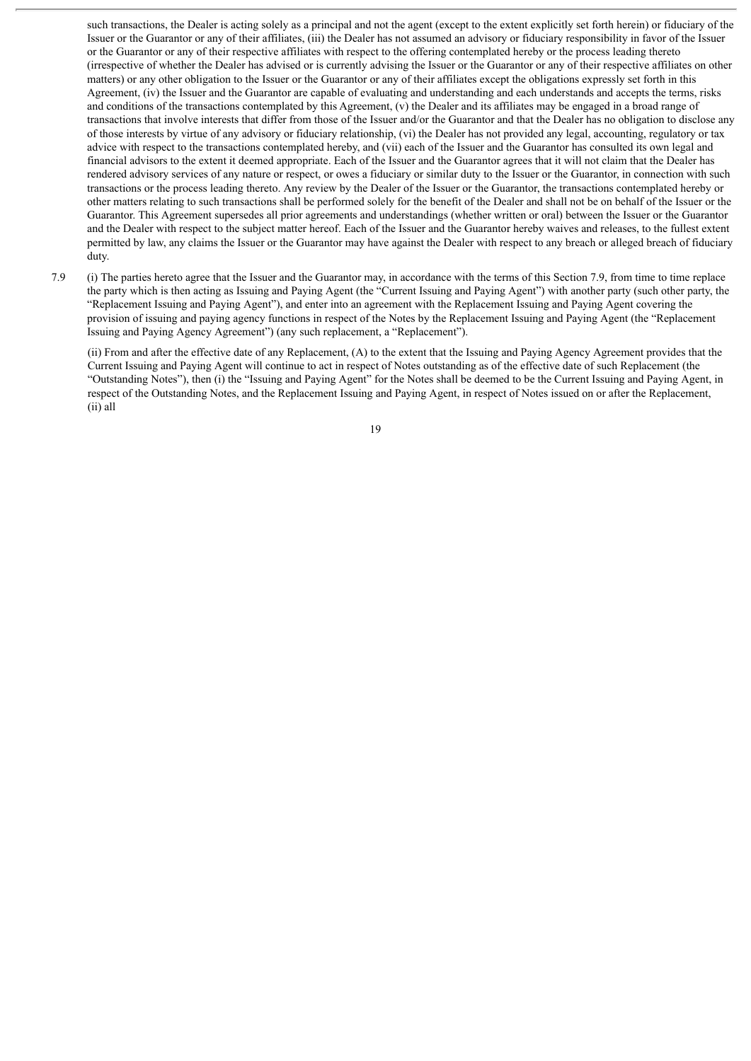such transactions, the Dealer is acting solely as a principal and not the agent (except to the extent explicitly set forth herein) or fiduciary of the Issuer or the Guarantor or any of their affiliates, (iii) the Dealer has not assumed an advisory or fiduciary responsibility in favor of the Issuer or the Guarantor or any of their respective affiliates with respect to the offering contemplated hereby or the process leading thereto (irrespective of whether the Dealer has advised or is currently advising the Issuer or the Guarantor or any of their respective affiliates on other matters) or any other obligation to the Issuer or the Guarantor or any of their affiliates except the obligations expressly set forth in this Agreement, (iv) the Issuer and the Guarantor are capable of evaluating and understanding and each understands and accepts the terms, risks and conditions of the transactions contemplated by this Agreement, (v) the Dealer and its affiliates may be engaged in a broad range of transactions that involve interests that differ from those of the Issuer and/or the Guarantor and that the Dealer has no obligation to disclose any of those interests by virtue of any advisory or fiduciary relationship, (vi) the Dealer has not provided any legal, accounting, regulatory or tax advice with respect to the transactions contemplated hereby, and (vii) each of the Issuer and the Guarantor has consulted its own legal and financial advisors to the extent it deemed appropriate. Each of the Issuer and the Guarantor agrees that it will not claim that the Dealer has rendered advisory services of any nature or respect, or owes a fiduciary or similar duty to the Issuer or the Guarantor, in connection with such transactions or the process leading thereto. Any review by the Dealer of the Issuer or the Guarantor, the transactions contemplated hereby or other matters relating to such transactions shall be performed solely for the benefit of the Dealer and shall not be on behalf of the Issuer or the Guarantor. This Agreement supersedes all prior agreements and understandings (whether written or oral) between the Issuer or the Guarantor and the Dealer with respect to the subject matter hereof. Each of the Issuer and the Guarantor hereby waives and releases, to the fullest extent permitted by law, any claims the Issuer or the Guarantor may have against the Dealer with respect to any breach or alleged breach of fiduciary duty.

7.9 (i) The parties hereto agree that the Issuer and the Guarantor may, in accordance with the terms of this Section 7.9, from time to time replace the party which is then acting as Issuing and Paying Agent (the "Current Issuing and Paying Agent") with another party (such other party, the "Replacement Issuing and Paying Agent"), and enter into an agreement with the Replacement Issuing and Paying Agent covering the provision of issuing and paying agency functions in respect of the Notes by the Replacement Issuing and Paying Agent (the "Replacement Issuing and Paying Agency Agreement") (any such replacement, a "Replacement").

(ii) From and after the effective date of any Replacement, (A) to the extent that the Issuing and Paying Agency Agreement provides that the Current Issuing and Paying Agent will continue to act in respect of Notes outstanding as of the effective date of such Replacement (the "Outstanding Notes"), then (i) the "Issuing and Paying Agent" for the Notes shall be deemed to be the Current Issuing and Paying Agent, in respect of the Outstanding Notes, and the Replacement Issuing and Paying Agent, in respect of Notes issued on or after the Replacement, (ii) all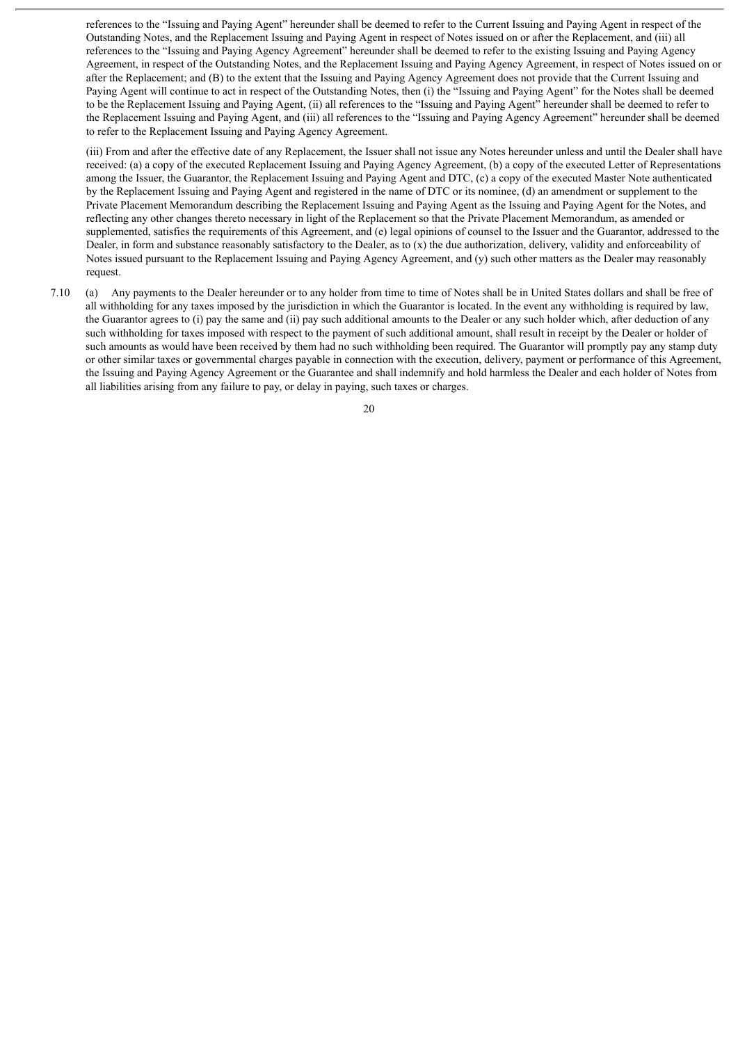references to the "Issuing and Paying Agent" hereunder shall be deemed to refer to the Current Issuing and Paying Agent in respect of the Outstanding Notes, and the Replacement Issuing and Paying Agent in respect of Notes issued on or after the Replacement, and (iii) all references to the "Issuing and Paying Agency Agreement" hereunder shall be deemed to refer to the existing Issuing and Paying Agency Agreement, in respect of the Outstanding Notes, and the Replacement Issuing and Paying Agency Agreement, in respect of Notes issued on or after the Replacement; and (B) to the extent that the Issuing and Paying Agency Agreement does not provide that the Current Issuing and Paying Agent will continue to act in respect of the Outstanding Notes, then (i) the "Issuing and Paying Agent" for the Notes shall be deemed to be the Replacement Issuing and Paying Agent, (ii) all references to the "Issuing and Paying Agent" hereunder shall be deemed to refer to the Replacement Issuing and Paying Agent, and (iii) all references to the "Issuing and Paying Agency Agreement" hereunder shall be deemed to refer to the Replacement Issuing and Paying Agency Agreement.

(iii) From and after the effective date of any Replacement, the Issuer shall not issue any Notes hereunder unless and until the Dealer shall have received: (a) a copy of the executed Replacement Issuing and Paying Agency Agreement, (b) a copy of the executed Letter of Representations among the Issuer, the Guarantor, the Replacement Issuing and Paying Agent and DTC, (c) a copy of the executed Master Note authenticated by the Replacement Issuing and Paying Agent and registered in the name of DTC or its nominee, (d) an amendment or supplement to the Private Placement Memorandum describing the Replacement Issuing and Paying Agent as the Issuing and Paying Agent for the Notes, and reflecting any other changes thereto necessary in light of the Replacement so that the Private Placement Memorandum, as amended or supplemented, satisfies the requirements of this Agreement, and (e) legal opinions of counsel to the Issuer and the Guarantor, addressed to the Dealer, in form and substance reasonably satisfactory to the Dealer, as to (x) the due authorization, delivery, validity and enforceability of Notes issued pursuant to the Replacement Issuing and Paying Agency Agreement, and (y) such other matters as the Dealer may reasonably request.

7.10 (a) Any payments to the Dealer hereunder or to any holder from time to time of Notes shall be in United States dollars and shall be free of all withholding for any taxes imposed by the jurisdiction in which the Guarantor is located. In the event any withholding is required by law, the Guarantor agrees to (i) pay the same and (ii) pay such additional amounts to the Dealer or any such holder which, after deduction of any such withholding for taxes imposed with respect to the payment of such additional amount, shall result in receipt by the Dealer or holder of such amounts as would have been received by them had no such withholding been required. The Guarantor will promptly pay any stamp duty or other similar taxes or governmental charges payable in connection with the execution, delivery, payment or performance of this Agreement, the Issuing and Paying Agency Agreement or the Guarantee and shall indemnify and hold harmless the Dealer and each holder of Notes from all liabilities arising from any failure to pay, or delay in paying, such taxes or charges.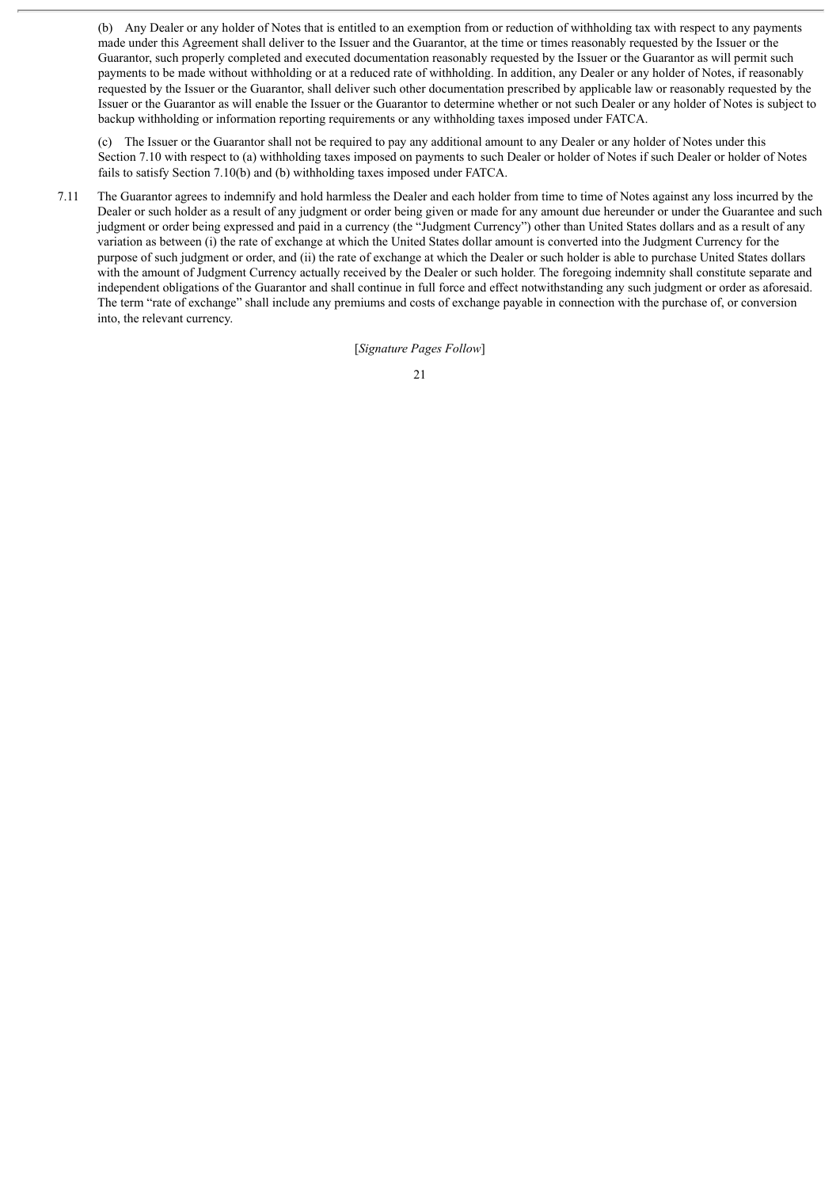(b) Any Dealer or any holder of Notes that is entitled to an exemption from or reduction of withholding tax with respect to any payments made under this Agreement shall deliver to the Issuer and the Guarantor, at the time or times reasonably requested by the Issuer or the Guarantor, such properly completed and executed documentation reasonably requested by the Issuer or the Guarantor as will permit such payments to be made without withholding or at a reduced rate of withholding. In addition, any Dealer or any holder of Notes, if reasonably requested by the Issuer or the Guarantor, shall deliver such other documentation prescribed by applicable law or reasonably requested by the Issuer or the Guarantor as will enable the Issuer or the Guarantor to determine whether or not such Dealer or any holder of Notes is subject to backup withholding or information reporting requirements or any withholding taxes imposed under FATCA.

(c) The Issuer or the Guarantor shall not be required to pay any additional amount to any Dealer or any holder of Notes under this Section 7.10 with respect to (a) withholding taxes imposed on payments to such Dealer or holder of Notes if such Dealer or holder of Notes fails to satisfy Section 7.10(b) and (b) withholding taxes imposed under FATCA.

7.11 The Guarantor agrees to indemnify and hold harmless the Dealer and each holder from time to time of Notes against any loss incurred by the Dealer or such holder as a result of any judgment or order being given or made for any amount due hereunder or under the Guarantee and such judgment or order being expressed and paid in a currency (the "Judgment Currency") other than United States dollars and as a result of any variation as between (i) the rate of exchange at which the United States dollar amount is converted into the Judgment Currency for the purpose of such judgment or order, and (ii) the rate of exchange at which the Dealer or such holder is able to purchase United States dollars with the amount of Judgment Currency actually received by the Dealer or such holder. The foregoing indemnity shall constitute separate and independent obligations of the Guarantor and shall continue in full force and effect notwithstanding any such judgment or order as aforesaid. The term "rate of exchange" shall include any premiums and costs of exchange payable in connection with the purchase of, or conversion into, the relevant currency.

[*Signature Pages Follow*]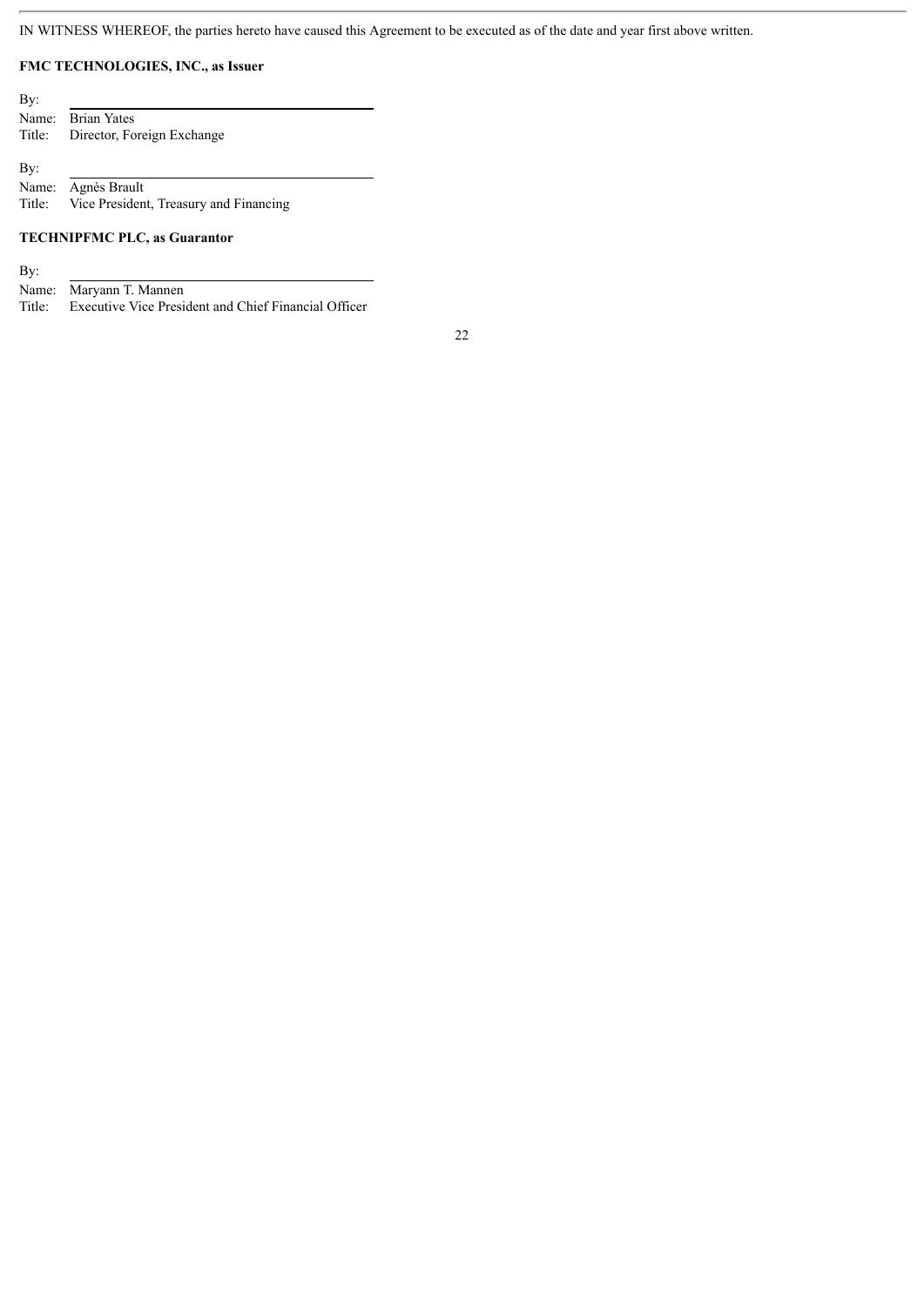IN WITNESS WHEREOF, the parties hereto have caused this Agreement to be executed as of the date and year first above written.

**FMC TECHNOLOGIES, INC., as Issuer**

By: \_\_\_\_\_\_\_\_\_\_\_\_\_\_\_\_\_\_\_\_\_\_\_\_\_\_\_\_\_\_\_\_\_\_\_\_
Name: Brian Yates
Title: Director, Foreign Exchange

By: \_\_\_\_\_\_\_\_\_\_\_\_\_\_\_\_\_\_\_\_\_\_\_\_\_\_\_\_\_\_\_\_\_\_\_\_
Name: Agnès Brault
Title: Vice President, Treasury and Financing

**TECHNIPFMC PLC, as Guarantor**

By: \_\_\_\_\_\_\_\_\_\_\_\_\_\_\_\_\_\_\_\_\_\_\_\_\_\_\_\_\_\_\_\_\_\_\_\_
Name: Maryann T. Mannen
Title: Executive Vice President and Chief Financial Officer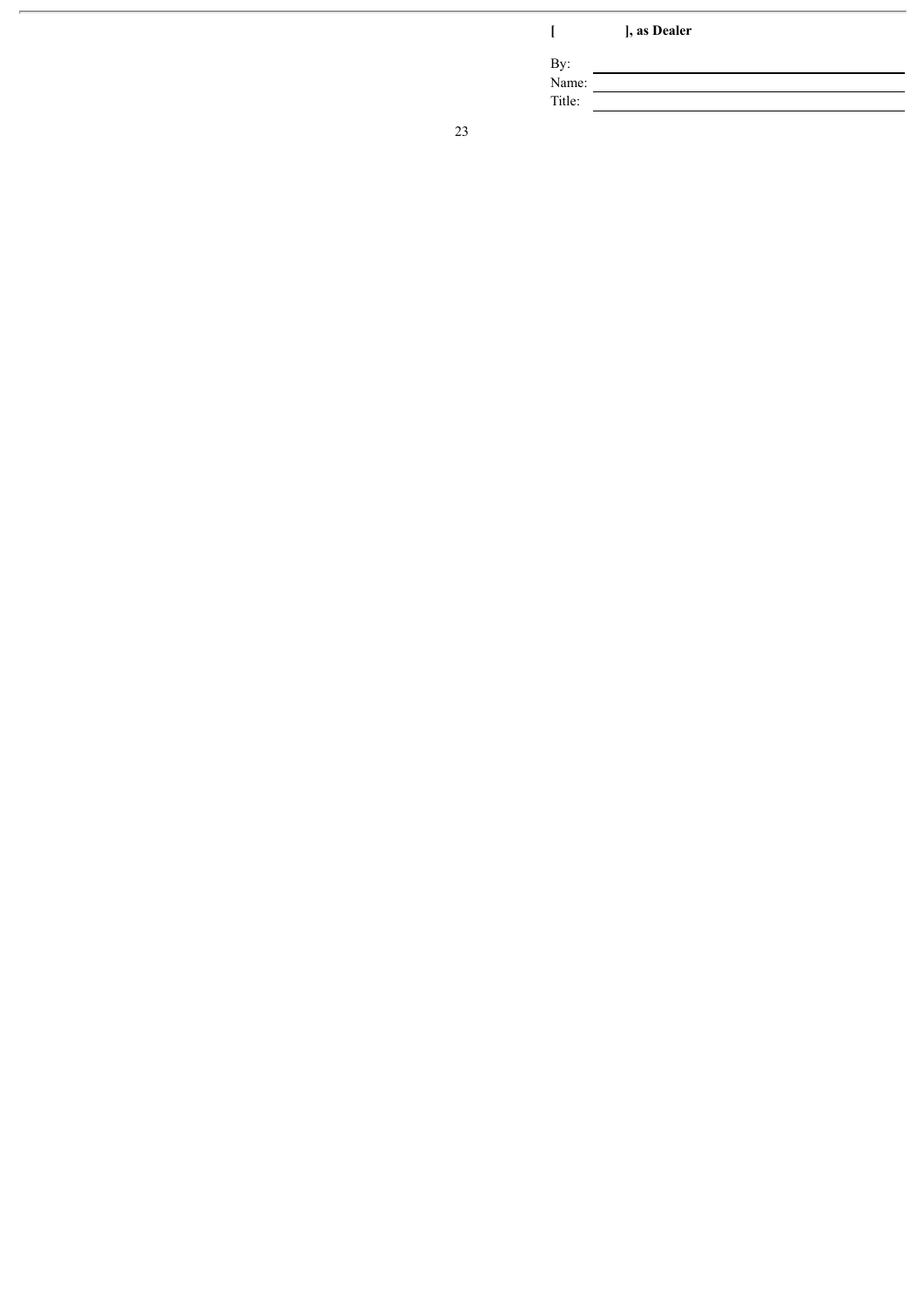**[ ], as Dealer**

By: \_\_\_\_\_\_\_\_\_\_\_\_\_\_\_\_\_\_\_\_\_\_\_\_\_\_\_\_\_\_

Name: \_\_\_\_\_\_\_\_\_\_\_\_\_\_\_\_\_\_\_\_\_\_\_\_\_\_\_\_

Title: \_\_\_\_\_\_\_\_\_\_\_\_\_\_\_\_\_\_\_\_\_\_\_\_\_\_\_\_\_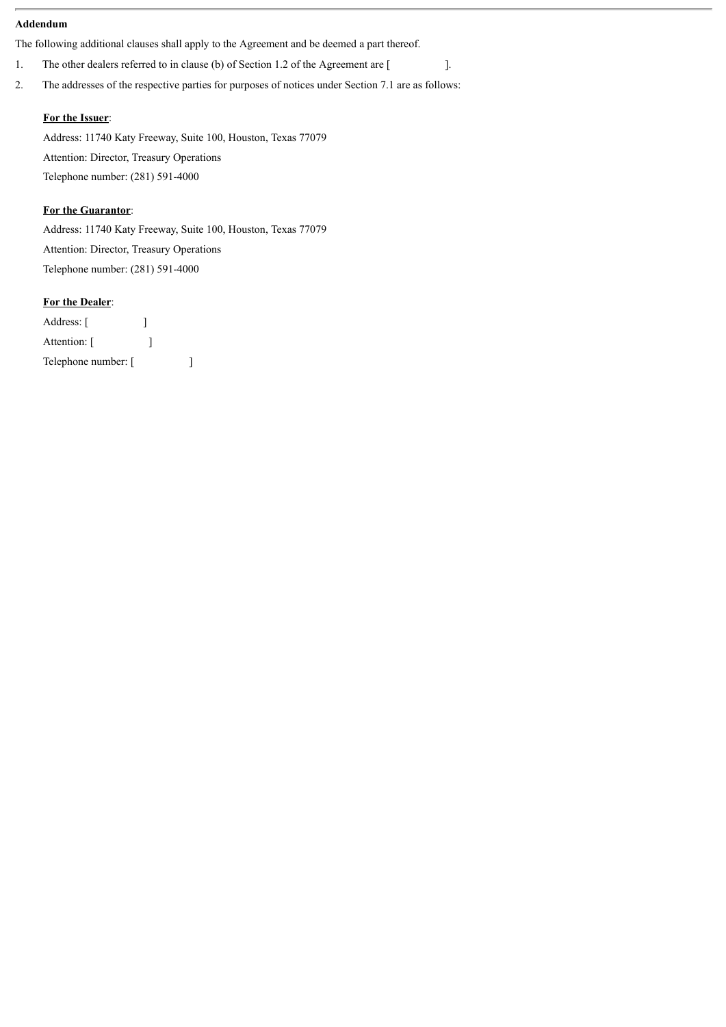**Addendum**

The following additional clauses shall apply to the Agreement and be deemed a part thereof.

1. The other dealers referred to in clause (b) of Section 1.2 of the Agreement are [ ].
2. The addresses of the respective parties for purposes of notices under Section 7.1 are as follows:

**For the Issuer**:

Address: 11740 Katy Freeway, Suite 100, Houston, Texas 77079

Attention: Director, Treasury Operations

Telephone number: (281) 591-4000

**For the Guarantor**:

Address: 11740 Katy Freeway, Suite 100, Houston, Texas 77079

Attention: Director, Treasury Operations

Telephone number: (281) 591-4000

**For the Dealer**:

Address: [ ]

Attention: [ ]

Telephone number: [ ]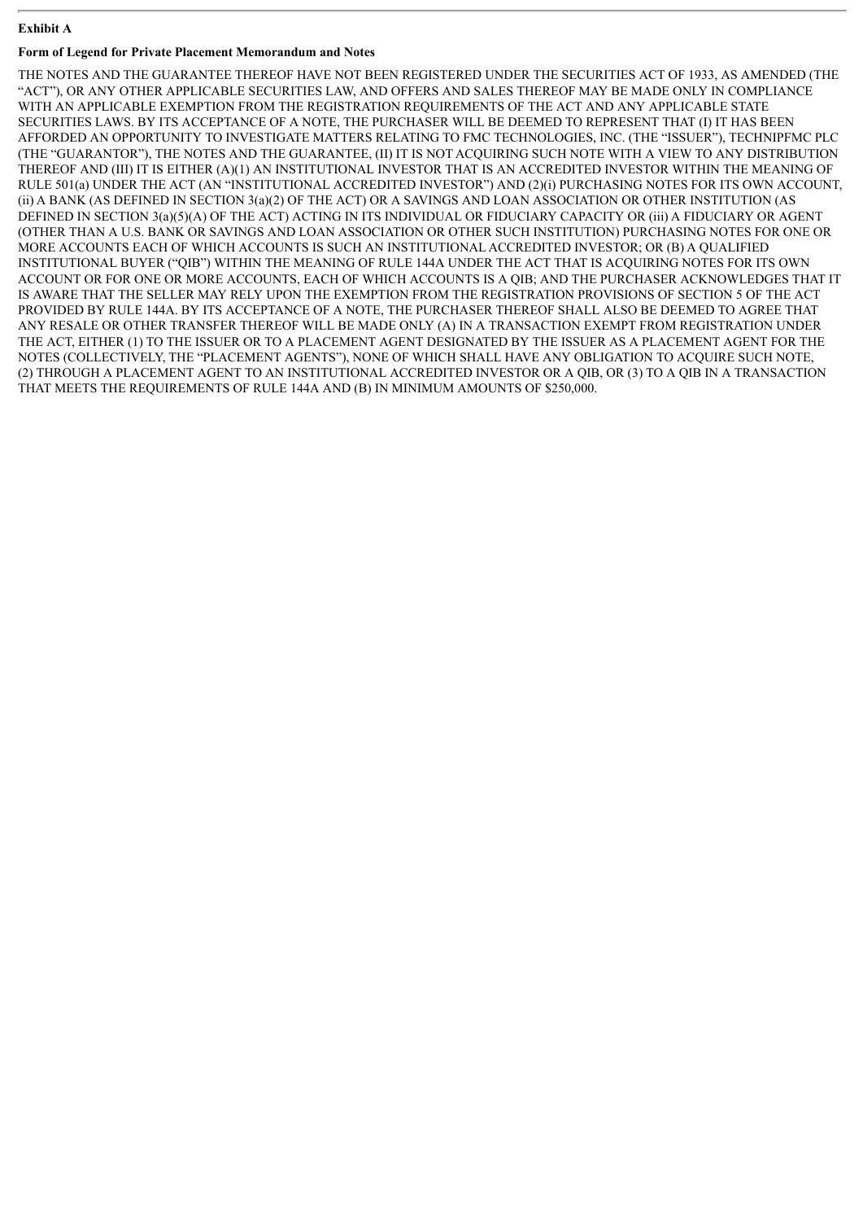**Exhibit A**

**Form of Legend for Private Placement Memorandum and Notes**

THE NOTES AND THE GUARANTEE THEREOF HAVE NOT BEEN REGISTERED UNDER THE SECURITIES ACT OF 1933, AS AMENDED (THE "ACT"), OR ANY OTHER APPLICABLE SECURITIES LAW, AND OFFERS AND SALES THEREOF MAY BE MADE ONLY IN COMPLIANCE WITH AN APPLICABLE EXEMPTION FROM THE REGISTRATION REQUIREMENTS OF THE ACT AND ANY APPLICABLE STATE SECURITIES LAWS. BY ITS ACCEPTANCE OF A NOTE, THE PURCHASER WILL BE DEEMED TO REPRESENT THAT (I) IT HAS BEEN AFFORDED AN OPPORTUNITY TO INVESTIGATE MATTERS RELATING TO FMC TECHNOLOGIES, INC. (THE "ISSUER"), TECHNIPFMC PLC (THE "GUARANTOR"), THE NOTES AND THE GUARANTEE, (II) IT IS NOT ACQUIRING SUCH NOTE WITH A VIEW TO ANY DISTRIBUTION THEREOF AND (III) IT IS EITHER (A)(1) AN INSTITUTIONAL INVESTOR THAT IS AN ACCREDITED INVESTOR WITHIN THE MEANING OF RULE 501(a) UNDER THE ACT (AN "INSTITUTIONAL ACCREDITED INVESTOR") AND (2)(i) PURCHASING NOTES FOR ITS OWN ACCOUNT, (ii) A BANK (AS DEFINED IN SECTION 3(a)(2) OF THE ACT) OR A SAVINGS AND LOAN ASSOCIATION OR OTHER INSTITUTION (AS DEFINED IN SECTION 3(a)(5)(A) OF THE ACT) ACTING IN ITS INDIVIDUAL OR FIDUCIARY CAPACITY OR (iii) A FIDUCIARY OR AGENT (OTHER THAN A U.S. BANK OR SAVINGS AND LOAN ASSOCIATION OR OTHER SUCH INSTITUTION) PURCHASING NOTES FOR ONE OR MORE ACCOUNTS EACH OF WHICH ACCOUNTS IS SUCH AN INSTITUTIONAL ACCREDITED INVESTOR; OR (B) A QUALIFIED INSTITUTIONAL BUYER ("QIB") WITHIN THE MEANING OF RULE 144A UNDER THE ACT THAT IS ACQUIRING NOTES FOR ITS OWN ACCOUNT OR FOR ONE OR MORE ACCOUNTS, EACH OF WHICH ACCOUNTS IS A QIB; AND THE PURCHASER ACKNOWLEDGES THAT IT IS AWARE THAT THE SELLER MAY RELY UPON THE EXEMPTION FROM THE REGISTRATION PROVISIONS OF SECTION 5 OF THE ACT PROVIDED BY RULE 144A. BY ITS ACCEPTANCE OF A NOTE, THE PURCHASER THEREOF SHALL ALSO BE DEEMED TO AGREE THAT ANY RESALE OR OTHER TRANSFER THEREOF WILL BE MADE ONLY (A) IN A TRANSACTION EXEMPT FROM REGISTRATION UNDER THE ACT, EITHER (1) TO THE ISSUER OR TO A PLACEMENT AGENT DESIGNATED BY THE ISSUER AS A PLACEMENT AGENT FOR THE NOTES (COLLECTIVELY, THE "PLACEMENT AGENTS"), NONE OF WHICH SHALL HAVE ANY OBLIGATION TO ACQUIRE SUCH NOTE, (2) THROUGH A PLACEMENT AGENT TO AN INSTITUTIONAL ACCREDITED INVESTOR OR A QIB, OR (3) TO A QIB IN A TRANSACTION THAT MEETS THE REQUIREMENTS OF RULE 144A AND (B) IN MINIMUM AMOUNTS OF $250,000.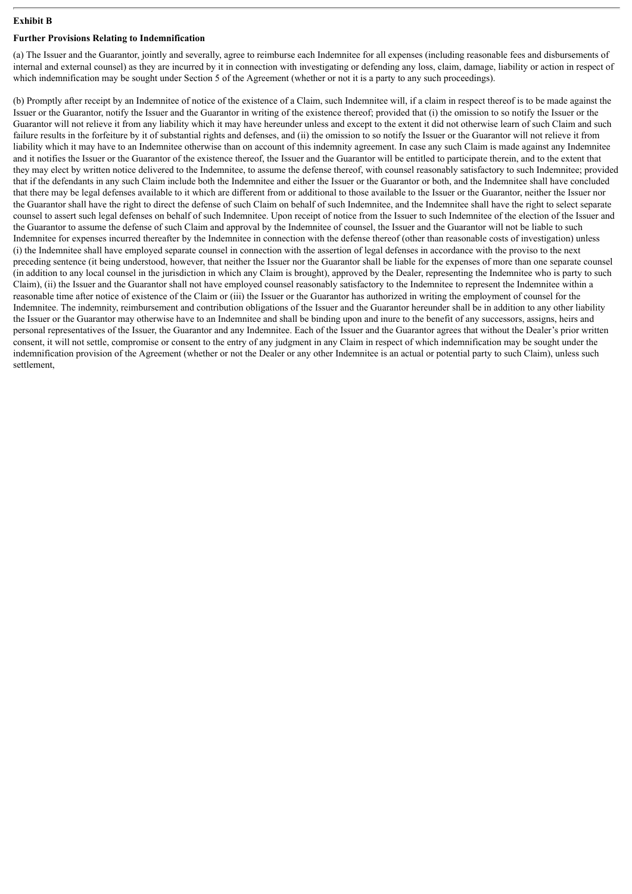**Exhibit B**

**Further Provisions Relating to Indemnification**

(a) The Issuer and the Guarantor, jointly and severally, agree to reimburse each Indemnitee for all expenses (including reasonable fees and disbursements of internal and external counsel) as they are incurred by it in connection with investigating or defending any loss, claim, damage, liability or action in respect of which indemnification may be sought under Section 5 of the Agreement (whether or not it is a party to any such proceedings).

(b) Promptly after receipt by an Indemnitee of notice of the existence of a Claim, such Indemnitee will, if a claim in respect thereof is to be made against the Issuer or the Guarantor, notify the Issuer and the Guarantor in writing of the existence thereof; provided that (i) the omission to so notify the Issuer or the Guarantor will not relieve it from any liability which it may have hereunder unless and except to the extent it did not otherwise learn of such Claim and such failure results in the forfeiture by it of substantial rights and defenses, and (ii) the omission to so notify the Issuer or the Guarantor will not relieve it from liability which it may have to an Indemnitee otherwise than on account of this indemnity agreement. In case any such Claim is made against any Indemnitee and it notifies the Issuer or the Guarantor of the existence thereof, the Issuer and the Guarantor will be entitled to participate therein, and to the extent that they may elect by written notice delivered to the Indemnitee, to assume the defense thereof, with counsel reasonably satisfactory to such Indemnitee; provided that if the defendants in any such Claim include both the Indemnitee and either the Issuer or the Guarantor or both, and the Indemnitee shall have concluded that there may be legal defenses available to it which are different from or additional to those available to the Issuer or the Guarantor, neither the Issuer nor the Guarantor shall have the right to direct the defense of such Claim on behalf of such Indemnitee, and the Indemnitee shall have the right to select separate counsel to assert such legal defenses on behalf of such Indemnitee. Upon receipt of notice from the Issuer to such Indemnitee of the election of the Issuer and the Guarantor to assume the defense of such Claim and approval by the Indemnitee of counsel, the Issuer and the Guarantor will not be liable to such Indemnitee for expenses incurred thereafter by the Indemnitee in connection with the defense thereof (other than reasonable costs of investigation) unless (i) the Indemnitee shall have employed separate counsel in connection with the assertion of legal defenses in accordance with the proviso to the next preceding sentence (it being understood, however, that neither the Issuer nor the Guarantor shall be liable for the expenses of more than one separate counsel (in addition to any local counsel in the jurisdiction in which any Claim is brought), approved by the Dealer, representing the Indemnitee who is party to such Claim), (ii) the Issuer and the Guarantor shall not have employed counsel reasonably satisfactory to the Indemnitee to represent the Indemnitee within a reasonable time after notice of existence of the Claim or (iii) the Issuer or the Guarantor has authorized in writing the employment of counsel for the Indemnitee. The indemnity, reimbursement and contribution obligations of the Issuer and the Guarantor hereunder shall be in addition to any other liability the Issuer or the Guarantor may otherwise have to an Indemnitee and shall be binding upon and inure to the benefit of any successors, assigns, heirs and personal representatives of the Issuer, the Guarantor and any Indemnitee. Each of the Issuer and the Guarantor agrees that without the Dealer's prior written consent, it will not settle, compromise or consent to the entry of any judgment in any Claim in respect of which indemnification may be sought under the indemnification provision of the Agreement (whether or not the Dealer or any other Indemnitee is an actual or potential party to such Claim), unless such settlement,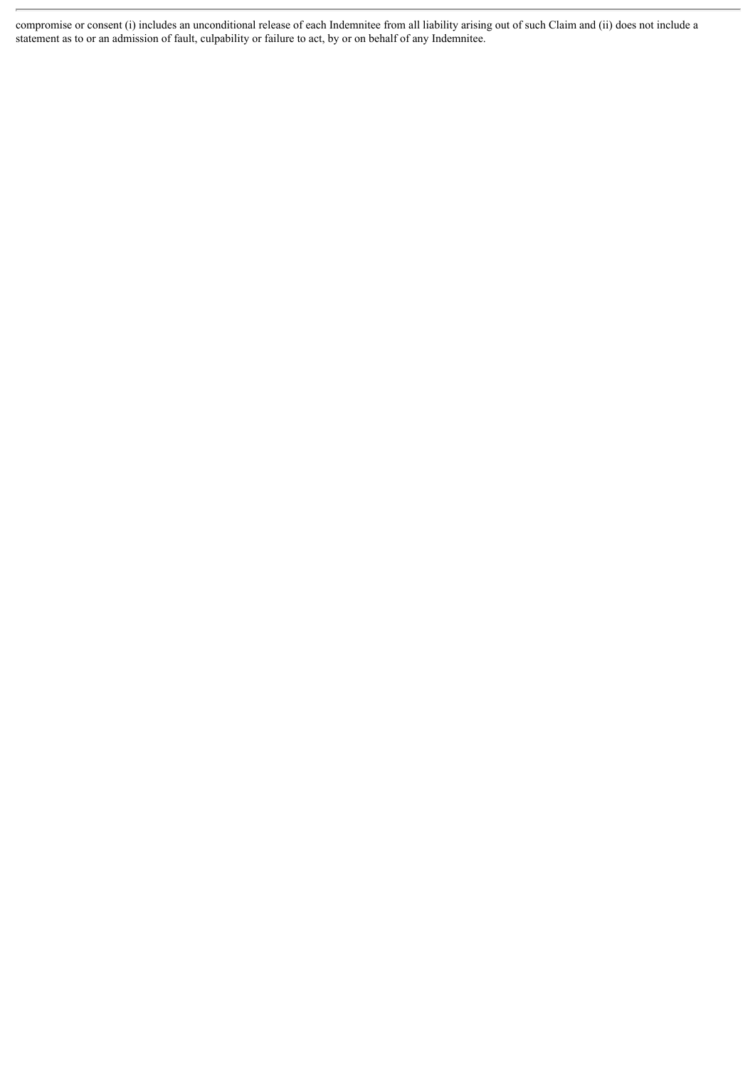compromise or consent (i) includes an unconditional release of each Indemnitee from all liability arising out of such Claim and (ii) does not include a statement as to or an admission of fault, culpability or failure to act, by or on behalf of any Indemnitee.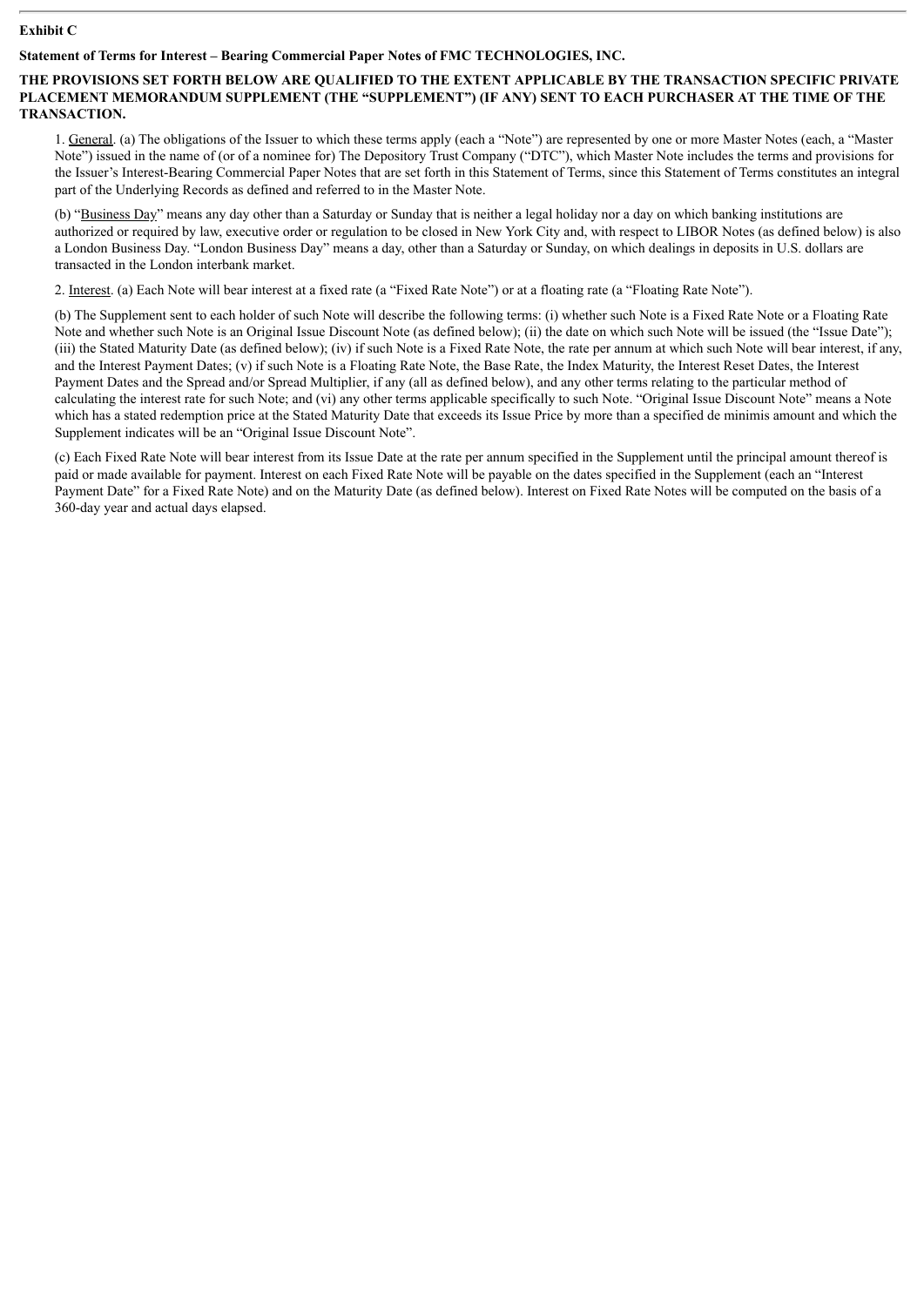**Exhibit C**

**Statement of Terms for Interest – Bearing Commercial Paper Notes of FMC TECHNOLOGIES, INC.**

**THE PROVISIONS SET FORTH BELOW ARE QUALIFIED TO THE EXTENT APPLICABLE BY THE TRANSACTION SPECIFIC PRIVATE PLACEMENT MEMORANDUM SUPPLEMENT (THE "SUPPLEMENT") (IF ANY) SENT TO EACH PURCHASER AT THE TIME OF THE TRANSACTION.**

1. General. (a) The obligations of the Issuer to which these terms apply (each a "Note") are represented by one or more Master Notes (each, a "Master Note") issued in the name of (or of a nominee for) The Depository Trust Company ("DTC"), which Master Note includes the terms and provisions for the Issuer's Interest-Bearing Commercial Paper Notes that are set forth in this Statement of Terms, since this Statement of Terms constitutes an integral part of the Underlying Records as defined and referred to in the Master Note.

(b) "Business Day" means any day other than a Saturday or Sunday that is neither a legal holiday nor a day on which banking institutions are authorized or required by law, executive order or regulation to be closed in New York City and, with respect to LIBOR Notes (as defined below) is also a London Business Day. "London Business Day" means a day, other than a Saturday or Sunday, on which dealings in deposits in U.S. dollars are transacted in the London interbank market.

2. Interest. (a) Each Note will bear interest at a fixed rate (a "Fixed Rate Note") or at a floating rate (a "Floating Rate Note").

(b) The Supplement sent to each holder of such Note will describe the following terms: (i) whether such Note is a Fixed Rate Note or a Floating Rate Note and whether such Note is an Original Issue Discount Note (as defined below); (ii) the date on which such Note will be issued (the "Issue Date"); (iii) the Stated Maturity Date (as defined below); (iv) if such Note is a Fixed Rate Note, the rate per annum at which such Note will bear interest, if any, and the Interest Payment Dates; (v) if such Note is a Floating Rate Note, the Base Rate, the Index Maturity, the Interest Reset Dates, the Interest Payment Dates and the Spread and/or Spread Multiplier, if any (all as defined below), and any other terms relating to the particular method of calculating the interest rate for such Note; and (vi) any other terms applicable specifically to such Note. "Original Issue Discount Note" means a Note which has a stated redemption price at the Stated Maturity Date that exceeds its Issue Price by more than a specified de minimis amount and which the Supplement indicates will be an "Original Issue Discount Note".

(c) Each Fixed Rate Note will bear interest from its Issue Date at the rate per annum specified in the Supplement until the principal amount thereof is paid or made available for payment. Interest on each Fixed Rate Note will be payable on the dates specified in the Supplement (each an "Interest Payment Date" for a Fixed Rate Note) and on the Maturity Date (as defined below). Interest on Fixed Rate Notes will be computed on the basis of a 360-day year and actual days elapsed.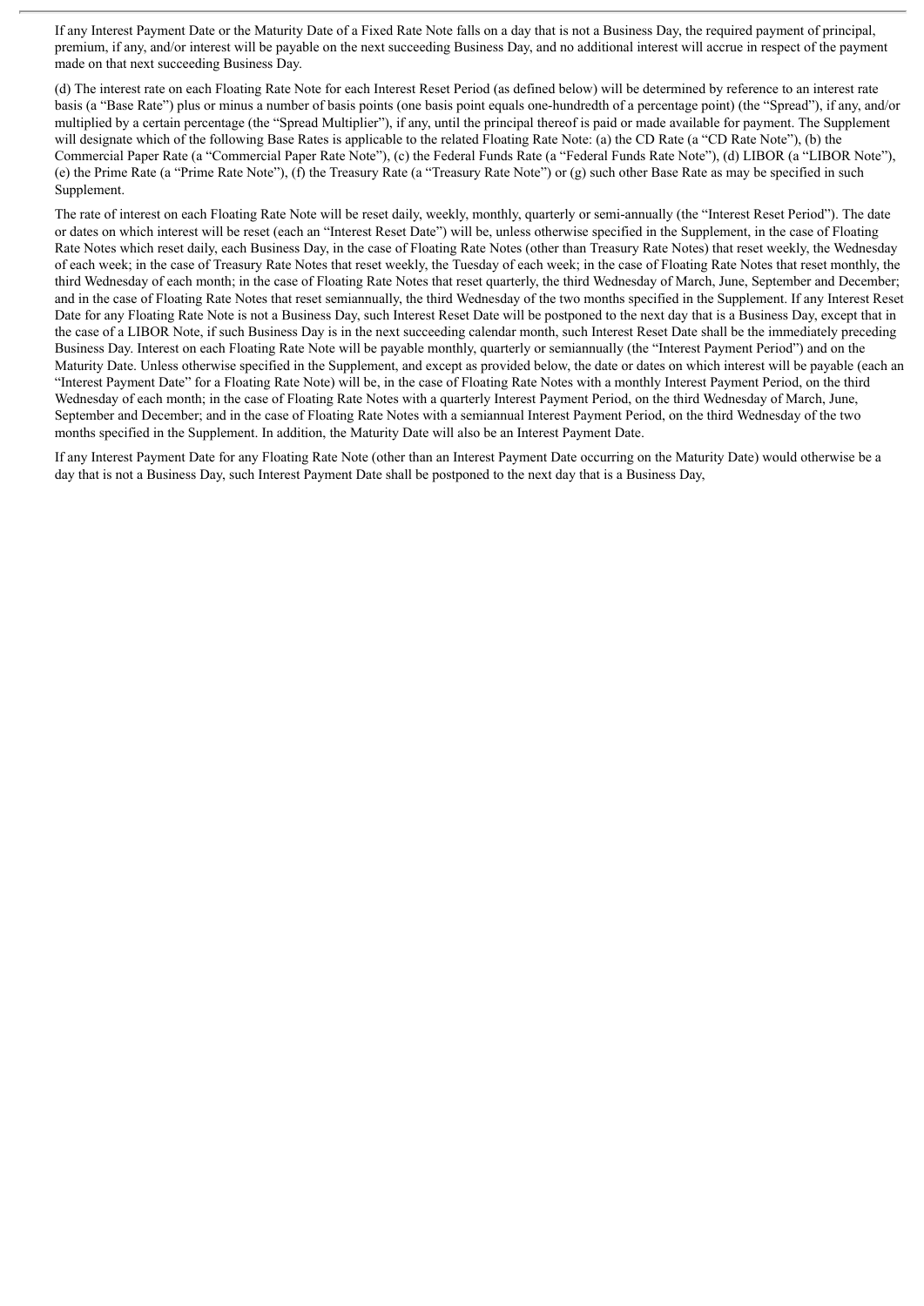If any Interest Payment Date or the Maturity Date of a Fixed Rate Note falls on a day that is not a Business Day, the required payment of principal, premium, if any, and/or interest will be payable on the next succeeding Business Day, and no additional interest will accrue in respect of the payment made on that next succeeding Business Day.

(d) The interest rate on each Floating Rate Note for each Interest Reset Period (as defined below) will be determined by reference to an interest rate basis (a "Base Rate") plus or minus a number of basis points (one basis point equals one-hundredth of a percentage point) (the "Spread"), if any, and/or multiplied by a certain percentage (the "Spread Multiplier"), if any, until the principal thereof is paid or made available for payment. The Supplement will designate which of the following Base Rates is applicable to the related Floating Rate Note: (a) the CD Rate (a "CD Rate Note"), (b) the Commercial Paper Rate (a "Commercial Paper Rate Note"), (c) the Federal Funds Rate (a "Federal Funds Rate Note"), (d) LIBOR (a "LIBOR Note"), (e) the Prime Rate (a "Prime Rate Note"), (f) the Treasury Rate (a "Treasury Rate Note") or (g) such other Base Rate as may be specified in such Supplement.

The rate of interest on each Floating Rate Note will be reset daily, weekly, monthly, quarterly or semi-annually (the "Interest Reset Period"). The date or dates on which interest will be reset (each an "Interest Reset Date") will be, unless otherwise specified in the Supplement, in the case of Floating Rate Notes which reset daily, each Business Day, in the case of Floating Rate Notes (other than Treasury Rate Notes) that reset weekly, the Wednesday of each week; in the case of Treasury Rate Notes that reset weekly, the Tuesday of each week; in the case of Floating Rate Notes that reset monthly, the third Wednesday of each month; in the case of Floating Rate Notes that reset quarterly, the third Wednesday of March, June, September and December; and in the case of Floating Rate Notes that reset semiannually, the third Wednesday of the two months specified in the Supplement. If any Interest Reset Date for any Floating Rate Note is not a Business Day, such Interest Reset Date will be postponed to the next day that is a Business Day, except that in the case of a LIBOR Note, if such Business Day is in the next succeeding calendar month, such Interest Reset Date shall be the immediately preceding Business Day. Interest on each Floating Rate Note will be payable monthly, quarterly or semiannually (the "Interest Payment Period") and on the Maturity Date. Unless otherwise specified in the Supplement, and except as provided below, the date or dates on which interest will be payable (each an "Interest Payment Date" for a Floating Rate Note) will be, in the case of Floating Rate Notes with a monthly Interest Payment Period, on the third Wednesday of each month; in the case of Floating Rate Notes with a quarterly Interest Payment Period, on the third Wednesday of March, June, September and December; and in the case of Floating Rate Notes with a semiannual Interest Payment Period, on the third Wednesday of the two months specified in the Supplement. In addition, the Maturity Date will also be an Interest Payment Date.

If any Interest Payment Date for any Floating Rate Note (other than an Interest Payment Date occurring on the Maturity Date) would otherwise be a day that is not a Business Day, such Interest Payment Date shall be postponed to the next day that is a Business Day,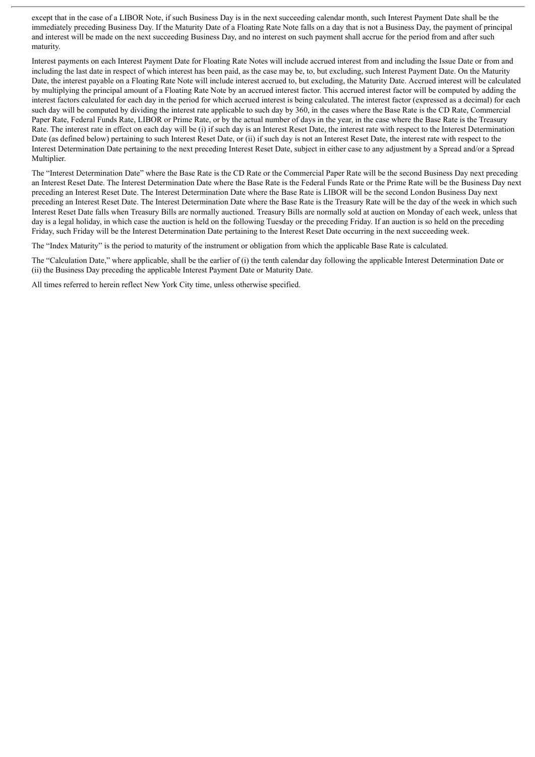except that in the case of a LIBOR Note, if such Business Day is in the next succeeding calendar month, such Interest Payment Date shall be the immediately preceding Business Day. If the Maturity Date of a Floating Rate Note falls on a day that is not a Business Day, the payment of principal and interest will be made on the next succeeding Business Day, and no interest on such payment shall accrue for the period from and after such maturity.

Interest payments on each Interest Payment Date for Floating Rate Notes will include accrued interest from and including the Issue Date or from and including the last date in respect of which interest has been paid, as the case may be, to, but excluding, such Interest Payment Date. On the Maturity Date, the interest payable on a Floating Rate Note will include interest accrued to, but excluding, the Maturity Date. Accrued interest will be calculated by multiplying the principal amount of a Floating Rate Note by an accrued interest factor. This accrued interest factor will be computed by adding the interest factors calculated for each day in the period for which accrued interest is being calculated. The interest factor (expressed as a decimal) for each such day will be computed by dividing the interest rate applicable to such day by 360, in the cases where the Base Rate is the CD Rate, Commercial Paper Rate, Federal Funds Rate, LIBOR or Prime Rate, or by the actual number of days in the year, in the case where the Base Rate is the Treasury Rate. The interest rate in effect on each day will be (i) if such day is an Interest Reset Date, the interest rate with respect to the Interest Determination Date (as defined below) pertaining to such Interest Reset Date, or (ii) if such day is not an Interest Reset Date, the interest rate with respect to the Interest Determination Date pertaining to the next preceding Interest Reset Date, subject in either case to any adjustment by a Spread and/or a Spread Multiplier.

The "Interest Determination Date" where the Base Rate is the CD Rate or the Commercial Paper Rate will be the second Business Day next preceding an Interest Reset Date. The Interest Determination Date where the Base Rate is the Federal Funds Rate or the Prime Rate will be the Business Day next preceding an Interest Reset Date. The Interest Determination Date where the Base Rate is LIBOR will be the second London Business Day next preceding an Interest Reset Date. The Interest Determination Date where the Base Rate is the Treasury Rate will be the day of the week in which such Interest Reset Date falls when Treasury Bills are normally auctioned. Treasury Bills are normally sold at auction on Monday of each week, unless that day is a legal holiday, in which case the auction is held on the following Tuesday or the preceding Friday. If an auction is so held on the preceding Friday, such Friday will be the Interest Determination Date pertaining to the Interest Reset Date occurring in the next succeeding week.

The "Index Maturity" is the period to maturity of the instrument or obligation from which the applicable Base Rate is calculated.

The "Calculation Date," where applicable, shall be the earlier of (i) the tenth calendar day following the applicable Interest Determination Date or (ii) the Business Day preceding the applicable Interest Payment Date or Maturity Date.

All times referred to herein reflect New York City time, unless otherwise specified.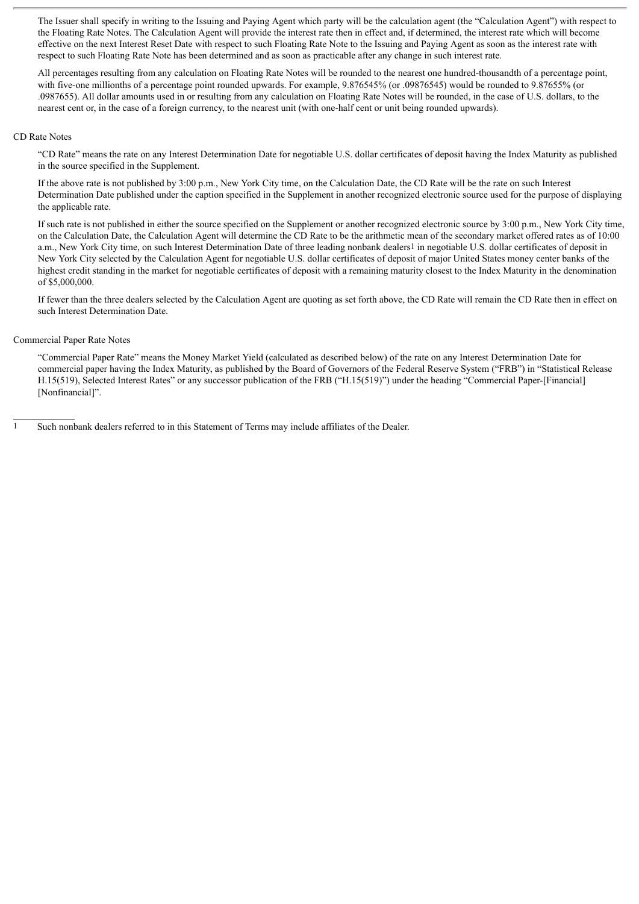The Issuer shall specify in writing to the Issuing and Paying Agent which party will be the calculation agent (the "Calculation Agent") with respect to the Floating Rate Notes. The Calculation Agent will provide the interest rate then in effect and, if determined, the interest rate which will become effective on the next Interest Reset Date with respect to such Floating Rate Note to the Issuing and Paying Agent as soon as the interest rate with respect to such Floating Rate Note has been determined and as soon as practicable after any change in such interest rate.

All percentages resulting from any calculation on Floating Rate Notes will be rounded to the nearest one hundred-thousandth of a percentage point, with five-one millionths of a percentage point rounded upwards. For example, 9.876545% (or .09876545) would be rounded to 9.87655% (or .0987655). All dollar amounts used in or resulting from any calculation on Floating Rate Notes will be rounded, in the case of U.S. dollars, to the nearest cent or, in the case of a foreign currency, to the nearest unit (with one-half cent or unit being rounded upwards).

CD Rate Notes

"CD Rate" means the rate on any Interest Determination Date for negotiable U.S. dollar certificates of deposit having the Index Maturity as published in the source specified in the Supplement.

If the above rate is not published by 3:00 p.m., New York City time, on the Calculation Date, the CD Rate will be the rate on such Interest Determination Date published under the caption specified in the Supplement in another recognized electronic source used for the purpose of displaying the applicable rate.

If such rate is not published in either the source specified on the Supplement or another recognized electronic source by 3:00 p.m., New York City time, on the Calculation Date, the Calculation Agent will determine the CD Rate to be the arithmetic mean of the secondary market offered rates as of 10:00 a.m., New York City time, on such Interest Determination Date of three leading nonbank dealers[1] in negotiable U.S. dollar certificates of deposit in New York City selected by the Calculation Agent for negotiable U.S. dollar certificates of deposit of major United States money center banks of the highest credit standing in the market for negotiable certificates of deposit with a remaining maturity closest to the Index Maturity in the denomination of $5,000,000.

If fewer than the three dealers selected by the Calculation Agent are quoting as set forth above, the CD Rate will remain the CD Rate then in effect on such Interest Determination Date.

Commercial Paper Rate Notes

"Commercial Paper Rate" means the Money Market Yield (calculated as described below) of the rate on any Interest Determination Date for commercial paper having the Index Maturity, as published by the Board of Governors of the Federal Reserve System ("FRB") in "Statistical Release H.15(519), Selected Interest Rates" or any successor publication of the FRB ("H.15(519)") under the heading "Commercial Paper-[Financial] [Nonfinancial]".

---

[1] Such nonbank dealers referred to in this Statement of Terms may include affiliates of the Dealer.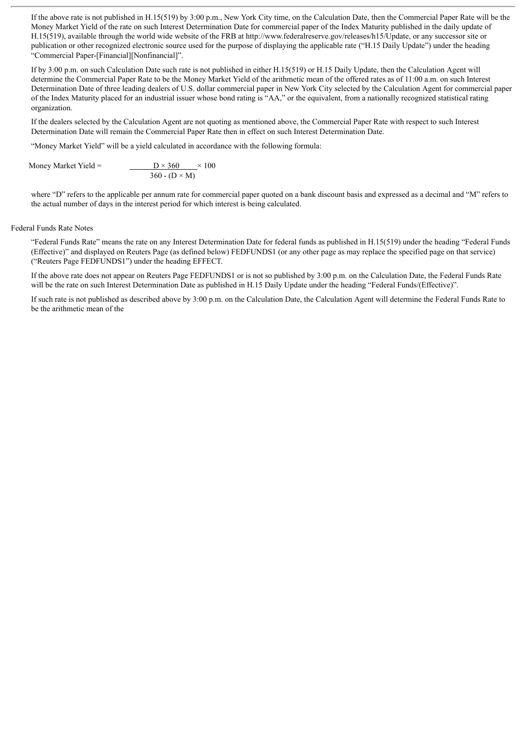If the above rate is not published in H.15(519) by 3:00 p.m., New York City time, on the Calculation Date, then the Commercial Paper Rate will be the Money Market Yield of the rate on such Interest Determination Date for commercial paper of the Index Maturity published in the daily update of H.15(519), available through the world wide website of the FRB at http://www.federalreserve.gov/releases/h15/Update, or any successor site or publication or other recognized electronic source used for the purpose of displaying the applicable rate ("H.15 Daily Update") under the heading "Commercial Paper-[Financial][Nonfinancial]".

If by 3:00 p.m. on such Calculation Date such rate is not published in either H.15(519) or H.15 Daily Update, then the Calculation Agent will determine the Commercial Paper Rate to be the Money Market Yield of the arithmetic mean of the offered rates as of 11:00 a.m. on such Interest Determination Date of three leading dealers of U.S. dollar commercial paper in New York City selected by the Calculation Agent for commercial paper of the Index Maturity placed for an industrial issuer whose bond rating is "AA," or the equivalent, from a nationally recognized statistical rating organization.

If the dealers selected by the Calculation Agent are not quoting as mentioned above, the Commercial Paper Rate with respect to such Interest Determination Date will remain the Commercial Paper Rate then in effect on such Interest Determination Date.

"Money Market Yield" will be a yield calculated in accordance with the following formula:

$$\text{Money Market Yield} = \frac{D \times 360}{360 - (D \times M)} \times 100$$

where "D" refers to the applicable per annum rate for commercial paper quoted on a bank discount basis and expressed as a decimal and "M" refers to the actual number of days in the interest period for which interest is being calculated.

Federal Funds Rate Notes

"Federal Funds Rate" means the rate on any Interest Determination Date for federal funds as published in H.15(519) under the heading "Federal Funds (Effective)" and displayed on Reuters Page (as defined below) FEDFUNDS1 (or any other page as may replace the specified page on that service) ("Reuters Page FEDFUNDS1") under the heading EFFECT.

If the above rate does not appear on Reuters Page FEDFUNDS1 or is not so published by 3:00 p.m. on the Calculation Date, the Federal Funds Rate will be the rate on such Interest Determination Date as published in H.15 Daily Update under the heading "Federal Funds/(Effective)".

If such rate is not published as described above by 3:00 p.m. on the Calculation Date, the Calculation Agent will determine the Federal Funds Rate to be the arithmetic mean of the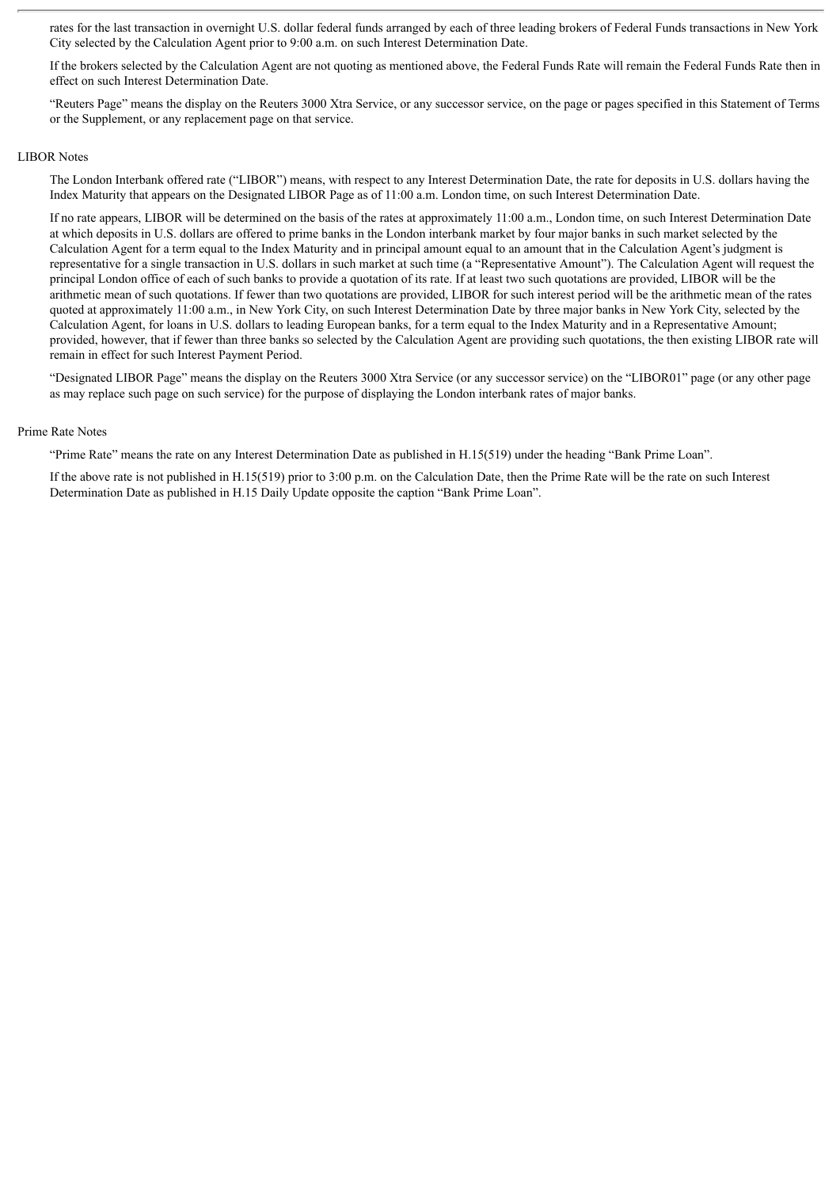rates for the last transaction in overnight U.S. dollar federal funds arranged by each of three leading brokers of Federal Funds transactions in New York City selected by the Calculation Agent prior to 9:00 a.m. on such Interest Determination Date.

If the brokers selected by the Calculation Agent are not quoting as mentioned above, the Federal Funds Rate will remain the Federal Funds Rate then in effect on such Interest Determination Date.

"Reuters Page" means the display on the Reuters 3000 Xtra Service, or any successor service, on the page or pages specified in this Statement of Terms or the Supplement, or any replacement page on that service.

LIBOR Notes

The London Interbank offered rate ("LIBOR") means, with respect to any Interest Determination Date, the rate for deposits in U.S. dollars having the Index Maturity that appears on the Designated LIBOR Page as of 11:00 a.m. London time, on such Interest Determination Date.

If no rate appears, LIBOR will be determined on the basis of the rates at approximately 11:00 a.m., London time, on such Interest Determination Date at which deposits in U.S. dollars are offered to prime banks in the London interbank market by four major banks in such market selected by the Calculation Agent for a term equal to the Index Maturity and in principal amount equal to an amount that in the Calculation Agent's judgment is representative for a single transaction in U.S. dollars in such market at such time (a "Representative Amount"). The Calculation Agent will request the principal London office of each of such banks to provide a quotation of its rate. If at least two such quotations are provided, LIBOR will be the arithmetic mean of such quotations. If fewer than two quotations are provided, LIBOR for such interest period will be the arithmetic mean of the rates quoted at approximately 11:00 a.m., in New York City, on such Interest Determination Date by three major banks in New York City, selected by the Calculation Agent, for loans in U.S. dollars to leading European banks, for a term equal to the Index Maturity and in a Representative Amount; provided, however, that if fewer than three banks so selected by the Calculation Agent are providing such quotations, the then existing LIBOR rate will remain in effect for such Interest Payment Period.

"Designated LIBOR Page" means the display on the Reuters 3000 Xtra Service (or any successor service) on the "LIBOR01" page (or any other page as may replace such page on such service) for the purpose of displaying the London interbank rates of major banks.

Prime Rate Notes

"Prime Rate" means the rate on any Interest Determination Date as published in H.15(519) under the heading "Bank Prime Loan".

If the above rate is not published in H.15(519) prior to 3:00 p.m. on the Calculation Date, then the Prime Rate will be the rate on such Interest Determination Date as published in H.15 Daily Update opposite the caption "Bank Prime Loan".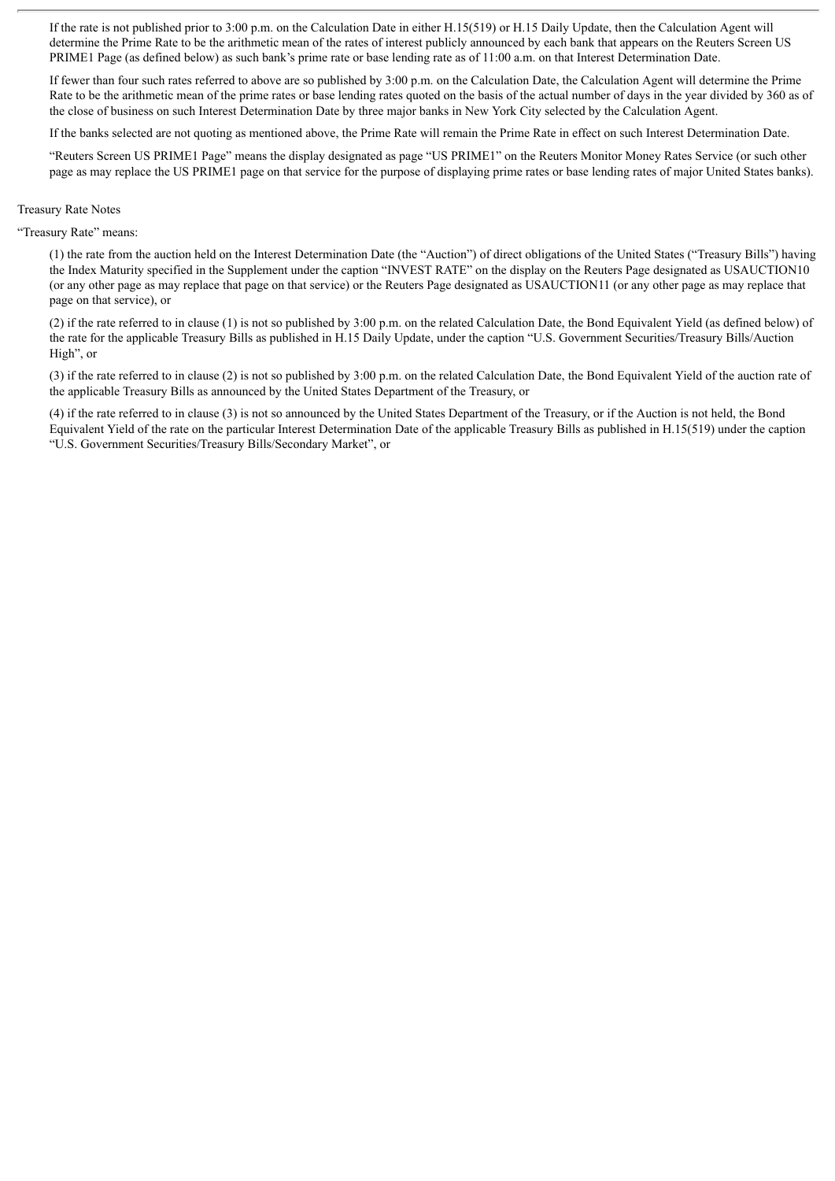If the rate is not published prior to 3:00 p.m. on the Calculation Date in either H.15(519) or H.15 Daily Update, then the Calculation Agent will determine the Prime Rate to be the arithmetic mean of the rates of interest publicly announced by each bank that appears on the Reuters Screen US PRIME1 Page (as defined below) as such bank's prime rate or base lending rate as of 11:00 a.m. on that Interest Determination Date.

If fewer than four such rates referred to above are so published by 3:00 p.m. on the Calculation Date, the Calculation Agent will determine the Prime Rate to be the arithmetic mean of the prime rates or base lending rates quoted on the basis of the actual number of days in the year divided by 360 as of the close of business on such Interest Determination Date by three major banks in New York City selected by the Calculation Agent.

If the banks selected are not quoting as mentioned above, the Prime Rate will remain the Prime Rate in effect on such Interest Determination Date.

"Reuters Screen US PRIME1 Page" means the display designated as page "US PRIME1" on the Reuters Monitor Money Rates Service (or such other page as may replace the US PRIME1 page on that service for the purpose of displaying prime rates or base lending rates of major United States banks).

Treasury Rate Notes

"Treasury Rate" means:

(1) the rate from the auction held on the Interest Determination Date (the "Auction") of direct obligations of the United States ("Treasury Bills") having the Index Maturity specified in the Supplement under the caption "INVEST RATE" on the display on the Reuters Page designated as USAUCTION10 (or any other page as may replace that page on that service) or the Reuters Page designated as USAUCTION11 (or any other page as may replace that page on that service), or

(2) if the rate referred to in clause (1) is not so published by 3:00 p.m. on the related Calculation Date, the Bond Equivalent Yield (as defined below) of the rate for the applicable Treasury Bills as published in H.15 Daily Update, under the caption "U.S. Government Securities/Treasury Bills/Auction High", or

(3) if the rate referred to in clause (2) is not so published by 3:00 p.m. on the related Calculation Date, the Bond Equivalent Yield of the auction rate of the applicable Treasury Bills as announced by the United States Department of the Treasury, or

(4) if the rate referred to in clause (3) is not so announced by the United States Department of the Treasury, or if the Auction is not held, the Bond Equivalent Yield of the rate on the particular Interest Determination Date of the applicable Treasury Bills as published in H.15(519) under the caption "U.S. Government Securities/Treasury Bills/Secondary Market", or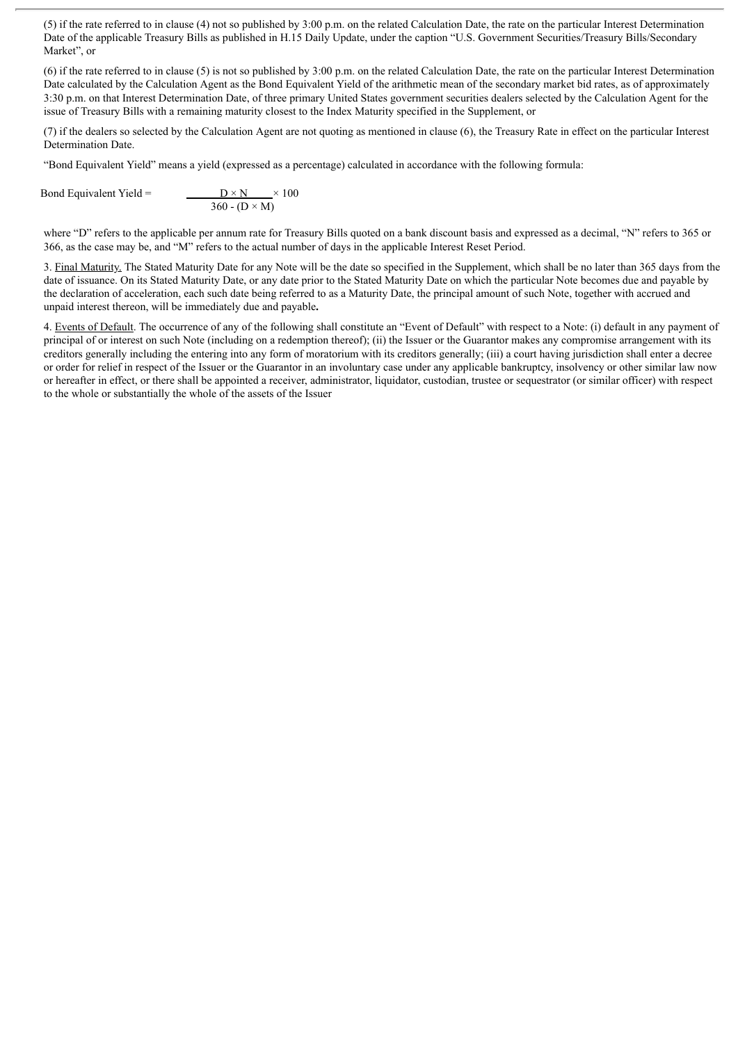(5) if the rate referred to in clause (4) not so published by 3:00 p.m. on the related Calculation Date, the rate on the particular Interest Determination Date of the applicable Treasury Bills as published in H.15 Daily Update, under the caption "U.S. Government Securities/Treasury Bills/Secondary Market", or

(6) if the rate referred to in clause (5) is not so published by 3:00 p.m. on the related Calculation Date, the rate on the particular Interest Determination Date calculated by the Calculation Agent as the Bond Equivalent Yield of the arithmetic mean of the secondary market bid rates, as of approximately 3:30 p.m. on that Interest Determination Date, of three primary United States government securities dealers selected by the Calculation Agent for the issue of Treasury Bills with a remaining maturity closest to the Index Maturity specified in the Supplement, or

(7) if the dealers so selected by the Calculation Agent are not quoting as mentioned in clause (6), the Treasury Rate in effect on the particular Interest Determination Date.

"Bond Equivalent Yield" means a yield (expressed as a percentage) calculated in accordance with the following formula:

$$\text{Bond Equivalent Yield} = \frac{D \times N}{360 - (D \times M)} \times 100$$

where "D" refers to the applicable per annum rate for Treasury Bills quoted on a bank discount basis and expressed as a decimal, "N" refers to 365 or 366, as the case may be, and "M" refers to the actual number of days in the applicable Interest Reset Period.

3. Final Maturity. The Stated Maturity Date for any Note will be the date so specified in the Supplement, which shall be no later than 365 days from the date of issuance. On its Stated Maturity Date, or any date prior to the Stated Maturity Date on which the particular Note becomes due and payable by the declaration of acceleration, each such date being referred to as a Maturity Date, the principal amount of such Note, together with accrued and unpaid interest thereon, will be immediately due and payable**.**

4. Events of Default. The occurrence of any of the following shall constitute an "Event of Default" with respect to a Note: (i) default in any payment of principal of or interest on such Note (including on a redemption thereof); (ii) the Issuer or the Guarantor makes any compromise arrangement with its creditors generally including the entering into any form of moratorium with its creditors generally; (iii) a court having jurisdiction shall enter a decree or order for relief in respect of the Issuer or the Guarantor in an involuntary case under any applicable bankruptcy, insolvency or other similar law now or hereafter in effect, or there shall be appointed a receiver, administrator, liquidator, custodian, trustee or sequestrator (or similar officer) with respect to the whole or substantially the whole of the assets of the Issuer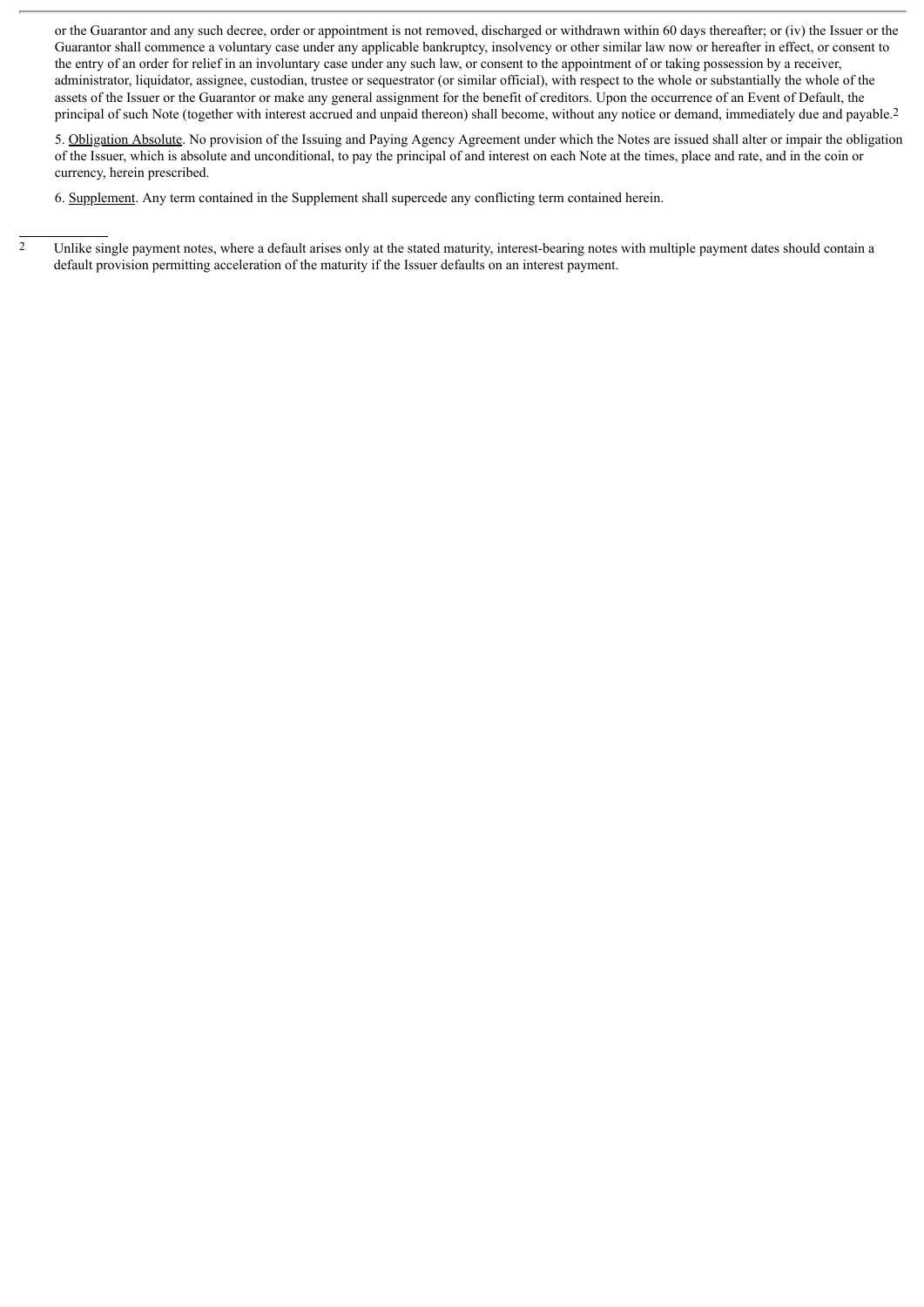or the Guarantor and any such decree, order or appointment is not removed, discharged or withdrawn within 60 days thereafter; or (iv) the Issuer or the Guarantor shall commence a voluntary case under any applicable bankruptcy, insolvency or other similar law now or hereafter in effect, or consent to the entry of an order for relief in an involuntary case under any such law, or consent to the appointment of or taking possession by a receiver, administrator, liquidator, assignee, custodian, trustee or sequestrator (or similar official), with respect to the whole or substantially the whole of the assets of the Issuer or the Guarantor or make any general assignment for the benefit of creditors. Upon the occurrence of an Event of Default, the principal of such Note (together with interest accrued and unpaid thereon) shall become, without any notice or demand, immediately due and payable.[2]

5. Obligation Absolute. No provision of the Issuing and Paying Agency Agreement under which the Notes are issued shall alter or impair the obligation of the Issuer, which is absolute and unconditional, to pay the principal of and interest on each Note at the times, place and rate, and in the coin or currency, herein prescribed.

6. Supplement. Any term contained in the Supplement shall supercede any conflicting term contained herein.

---

[2] Unlike single payment notes, where a default arises only at the stated maturity, interest-bearing notes with multiple payment dates should contain a default provision permitting acceleration of the maturity if the Issuer defaults on an interest payment.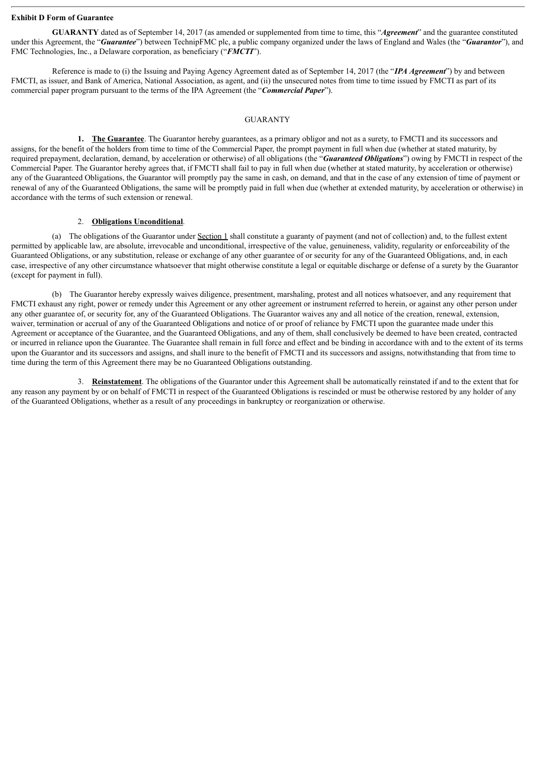**Exhibit D Form of Guarantee**

**GUARANTY** dated as of September 14, 2017 (as amended or supplemented from time to time, this "***Agreement***" and the guarantee constituted under this Agreement, the "***Guarantee***") between TechnipFMC plc, a public company organized under the laws of England and Wales (the "***Guarantor***"), and FMC Technologies, Inc., a Delaware corporation, as beneficiary ("***FMCTI***").

Reference is made to (i) the Issuing and Paying Agency Agreement dated as of September 14, 2017 (the "***IPA Agreement***") by and between FMCTI, as issuer, and Bank of America, National Association, as agent, and (ii) the unsecured notes from time to time issued by FMCTI as part of its commercial paper program pursuant to the terms of the IPA Agreement (the "***Commercial Paper***").

GUARANTY

**1. The Guarantee**. The Guarantor hereby guarantees, as a primary obligor and not as a surety, to FMCTI and its successors and assigns, for the benefit of the holders from time to time of the Commercial Paper, the prompt payment in full when due (whether at stated maturity, by required prepayment, declaration, demand, by acceleration or otherwise) of all obligations (the "***Guaranteed Obligations***") owing by FMCTI in respect of the Commercial Paper. The Guarantor hereby agrees that, if FMCTI shall fail to pay in full when due (whether at stated maturity, by acceleration or otherwise) any of the Guaranteed Obligations, the Guarantor will promptly pay the same in cash, on demand, and that in the case of any extension of time of payment or renewal of any of the Guaranteed Obligations, the same will be promptly paid in full when due (whether at extended maturity, by acceleration or otherwise) in accordance with the terms of such extension or renewal.

2. **Obligations Unconditional**.

(a) The obligations of the Guarantor under Section 1 shall constitute a guaranty of payment (and not of collection) and, to the fullest extent permitted by applicable law, are absolute, irrevocable and unconditional, irrespective of the value, genuineness, validity, regularity or enforceability of the Guaranteed Obligations, or any substitution, release or exchange of any other guarantee of or security for any of the Guaranteed Obligations, and, in each case, irrespective of any other circumstance whatsoever that might otherwise constitute a legal or equitable discharge or defense of a surety by the Guarantor (except for payment in full).

(b) The Guarantor hereby expressly waives diligence, presentment, marshaling, protest and all notices whatsoever, and any requirement that FMCTI exhaust any right, power or remedy under this Agreement or any other agreement or instrument referred to herein, or against any other person under any other guarantee of, or security for, any of the Guaranteed Obligations. The Guarantor waives any and all notice of the creation, renewal, extension, waiver, termination or accrual of any of the Guaranteed Obligations and notice of or proof of reliance by FMCTI upon the guarantee made under this Agreement or acceptance of the Guarantee, and the Guaranteed Obligations, and any of them, shall conclusively be deemed to have been created, contracted or incurred in reliance upon the Guarantee. The Guarantee shall remain in full force and effect and be binding in accordance with and to the extent of its terms upon the Guarantor and its successors and assigns, and shall inure to the benefit of FMCTI and its successors and assigns, notwithstanding that from time to time during the term of this Agreement there may be no Guaranteed Obligations outstanding.

3. **Reinstatement**. The obligations of the Guarantor under this Agreement shall be automatically reinstated if and to the extent that for any reason any payment by or on behalf of FMCTI in respect of the Guaranteed Obligations is rescinded or must be otherwise restored by any holder of any of the Guaranteed Obligations, whether as a result of any proceedings in bankruptcy or reorganization or otherwise.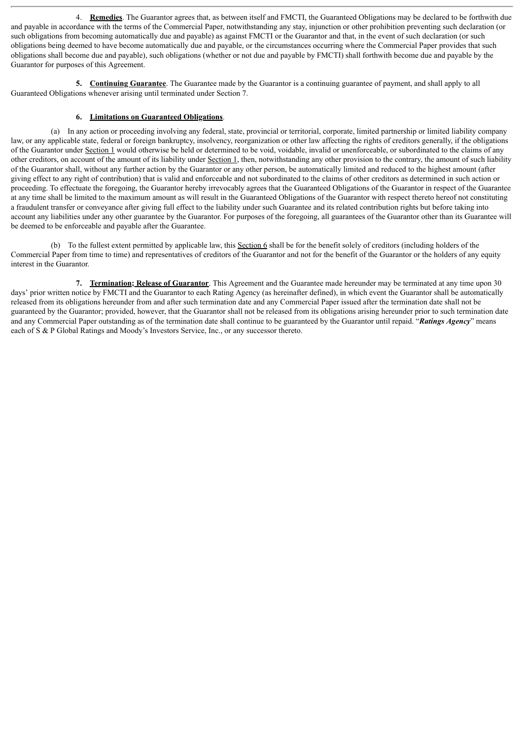4. **Remedies**. The Guarantor agrees that, as between itself and FMCTI, the Guaranteed Obligations may be declared to be forthwith due and payable in accordance with the terms of the Commercial Paper, notwithstanding any stay, injunction or other prohibition preventing such declaration (or such obligations from becoming automatically due and payable) as against FMCTI or the Guarantor and that, in the event of such declaration (or such obligations being deemed to have become automatically due and payable, or the circumstances occurring where the Commercial Paper provides that such obligations shall become due and payable), such obligations (whether or not due and payable by FMCTI) shall forthwith become due and payable by the Guarantor for purposes of this Agreement.

**5. Continuing Guarantee**. The Guarantee made by the Guarantor is a continuing guarantee of payment, and shall apply to all Guaranteed Obligations whenever arising until terminated under Section 7.

**6. Limitations on Guaranteed Obligations**.

(a) In any action or proceeding involving any federal, state, provincial or territorial, corporate, limited partnership or limited liability company law, or any applicable state, federal or foreign bankruptcy, insolvency, reorganization or other law affecting the rights of creditors generally, if the obligations of the Guarantor under Section 1 would otherwise be held or determined to be void, voidable, invalid or unenforceable, or subordinated to the claims of any other creditors, on account of the amount of its liability under Section 1, then, notwithstanding any other provision to the contrary, the amount of such liability of the Guarantor shall, without any further action by the Guarantor or any other person, be automatically limited and reduced to the highest amount (after giving effect to any right of contribution) that is valid and enforceable and not subordinated to the claims of other creditors as determined in such action or proceeding. To effectuate the foregoing, the Guarantor hereby irrevocably agrees that the Guaranteed Obligations of the Guarantor in respect of the Guarantee at any time shall be limited to the maximum amount as will result in the Guaranteed Obligations of the Guarantor with respect thereto hereof not constituting a fraudulent transfer or conveyance after giving full effect to the liability under such Guarantee and its related contribution rights but before taking into account any liabilities under any other guarantee by the Guarantor. For purposes of the foregoing, all guarantees of the Guarantor other than its Guarantee will be deemed to be enforceable and payable after the Guarantee.

(b) To the fullest extent permitted by applicable law, this Section 6 shall be for the benefit solely of creditors (including holders of the Commercial Paper from time to time) and representatives of creditors of the Guarantor and not for the benefit of the Guarantor or the holders of any equity interest in the Guarantor.

**7. Termination; Release of Guarantor**. This Agreement and the Guarantee made hereunder may be terminated at any time upon 30 days' prior written notice by FMCTI and the Guarantor to each Rating Agency (as hereinafter defined), in which event the Guarantor shall be automatically released from its obligations hereunder from and after such termination date and any Commercial Paper issued after the termination date shall not be guaranteed by the Guarantor; provided, however, that the Guarantor shall not be released from its obligations arising hereunder prior to such termination date and any Commercial Paper outstanding as of the termination date shall continue to be guaranteed by the Guarantor until repaid. "***Ratings Agency***" means each of S & P Global Ratings and Moody's Investors Service, Inc., or any successor thereto.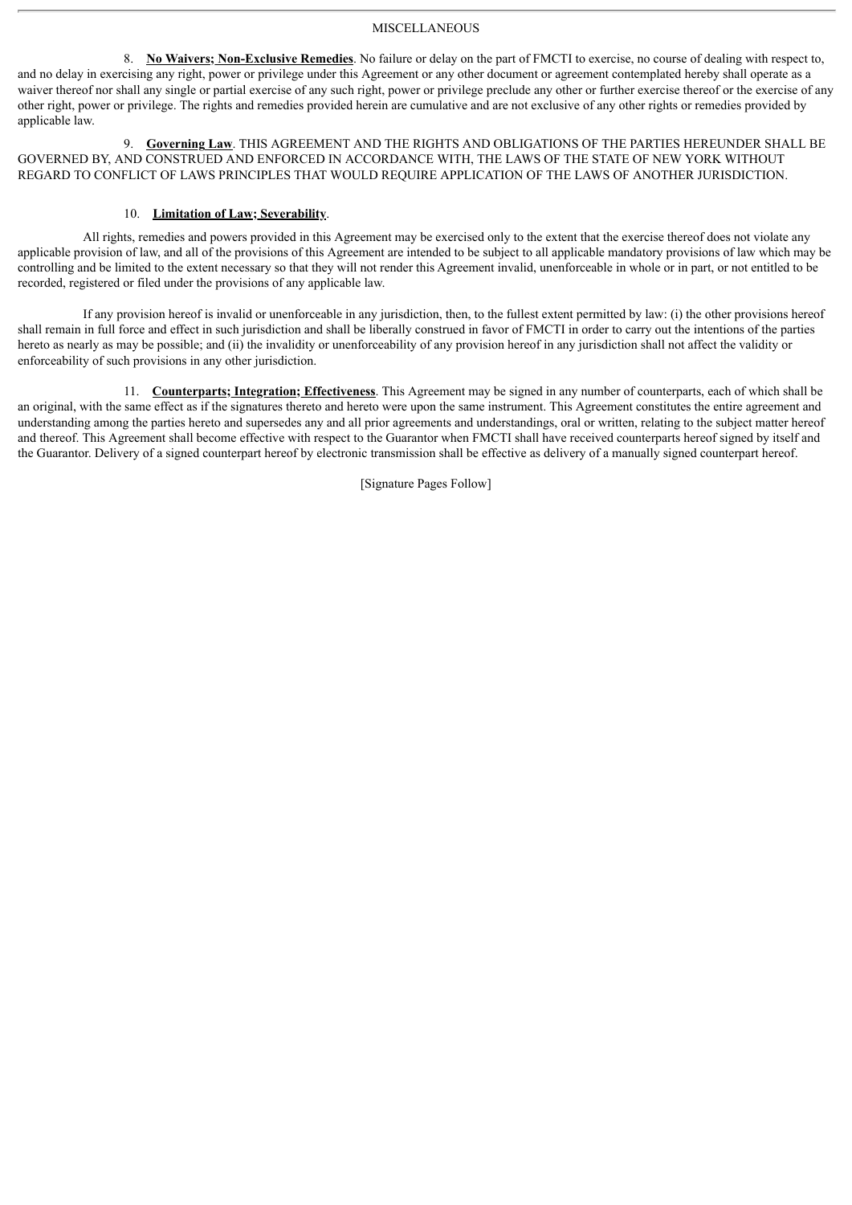MISCELLANEOUS

8. **No Waivers; Non-Exclusive Remedies**. No failure or delay on the part of FMCTI to exercise, no course of dealing with respect to, and no delay in exercising any right, power or privilege under this Agreement or any other document or agreement contemplated hereby shall operate as a waiver thereof nor shall any single or partial exercise of any such right, power or privilege preclude any other or further exercise thereof or the exercise of any other right, power or privilege. The rights and remedies provided herein are cumulative and are not exclusive of any other rights or remedies provided by applicable law.

9. **Governing Law**. THIS AGREEMENT AND THE RIGHTS AND OBLIGATIONS OF THE PARTIES HEREUNDER SHALL BE GOVERNED BY, AND CONSTRUED AND ENFORCED IN ACCORDANCE WITH, THE LAWS OF THE STATE OF NEW YORK WITHOUT REGARD TO CONFLICT OF LAWS PRINCIPLES THAT WOULD REQUIRE APPLICATION OF THE LAWS OF ANOTHER JURISDICTION.

10. **Limitation of Law; Severability**.

All rights, remedies and powers provided in this Agreement may be exercised only to the extent that the exercise thereof does not violate any applicable provision of law, and all of the provisions of this Agreement are intended to be subject to all applicable mandatory provisions of law which may be controlling and be limited to the extent necessary so that they will not render this Agreement invalid, unenforceable in whole or in part, or not entitled to be recorded, registered or filed under the provisions of any applicable law.

If any provision hereof is invalid or unenforceable in any jurisdiction, then, to the fullest extent permitted by law: (i) the other provisions hereof shall remain in full force and effect in such jurisdiction and shall be liberally construed in favor of FMCTI in order to carry out the intentions of the parties hereto as nearly as may be possible; and (ii) the invalidity or unenforceability of any provision hereof in any jurisdiction shall not affect the validity or enforceability of such provisions in any other jurisdiction.

11. **Counterparts; Integration; Effectiveness**. This Agreement may be signed in any number of counterparts, each of which shall be an original, with the same effect as if the signatures thereto and hereto were upon the same instrument. This Agreement constitutes the entire agreement and understanding among the parties hereto and supersedes any and all prior agreements and understandings, oral or written, relating to the subject matter hereof and thereof. This Agreement shall become effective with respect to the Guarantor when FMCTI shall have received counterparts hereof signed by itself and the Guarantor. Delivery of a signed counterpart hereof by electronic transmission shall be effective as delivery of a manually signed counterpart hereof.

[Signature Pages Follow]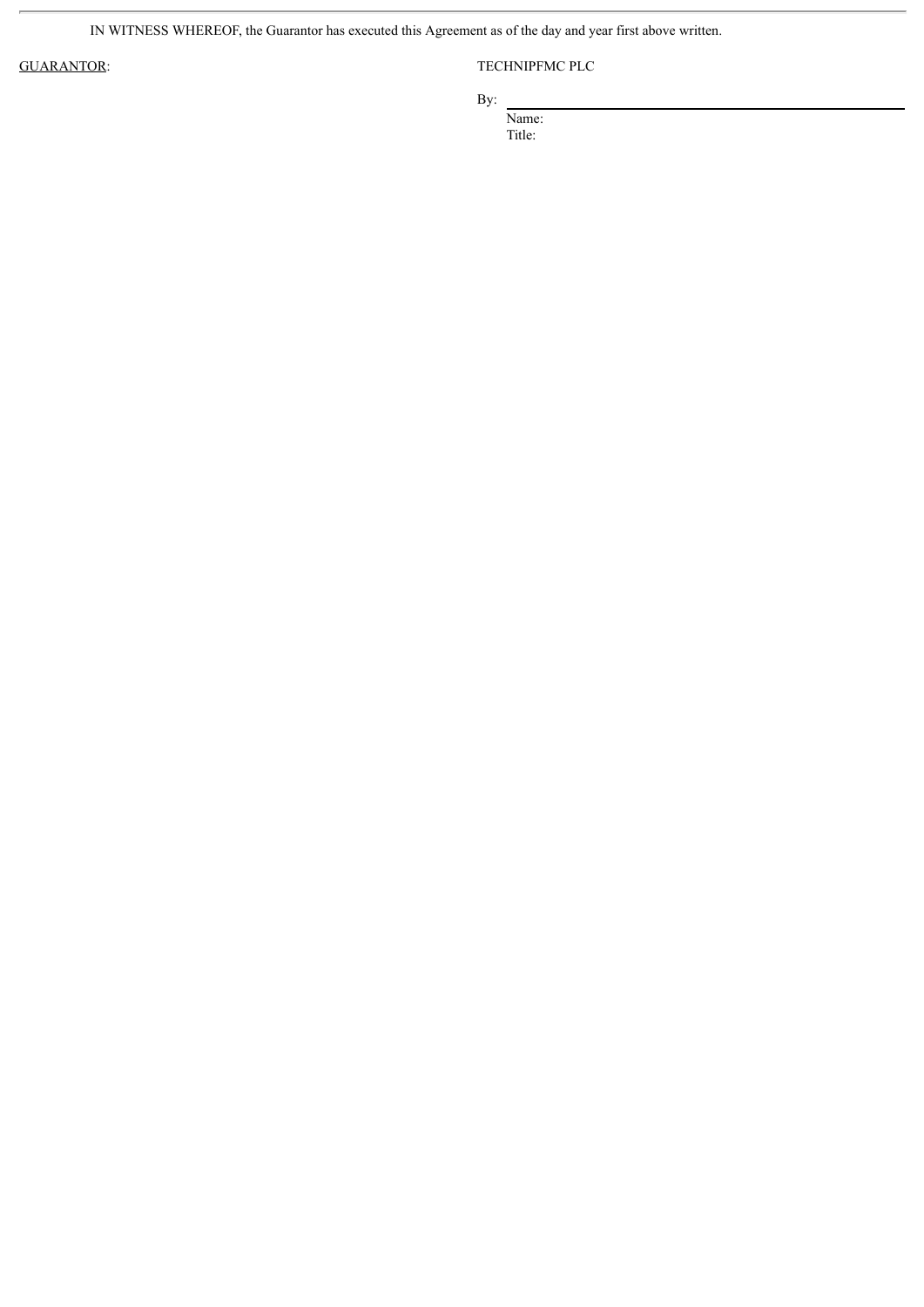IN WITNESS WHEREOF, the Guarantor has executed this Agreement as of the day and year first above written.

GUARANTOR: TECHNIPFMC PLC

By: \_\_\_\_\_\_\_\_\_\_\_\_\_\_\_\_\_\_\_\_\_\_\_\_\_\_\_\_\_\_

Name:

Title: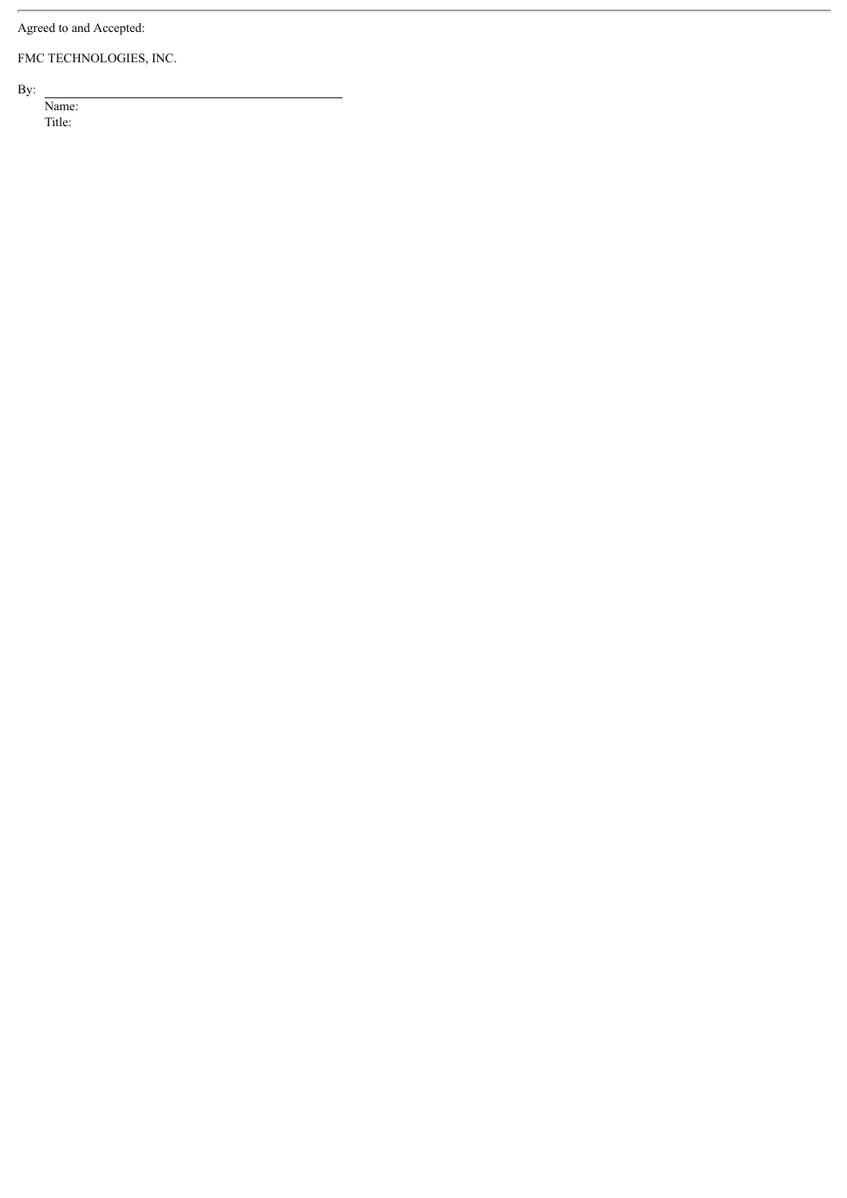Agreed to and Accepted:

FMC TECHNOLOGIES, INC.

By: \_\_\_\_\_\_\_\_\_\_\_\_\_\_\_\_\_\_\_\_\_\_\_\_\_\_\_\_\_\_\_\_\_\_\_\_\_\_\_\_

Name:

Title: